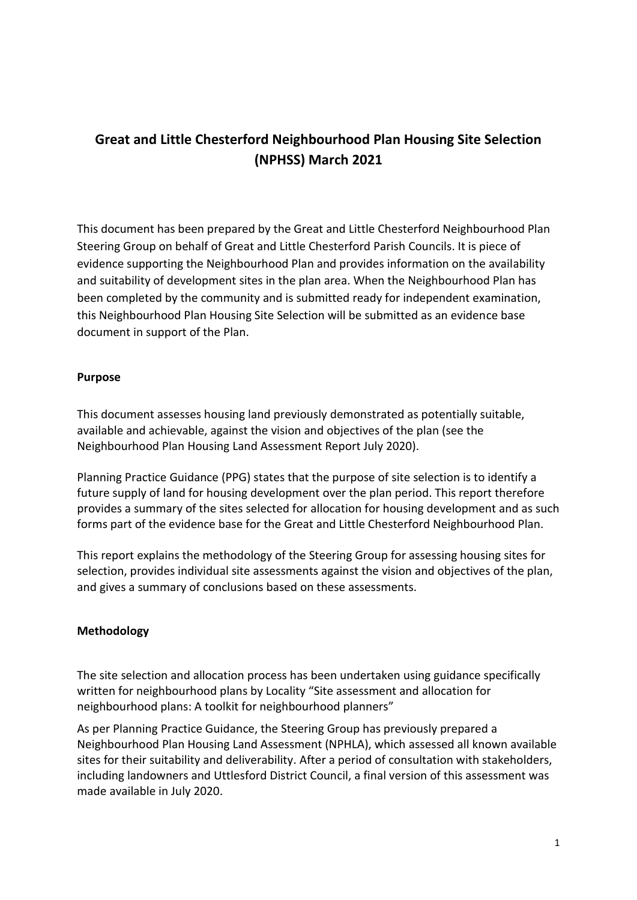# Great and Little Chesterford Neighbourhood Plan Housing Site Selection (NPHSS) March 2021

This document has been prepared by the Great and Little Chesterford Neighbourhood Plan Steering Group on behalf of Great and Little Chesterford Parish Councils. It is piece of evidence supporting the Neighbourhood Plan and provides information on the availability and suitability of development sites in the plan area. When the Neighbourhood Plan has been completed by the community and is submitted ready for independent examination, this Neighbourhood Plan Housing Site Selection will be submitted as an evidence base document in support of the Plan.

## Purpose

This document assesses housing land previously demonstrated as potentially suitable, available and achievable, against the vision and objectives of the plan (see the Neighbourhood Plan Housing Land Assessment Report July 2020).

Planning Practice Guidance (PPG) states that the purpose of site selection is to identify a future supply of land for housing development over the plan period. This report therefore provides a summary of the sites selected for allocation for housing development and as such forms part of the evidence base for the Great and Little Chesterford Neighbourhood Plan.

This report explains the methodology of the Steering Group for assessing housing sites for selection, provides individual site assessments against the vision and objectives of the plan, and gives a summary of conclusions based on these assessments.

## Methodology

The site selection and allocation process has been undertaken using guidance specifically written for neighbourhood plans by Locality "Site assessment and allocation for neighbourhood plans: A toolkit for neighbourhood planners"

As per Planning Practice Guidance, the Steering Group has previously prepared a Neighbourhood Plan Housing Land Assessment (NPHLA), which assessed all known available sites for their suitability and deliverability. After a period of consultation with stakeholders, including landowners and Uttlesford District Council, a final version of this assessment was made available in July 2020.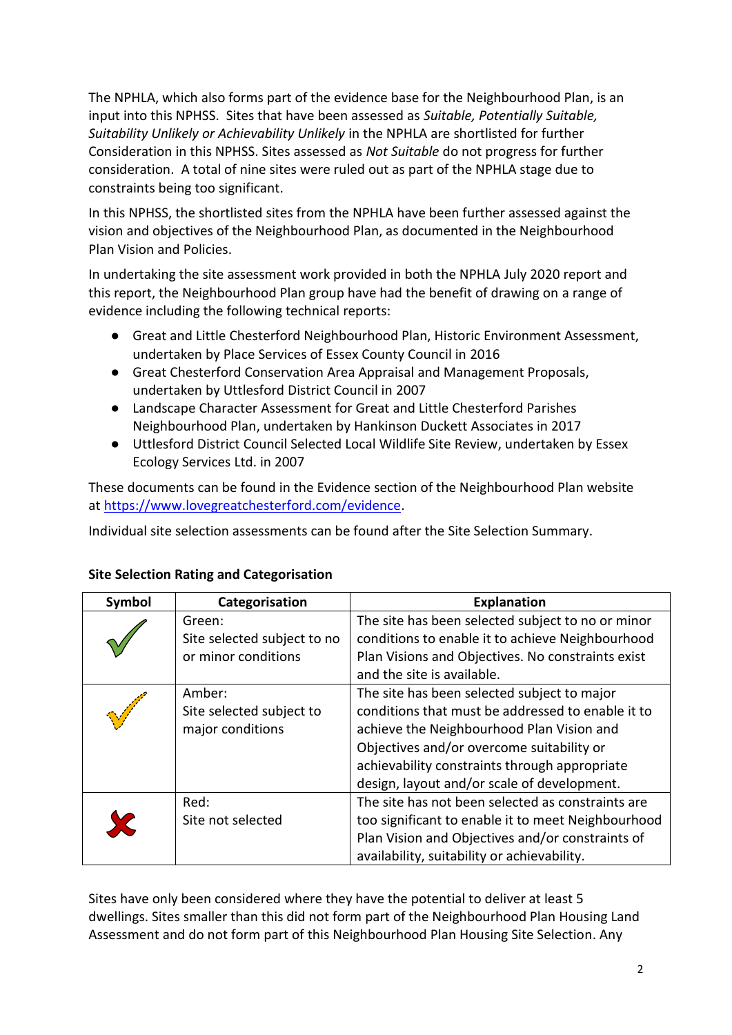The NPHLA, which also forms part of the evidence base for the Neighbourhood Plan, is an input into this NPHSS. Sites that have been assessed as *Suitable, Potentially Suitable, Suitability Unlikely or Achievability Unlikely* in the NPHLA are shortlisted for further Consideration in this NPHSS. Sites assessed as *Not Suitable* do not progress for further consideration. A total of nine sites were ruled out as part of the NPHLA stage due to constraints being too significant.

In this NPHSS, the shortlisted sites from the NPHLA have been further assessed against the vision and objectives of the Neighbourhood Plan, as documented in the Neighbourhood Plan Vision and Policies.

In undertaking the site assessment work provided in both the NPHLA July 2020 report and this report, the Neighbourhood Plan group have had the benefit of drawing on a range of evidence including the following technical reports:

- Great and Little Chesterford Neighbourhood Plan, Historic Environment Assessment, undertaken by Place Services of Essex County Council in 2016
- Great Chesterford Conservation Area Appraisal and Management Proposals, undertaken by Uttlesford District Council in 2007
- Landscape Character Assessment for Great and Little Chesterford Parishes Neighbourhood Plan, undertaken by Hankinson Duckett Associates in 2017
- Uttlesford District Council Selected Local Wildlife Site Review, undertaken by Essex Ecology Services Ltd. in 2007

These documents can be found in the Evidence section of the Neighbourhood Plan website at https://www.lovegreatchesterford.com/evidence.

Individual site selection assessments can be found after the Site Selection Summary.

**Site Selection Rating and Categorisation**

| Symbol | Categorisation | Explanation |
|---|---|---|
| ✓ (green) | Green:<br>Site selected subject to no or minor conditions | The site has been selected subject to no or minor conditions to enable it to achieve Neighbourhood Plan Visions and Objectives. No constraints exist and the site is available. |
| ✓ (amber) | Amber:<br>Site selected subject to major conditions | The site has been selected subject to major conditions that must be addressed to enable it to achieve the Neighbourhood Plan Vision and Objectives and/or overcome suitability or achievability constraints through appropriate design, layout and/or scale of development. |
| ✗ (red) | Red:<br>Site not selected | The site has not been selected as constraints are too significant to enable it to meet Neighbourhood Plan Vision and Objectives and/or constraints of availability, suitability or achievability. |

Sites have only been considered where they have the potential to deliver at least 5 dwellings. Sites smaller than this did not form part of the Neighbourhood Plan Housing Land Assessment and do not form part of this Neighbourhood Plan Housing Site Selection. Any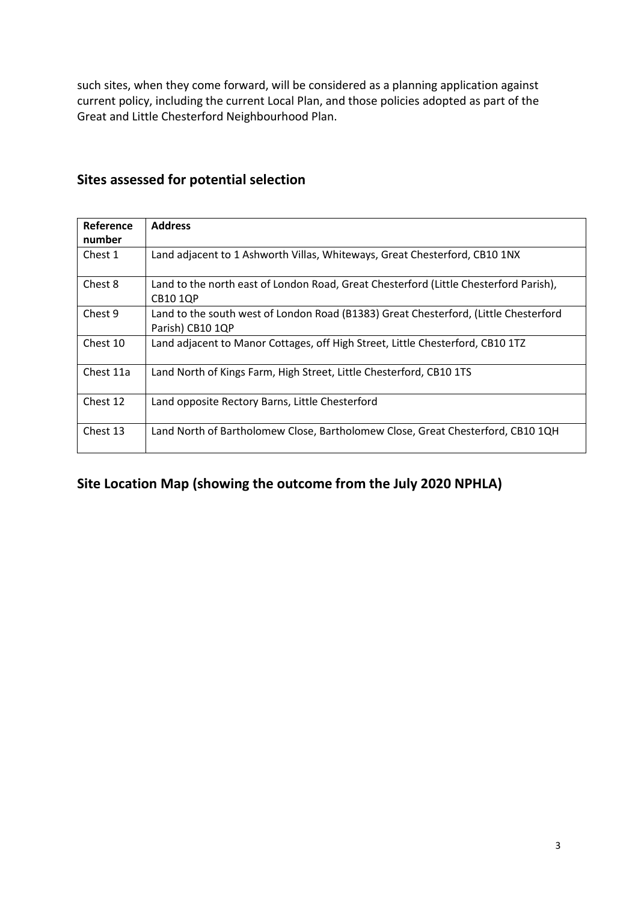such sites, when they come forward, will be considered as a planning application against current policy, including the current Local Plan, and those policies adopted as part of the Great and Little Chesterford Neighbourhood Plan.

## Sites assessed for potential selection

| Reference number | Address |
|---|---|
| Chest 1 | Land adjacent to 1 Ashworth Villas, Whiteways, Great Chesterford, CB10 1NX |
| Chest 8 | Land to the north east of London Road, Great Chesterford (Little Chesterford Parish), CB10 1QP |
| Chest 9 | Land to the south west of London Road (B1383) Great Chesterford, (Little Chesterford Parish) CB10 1QP |
| Chest 10 | Land adjacent to Manor Cottages, off High Street, Little Chesterford, CB10 1TZ |
| Chest 11a | Land North of Kings Farm, High Street, Little Chesterford, CB10 1TS |
| Chest 12 | Land opposite Rectory Barns, Little Chesterford |
| Chest 13 | Land North of Bartholomew Close, Bartholomew Close, Great Chesterford, CB10 1QH |

## Site Location Map (showing the outcome from the July 2020 NPHLA)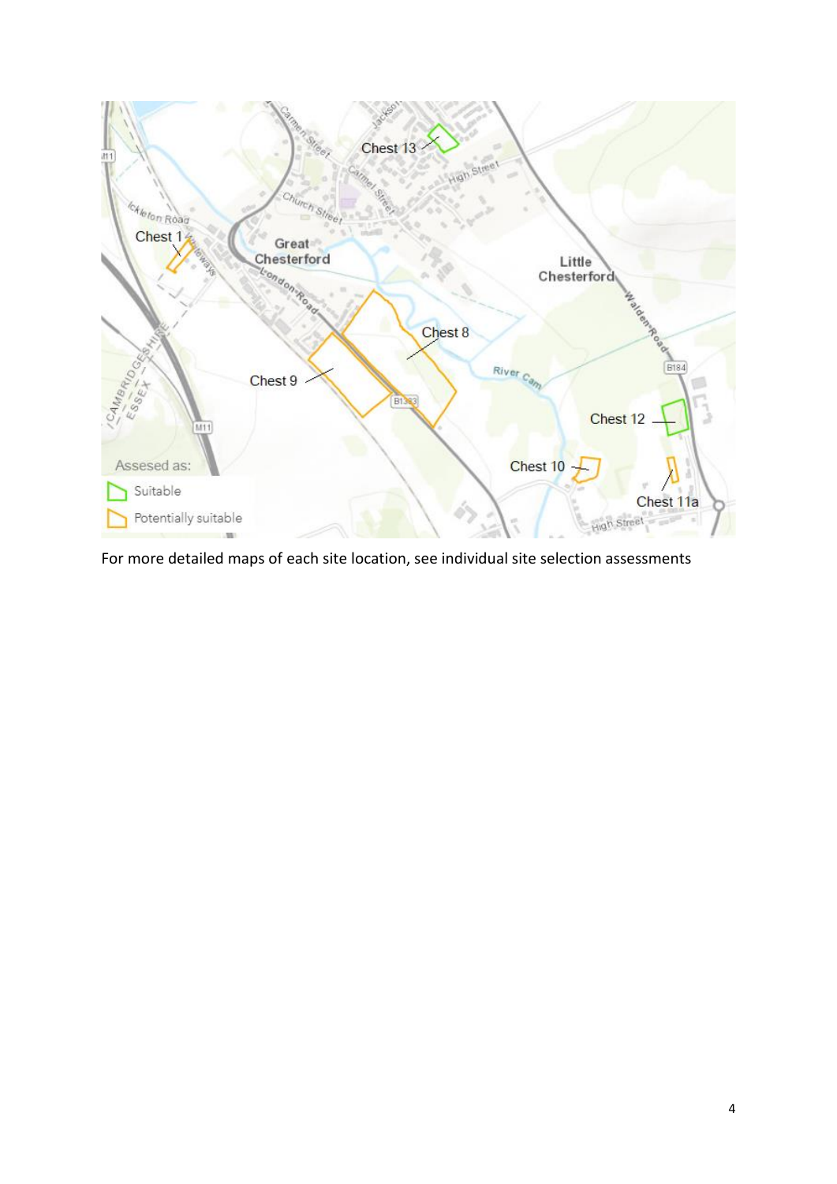For more detailed maps of each site location, see individual site selection assessments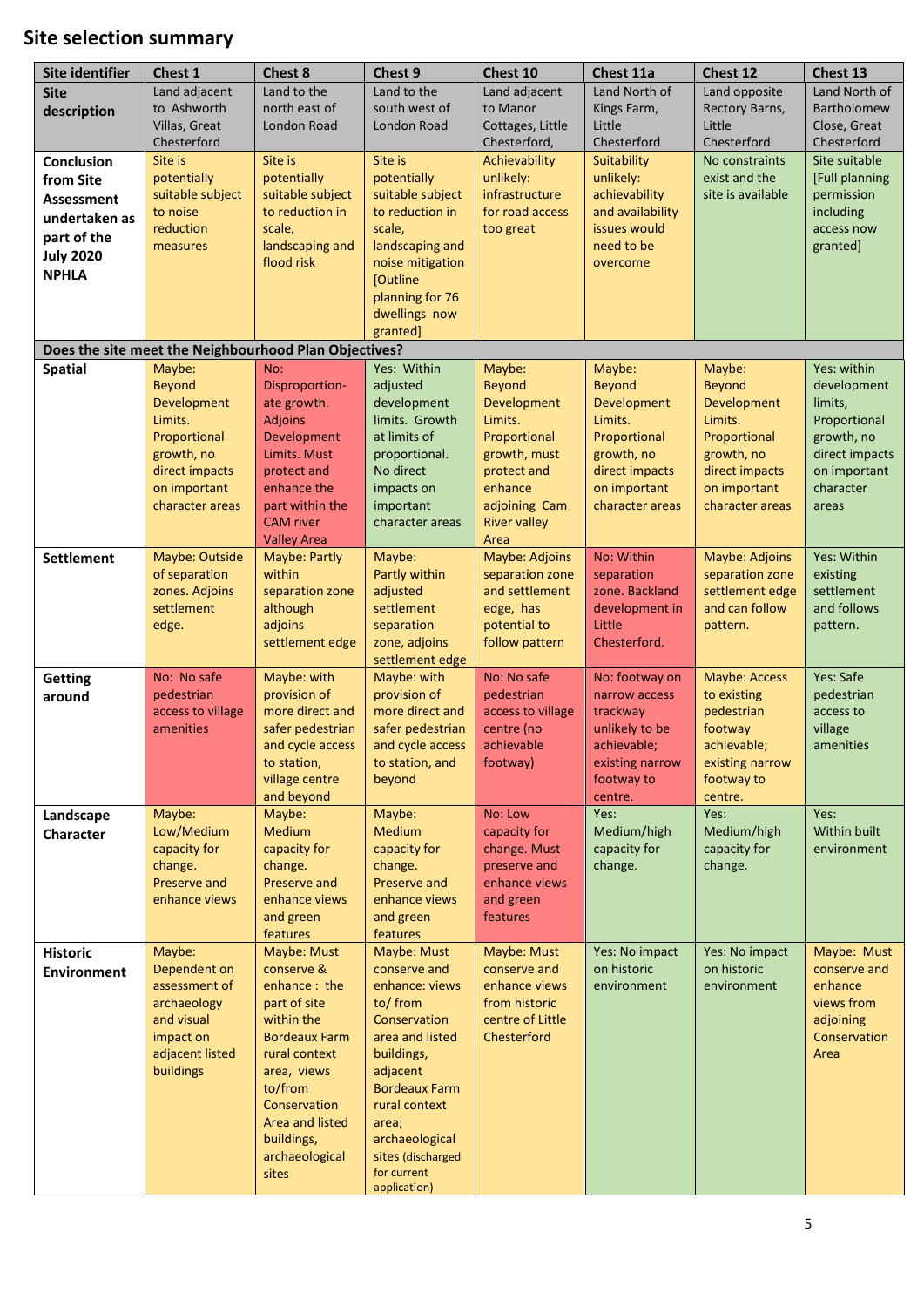## Site selection summary

| Site identifier | Chest 1 | Chest 8 | Chest 9 | Chest 10 | Chest 11a | Chest 12 | Chest 13 |
|---|---|---|---|---|---|---|---|
| **Site description** | Land adjacent to Ashworth Villas, Great Chesterford | Land to the north east of London Road | Land to the south west of London Road | Land adjacent to Manor Cottages, Little Chesterford, | Land North of Kings Farm, Little Chesterford | Land opposite Rectory Barns, Little Chesterford | Land North of Bartholomew Close, Great Chesterford |
| **Conclusion from Site Assessment undertaken as part of the July 2020 NPHLA** | Site is potentially suitable subject to noise reduction measures | Site is potentially suitable subject to reduction in scale, landscaping and flood risk | Site is potentially suitable subject to reduction in scale, landscaping and noise mitigation [Outline planning for 76 dwellings now granted] | Achievability unlikely: infrastructure for road access too great | Suitability unlikely: achievability and availability issues would need to be overcome | No constraints exist and the site is available | Site suitable [Full planning permission including access now granted] |
| **Does the site meet the Neighbourhood Plan Objectives?** | | | | | | | |
| **Spatial** | Maybe: Beyond Development Limits. Proportional growth, no direct impacts on important character areas | No: Disproportion-ate growth. Adjoins Development Limits. Must protect and enhance the part within the CAM river Valley Area | Yes: Within adjusted development limits. Growth at limits of proportional. No direct impacts on important character areas | Maybe: Beyond Development Limits. Proportional growth, must protect and enhance adjoining Cam River valley Area | Maybe: Beyond Development Limits. Proportional growth, no direct impacts on important character areas | Maybe: Beyond Development Limits. Proportional growth, no direct impacts on important character areas | Yes: within development limits, Proportional growth, no direct impacts on important character areas |
| **Settlement** | Maybe: Outside of separation zones. Adjoins settlement edge. | Maybe: Partly within separation zone although adjoins settlement edge | Maybe: Partly within adjusted settlement separation zone, adjoins settlement edge | Maybe: Adjoins separation zone and settlement edge, has potential to follow pattern | No: Within separation zone. Backland development in Little Chesterford. | Maybe: Adjoins separation zone settlement edge and can follow pattern. | Yes: Within existing settlement and follows pattern. |
| **Getting around** | No: No safe pedestrian access to village amenities | Maybe: with provision of more direct and safer pedestrian and cycle access to station, village centre and beyond | Maybe: with provision of more direct and safer pedestrian and cycle access to station, and beyond | No: No safe pedestrian access to village centre (no achievable footway) | No: footway on narrow access trackway unlikely to be achievable; existing narrow footway to centre. | Maybe: Access to existing pedestrian footway achievable; existing narrow footway to centre. | Yes: Safe pedestrian access to village amenities |
| **Landscape Character** | Maybe: Low/Medium capacity for change. Preserve and enhance views | Maybe: Medium capacity for change. Preserve and enhance views and green features | Maybe: Medium capacity for change. Preserve and enhance views and green features | No: Low capacity for change. Must preserve and enhance views and green features | Yes: Medium/high capacity for change. | Yes: Medium/high capacity for change. | Yes: Within built environment |
| **Historic Environment** | Maybe: Dependent on assessment of archaeology and visual impact on adjacent listed buildings | Maybe: Must conserve & enhance : the part of site within the Bordeaux Farm rural context area, views to/from Conservation Area and listed buildings, archaeological sites | Maybe: Must conserve and enhance: views to/ from Conservation area and listed buildings, adjacent Bordeaux Farm rural context area; archaeological sites (discharged for current application) | Maybe: Must conserve and enhance views from historic centre of Little Chesterford | Yes: No impact on historic environment | Yes: No impact on historic environment | Maybe: Must conserve and enhance views from adjoining Conservation Area |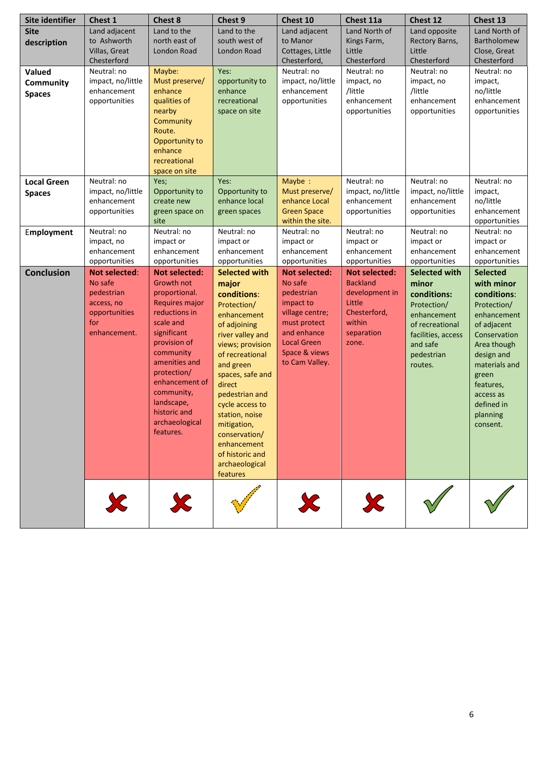| Site identifier | Chest 1 | Chest 8 | Chest 9 | Chest 10 | Chest 11a | Chest 12 | Chest 13 |
|---|---|---|---|---|---|---|---|
| **Site description** | Land adjacent to Ashworth Villas, Great Chesterford | Land to the north east of London Road | Land to the south west of London Road | Land adjacent to Manor Cottages, Little Chesterford, | Land North of Kings Farm, Little Chesterford | Land opposite Rectory Barns, Little Chesterford | Land North of Bartholomew Close, Great Chesterford |
| **Valued Community Spaces** | Neutral: no impact, no/little enhancement opportunities | Maybe: Must preserve/ enhance qualities of nearby Community Route. Opportunity to enhance recreational space on site | Yes: opportunity to enhance recreational space on site | Neutral: no impact, no/little enhancement opportunities | Neutral: no impact, no /little enhancement opportunities | Neutral: no impact, no /little enhancement opportunities | Neutral: no impact, no/little enhancement opportunities |
| **Local Green Spaces** | Neutral: no impact, no/little enhancement opportunities | Yes; Opportunity to create new green space on site | Yes: Opportunity to enhance local green spaces | Maybe : Must preserve/ enhance Local Green Space within the site. | Neutral: no impact, no/little enhancement opportunities | Neutral: no impact, no/little enhancement opportunities | Neutral: no impact, no/little enhancement opportunities |
| **Employment** | Neutral: no impact, no enhancement opportunities | Neutral: no impact or enhancement opportunities | Neutral: no impact or enhancement opportunities | Neutral: no impact or enhancement opportunities | Neutral: no impact or enhancement opportunities | Neutral: no impact or enhancement opportunities | Neutral: no impact or enhancement opportunities |
| **Conclusion** | **Not selected**: No safe pedestrian access, no opportunities for enhancement. | **Not selected:** Growth not proportional. Requires major reductions in scale and significant provision of community amenities and protection/ enhancement of community, landscape, historic and archaeological features. | **Selected with major conditions**: Protection/ enhancement of adjoining river valley and views; provision of recreational and green spaces, safe and direct pedestrian and cycle access to station, noise mitigation, conservation/ enhancement of historic and archaeological features | **Not selected:** No safe pedestrian impact to village centre; must protect and enhance Local Green Space & views to Cam Valley. | **Not selected:** Backland development in Little Chesterford, within separation zone. | **Selected with minor conditions:** Protection/ enhancement of recreational facilities, access and safe pedestrian routes. | **Selected with minor conditions**: Protection/ enhancement of adjacent Conservation Area though design and materials and green features, access as defined in planning consent. |
| | ✗ | ✗ | ✓ | ✗ | ✗ | ✓ | ✓ |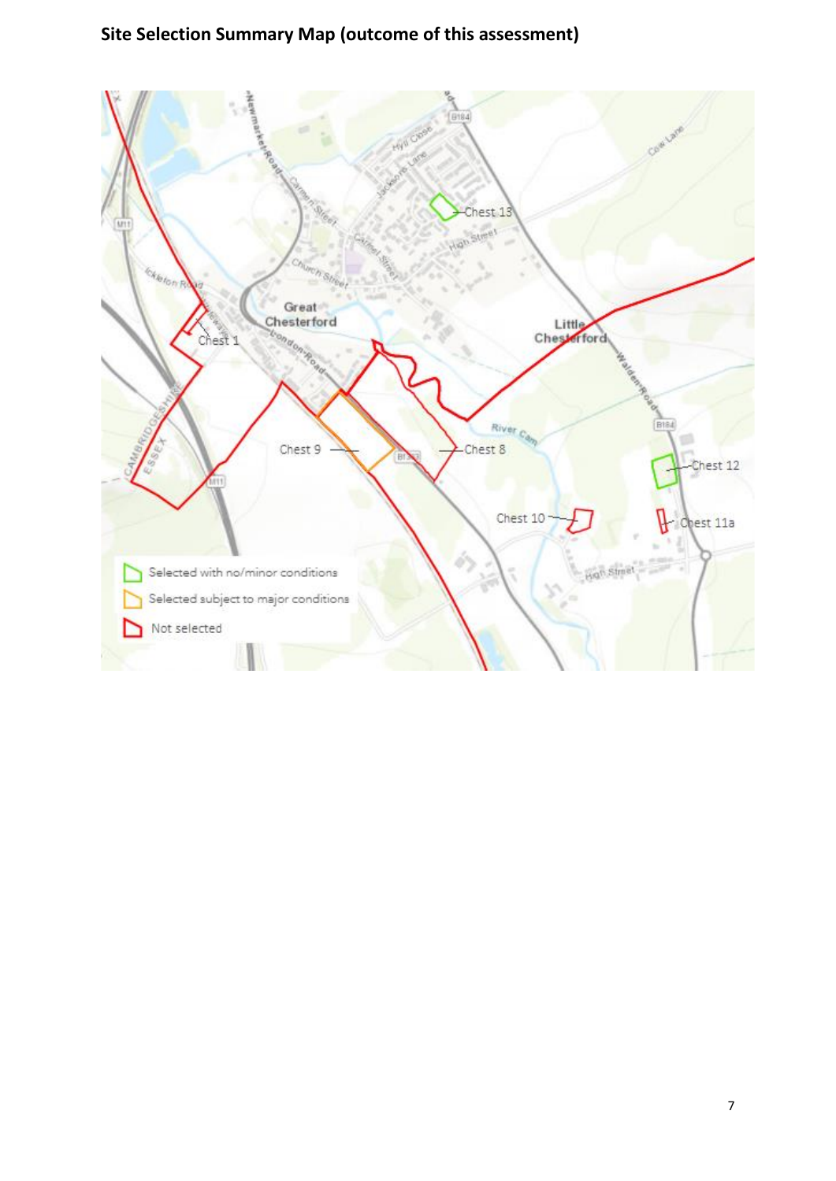## Site Selection Summary Map (outcome of this assessment)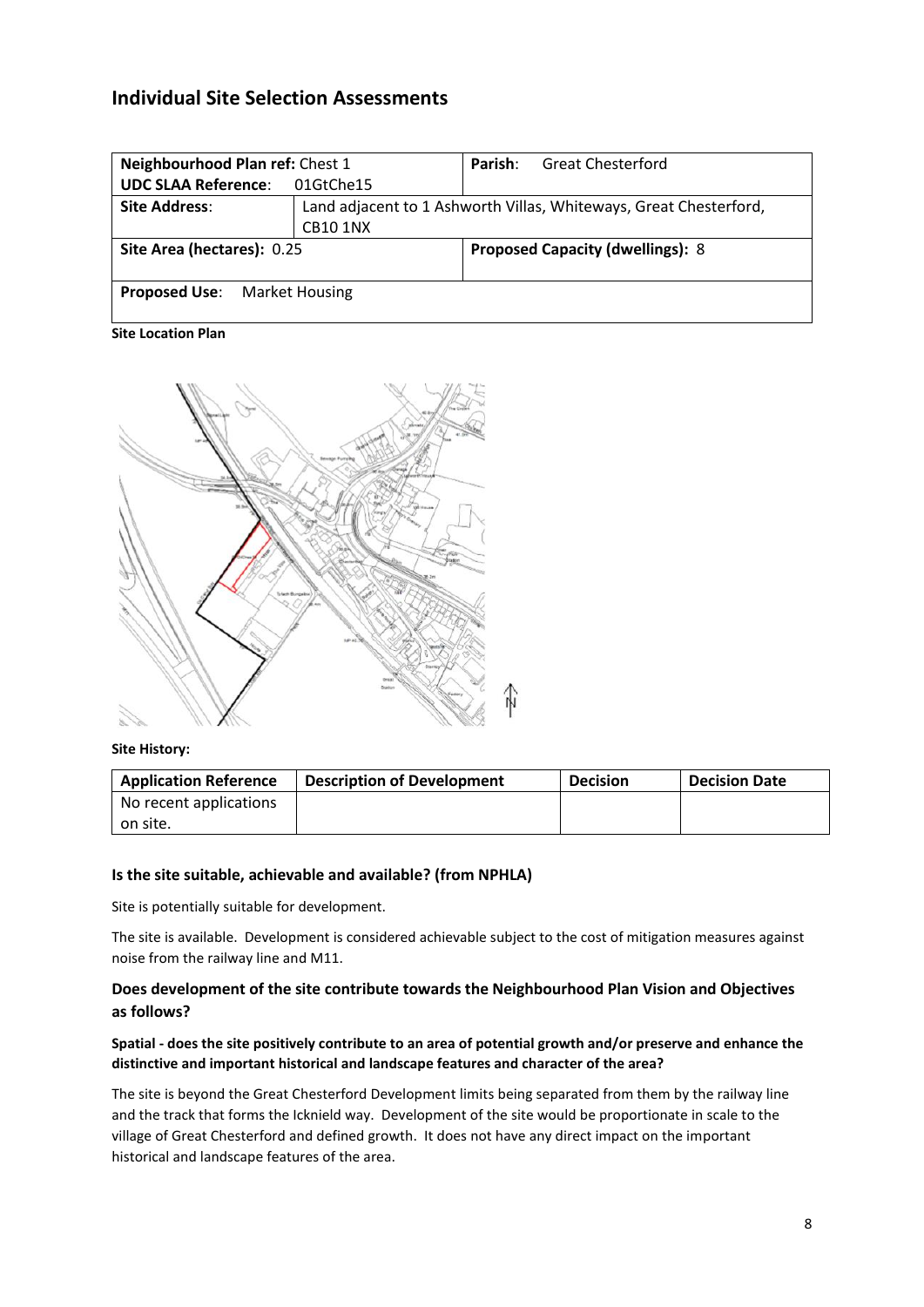## Individual Site Selection Assessments

| **Neighbourhood Plan ref:** Chest 1<br>**UDC SLAA Reference:** 01GtChe15 | | **Parish:** Great Chesterford |
|---|---|---|
| **Site Address:** | Land adjacent to 1 Ashworth Villas, Whiteways, Great Chesterford, CB10 1NX | |
| **Site Area (hectares):** 0.25 | | **Proposed Capacity (dwellings):** 8 |
| **Proposed Use:** Market Housing | | |

**Site Location Plan**

**Site History:**

| Application Reference | Description of Development | Decision | Decision Date |
|---|---|---|---|
| No recent applications on site. | | | |

#### Is the site suitable, achievable and available? (from NPHLA)

Site is potentially suitable for development.

The site is available. Development is considered achievable subject to the cost of mitigation measures against noise from the railway line and M11.

### Does development of the site contribute towards the Neighbourhood Plan Vision and Objectives as follows?

**Spatial - does the site positively contribute to an area of potential growth and/or preserve and enhance the distinctive and important historical and landscape features and character of the area?**

The site is beyond the Great Chesterford Development limits being separated from them by the railway line and the track that forms the Icknield way. Development of the site would be proportionate in scale to the village of Great Chesterford and defined growth. It does not have any direct impact on the important historical and landscape features of the area.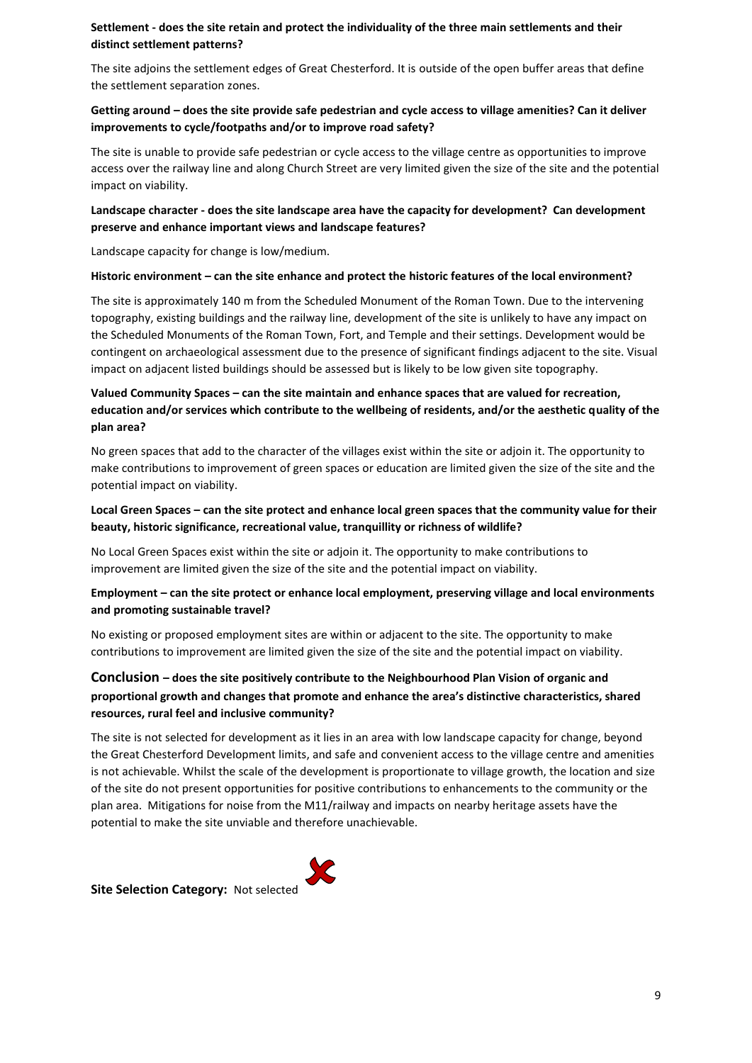**Settlement - does the site retain and protect the individuality of the three main settlements and their distinct settlement patterns?**

The site adjoins the settlement edges of Great Chesterford. It is outside of the open buffer areas that define the settlement separation zones.

**Getting around – does the site provide safe pedestrian and cycle access to village amenities? Can it deliver improvements to cycle/footpaths and/or to improve road safety?**

The site is unable to provide safe pedestrian or cycle access to the village centre as opportunities to improve access over the railway line and along Church Street are very limited given the size of the site and the potential impact on viability.

**Landscape character - does the site landscape area have the capacity for development? Can development preserve and enhance important views and landscape features?**

Landscape capacity for change is low/medium.

**Historic environment – can the site enhance and protect the historic features of the local environment?**

The site is approximately 140 m from the Scheduled Monument of the Roman Town. Due to the intervening topography, existing buildings and the railway line, development of the site is unlikely to have any impact on the Scheduled Monuments of the Roman Town, Fort, and Temple and their settings. Development would be contingent on archaeological assessment due to the presence of significant findings adjacent to the site. Visual impact on adjacent listed buildings should be assessed but is likely to be low given site topography.

**Valued Community Spaces – can the site maintain and enhance spaces that are valued for recreation, education and/or services which contribute to the wellbeing of residents, and/or the aesthetic quality of the plan area?**

No green spaces that add to the character of the villages exist within the site or adjoin it. The opportunity to make contributions to improvement of green spaces or education are limited given the size of the site and the potential impact on viability.

**Local Green Spaces – can the site protect and enhance local green spaces that the community value for their beauty, historic significance, recreational value, tranquillity or richness of wildlife?**

No Local Green Spaces exist within the site or adjoin it. The opportunity to make contributions to improvement are limited given the size of the site and the potential impact on viability.

**Employment – can the site protect or enhance local employment, preserving village and local environments and promoting sustainable travel?**

No existing or proposed employment sites are within or adjacent to the site. The opportunity to make contributions to improvement are limited given the size of the site and the potential impact on viability.

**Conclusion – does the site positively contribute to the Neighbourhood Plan Vision of organic and proportional growth and changes that promote and enhance the area's distinctive characteristics, shared resources, rural feel and inclusive community?**

The site is not selected for development as it lies in an area with low landscape capacity for change, beyond the Great Chesterford Development limits, and safe and convenient access to the village centre and amenities is not achievable. Whilst the scale of the development is proportionate to village growth, the location and size of the site do not present opportunities for positive contributions to enhancements to the community or the plan area. Mitigations for noise from the M11/railway and impacts on nearby heritage assets have the potential to make the site unviable and therefore unachievable.

**Site Selection Category:** Not selected ✗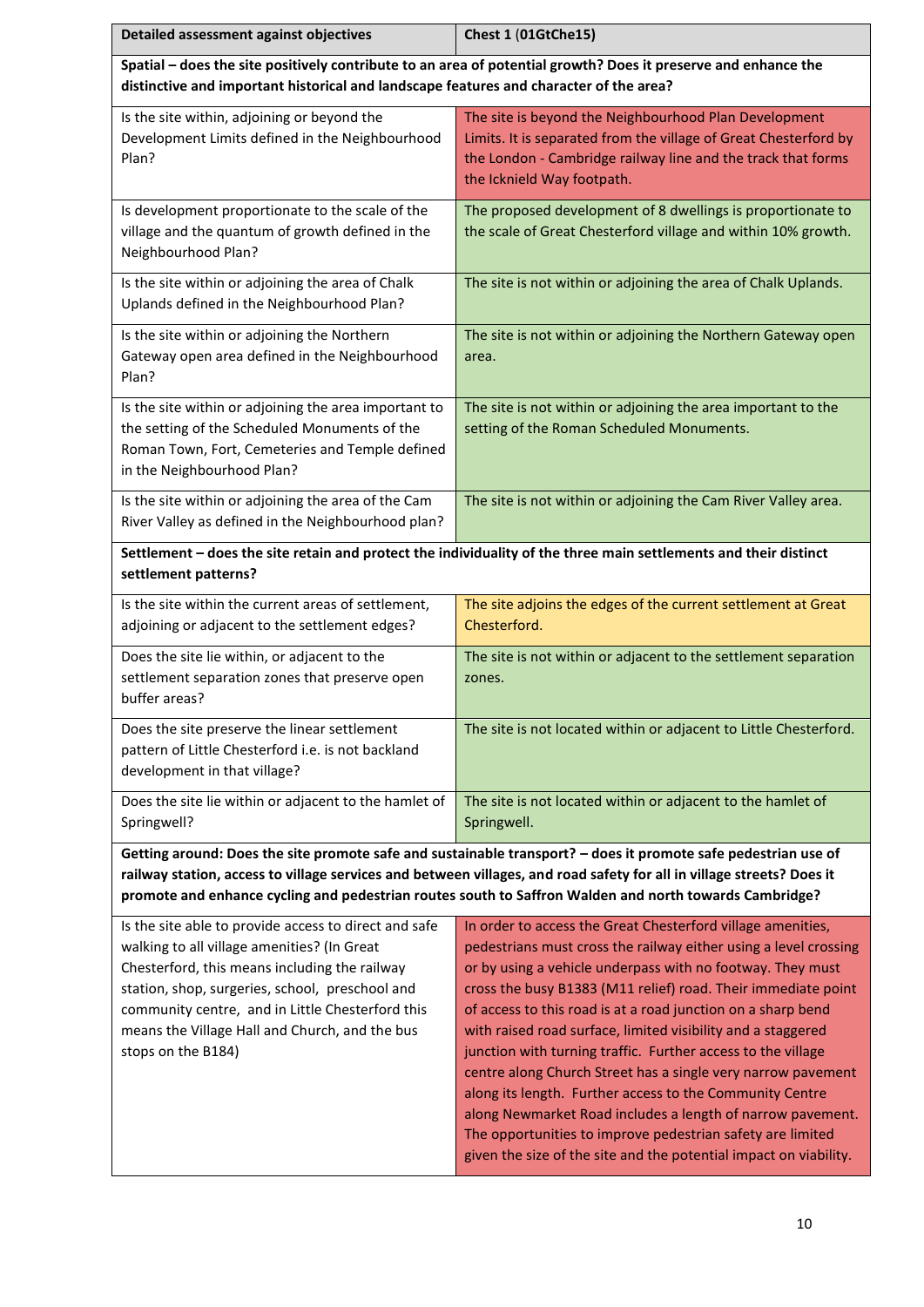| Detailed assessment against objectives | Chest 1 (01GtChe15) |
|---|---|
| **Spatial – does the site positively contribute to an area of potential growth? Does it preserve and enhance the distinctive and important historical and landscape features and character of the area?** | |
| Is the site within, adjoining or beyond the Development Limits defined in the Neighbourhood Plan? | The site is beyond the Neighbourhood Plan Development Limits. It is separated from the village of Great Chesterford by the London - Cambridge railway line and the track that forms the Icknield Way footpath. |
| Is development proportionate to the scale of the village and the quantum of growth defined in the Neighbourhood Plan? | The proposed development of 8 dwellings is proportionate to the scale of Great Chesterford village and within 10% growth. |
| Is the site within or adjoining the area of Chalk Uplands defined in the Neighbourhood Plan? | The site is not within or adjoining the area of Chalk Uplands. |
| Is the site within or adjoining the Northern Gateway open area defined in the Neighbourhood Plan? | The site is not within or adjoining the Northern Gateway open area. |
| Is the site within or adjoining the area important to the setting of the Scheduled Monuments of the Roman Town, Fort, Cemeteries and Temple defined in the Neighbourhood Plan? | The site is not within or adjoining the area important to the setting of the Roman Scheduled Monuments. |
| Is the site within or adjoining the area of the Cam River Valley as defined in the Neighbourhood plan? | The site is not within or adjoining the Cam River Valley area. |
| **Settlement – does the site retain and protect the individuality of the three main settlements and their distinct settlement patterns?** | |
| Is the site within the current areas of settlement, adjoining or adjacent to the settlement edges? | The site adjoins the edges of the current settlement at Great Chesterford. |
| Does the site lie within, or adjacent to the settlement separation zones that preserve open buffer areas? | The site is not within or adjacent to the settlement separation zones. |
| Does the site preserve the linear settlement pattern of Little Chesterford i.e. is not backland development in that village? | The site is not located within or adjacent to Little Chesterford. |
| Does the site lie within or adjacent to the hamlet of Springwell? | The site is not located within or adjacent to the hamlet of Springwell. |
| **Getting around: Does the site promote safe and sustainable transport? – does it promote safe pedestrian use of railway station, access to village services and between villages, and road safety for all in village streets? Does it promote and enhance cycling and pedestrian routes south to Saffron Walden and north towards Cambridge?** | |
| Is the site able to provide access to direct and safe walking to all village amenities? (In Great Chesterford, this means including the railway station, shop, surgeries, school, preschool and community centre, and in Little Chesterford this means the Village Hall and Church, and the bus stops on the B184) | In order to access the Great Chesterford village amenities, pedestrians must cross the railway either using a level crossing or by using a vehicle underpass with no footway. They must cross the busy B1383 (M11 relief) road. Their immediate point of access to this road is at a road junction on a sharp bend with raised road surface, limited visibility and a staggered junction with turning traffic. Further access to the village centre along Church Street has a single very narrow pavement along its length. Further access to the Community Centre along Newmarket Road includes a length of narrow pavement. The opportunities to improve pedestrian safety are limited given the size of the site and the potential impact on viability. |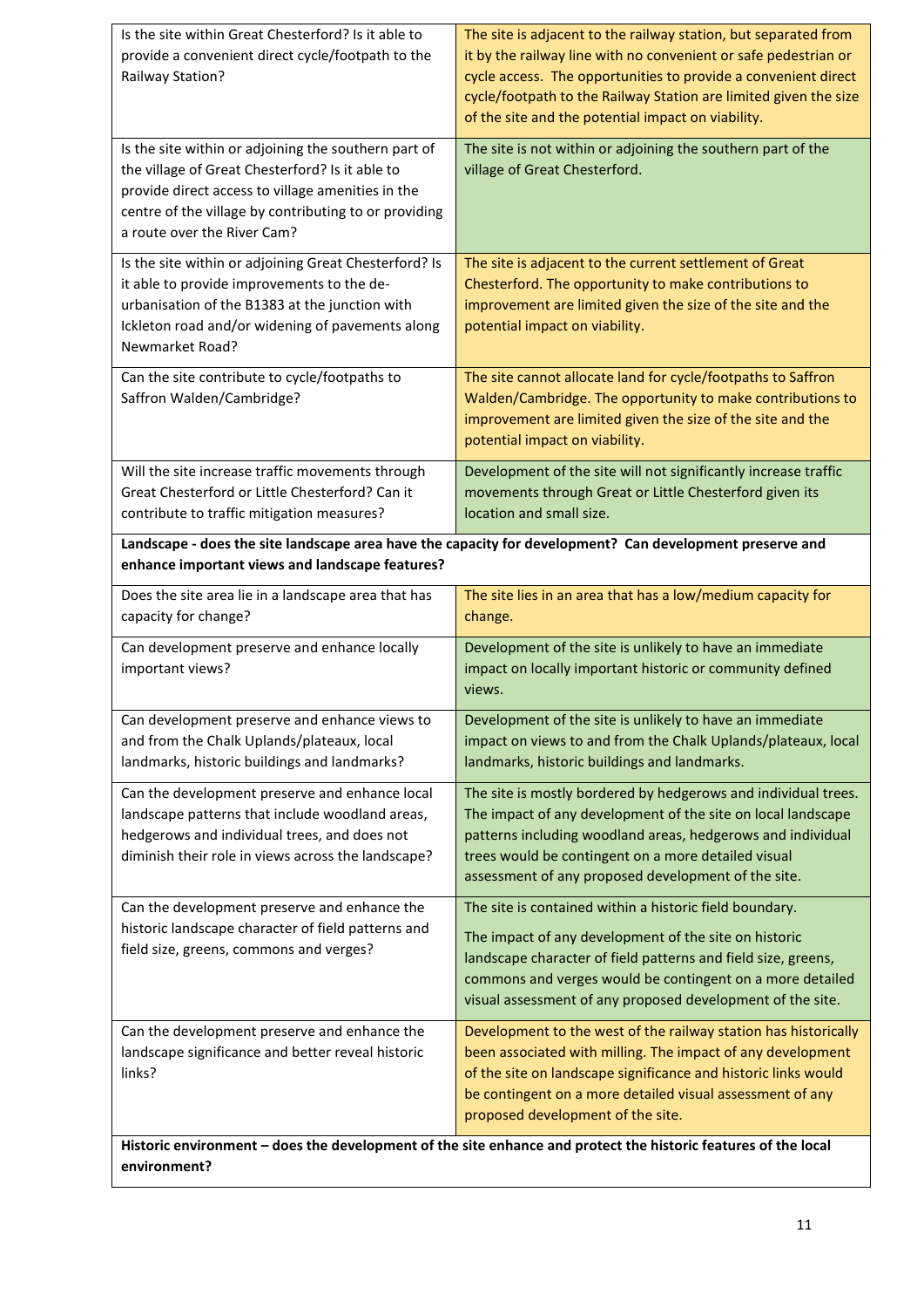| | |
|---|---|
| Is the site within Great Chesterford? Is it able to provide a convenient direct cycle/footpath to the Railway Station? | The site is adjacent to the railway station, but separated from it by the railway line with no convenient or safe pedestrian or cycle access. The opportunities to provide a convenient direct cycle/footpath to the Railway Station are limited given the size of the site and the potential impact on viability. |
| Is the site within or adjoining the southern part of the village of Great Chesterford? Is it able to provide direct access to village amenities in the centre of the village by contributing to or providing a route over the River Cam? | The site is not within or adjoining the southern part of the village of Great Chesterford. |
| Is the site within or adjoining Great Chesterford? Is it able to provide improvements to the de-urbanisation of the B1383 at the junction with Ickleton road and/or widening of pavements along Newmarket Road? | The site is adjacent to the current settlement of Great Chesterford. The opportunity to make contributions to improvement are limited given the size of the site and the potential impact on viability. |
| Can the site contribute to cycle/footpaths to Saffron Walden/Cambridge? | The site cannot allocate land for cycle/footpaths to Saffron Walden/Cambridge. The opportunity to make contributions to improvement are limited given the size of the site and the potential impact on viability. |
| Will the site increase traffic movements through Great Chesterford or Little Chesterford? Can it contribute to traffic mitigation measures? | Development of the site will not significantly increase traffic movements through Great or Little Chesterford given its location and small size. |
| **Landscape - does the site landscape area have the capacity for development? Can development preserve and enhance important views and landscape features?** | |
| Does the site area lie in a landscape area that has capacity for change? | The site lies in an area that has a low/medium capacity for change. |
| Can development preserve and enhance locally important views? | Development of the site is unlikely to have an immediate impact on locally important historic or community defined views. |
| Can development preserve and enhance views to and from the Chalk Uplands/plateaux, local landmarks, historic buildings and landmarks? | Development of the site is unlikely to have an immediate impact on views to and from the Chalk Uplands/plateaux, local landmarks, historic buildings and landmarks. |
| Can the development preserve and enhance local landscape patterns that include woodland areas, hedgerows and individual trees, and does not diminish their role in views across the landscape? | The site is mostly bordered by hedgerows and individual trees. The impact of any development of the site on local landscape patterns including woodland areas, hedgerows and individual trees would be contingent on a more detailed visual assessment of any proposed development of the site. |
| Can the development preserve and enhance the historic landscape character of field patterns and field size, greens, commons and verges? | The site is contained within a historic field boundary. The impact of any development of the site on historic landscape character of field patterns and field size, greens, commons and verges would be contingent on a more detailed visual assessment of any proposed development of the site. |
| Can the development preserve and enhance the landscape significance and better reveal historic links? | Development to the west of the railway station has historically been associated with milling. The impact of any development of the site on landscape significance and historic links would be contingent on a more detailed visual assessment of any proposed development of the site. |
| **Historic environment – does the development of the site enhance and protect the historic features of the local environment?** | |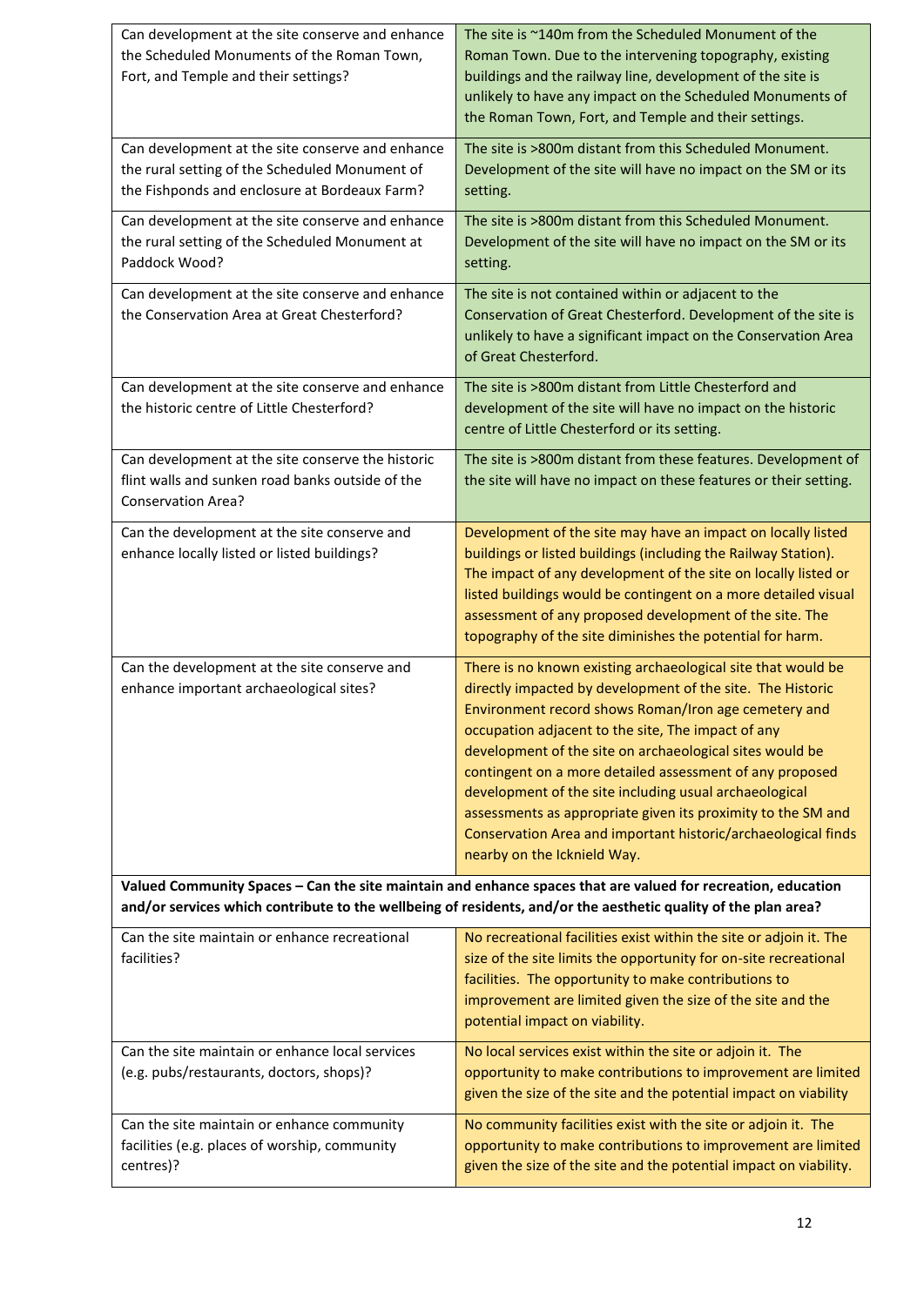| | |
|---|---|
| Can development at the site conserve and enhance the Scheduled Monuments of the Roman Town, Fort, and Temple and their settings? | The site is ~140m from the Scheduled Monument of the Roman Town. Due to the intervening topography, existing buildings and the railway line, development of the site is unlikely to have any impact on the Scheduled Monuments of the Roman Town, Fort, and Temple and their settings. |
| Can development at the site conserve and enhance the rural setting of the Scheduled Monument of the Fishponds and enclosure at Bordeaux Farm? | The site is >800m distant from this Scheduled Monument. Development of the site will have no impact on the SM or its setting. |
| Can development at the site conserve and enhance the rural setting of the Scheduled Monument at Paddock Wood? | The site is >800m distant from this Scheduled Monument. Development of the site will have no impact on the SM or its setting. |
| Can development at the site conserve and enhance the Conservation Area at Great Chesterford? | The site is not contained within or adjacent to the Conservation of Great Chesterford. Development of the site is unlikely to have a significant impact on the Conservation Area of Great Chesterford. |
| Can development at the site conserve and enhance the historic centre of Little Chesterford? | The site is >800m distant from Little Chesterford and development of the site will have no impact on the historic centre of Little Chesterford or its setting. |
| Can development at the site conserve the historic flint walls and sunken road banks outside of the Conservation Area? | The site is >800m distant from these features. Development of the site will have no impact on these features or their setting. |
| Can the development at the site conserve and enhance locally listed or listed buildings? | Development of the site may have an impact on locally listed buildings or listed buildings (including the Railway Station). The impact of any development of the site on locally listed or listed buildings would be contingent on a more detailed visual assessment of any proposed development of the site. The topography of the site diminishes the potential for harm. |
| Can the development at the site conserve and enhance important archaeological sites? | There is no known existing archaeological site that would be directly impacted by development of the site. The Historic Environment record shows Roman/Iron age cemetery and occupation adjacent to the site, The impact of any development of the site on archaeological sites would be contingent on a more detailed assessment of any proposed development of the site including usual archaeological assessments as appropriate given its proximity to the SM and Conservation Area and important historic/archaeological finds nearby on the Icknield Way. |
| **Valued Community Spaces – Can the site maintain and enhance spaces that are valued for recreation, education and/or services which contribute to the wellbeing of residents, and/or the aesthetic quality of the plan area?** | |
| Can the site maintain or enhance recreational facilities? | No recreational facilities exist within the site or adjoin it. The size of the site limits the opportunity for on-site recreational facilities. The opportunity to make contributions to improvement are limited given the size of the site and the potential impact on viability. |
| Can the site maintain or enhance local services (e.g. pubs/restaurants, doctors, shops)? | No local services exist within the site or adjoin it. The opportunity to make contributions to improvement are limited given the size of the site and the potential impact on viability |
| Can the site maintain or enhance community facilities (e.g. places of worship, community centres)? | No community facilities exist with the site or adjoin it. The opportunity to make contributions to improvement are limited given the size of the site and the potential impact on viability. |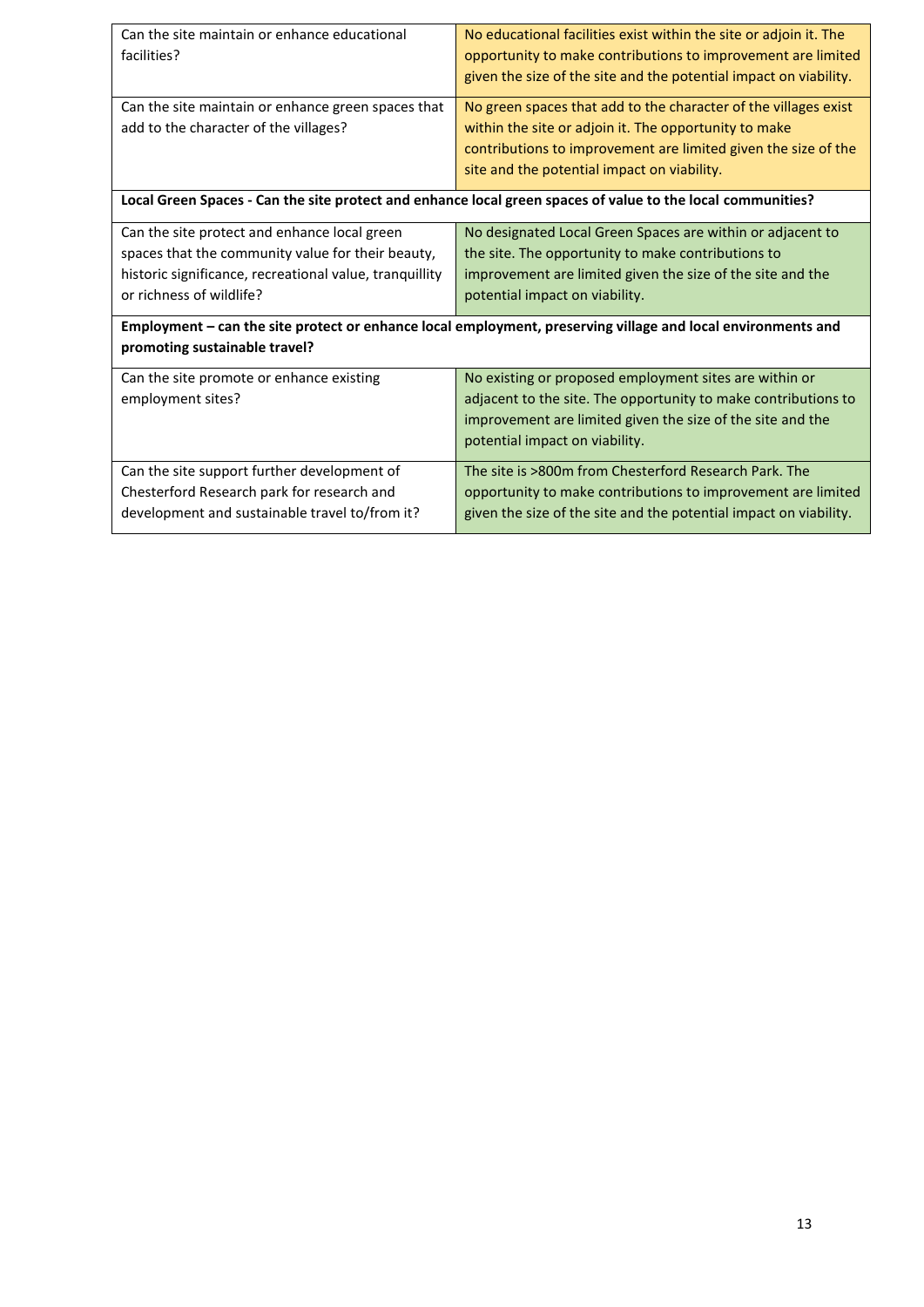| | |
|---|---|
| Can the site maintain or enhance educational facilities? | No educational facilities exist within the site or adjoin it. The opportunity to make contributions to improvement are limited given the size of the site and the potential impact on viability. |
| Can the site maintain or enhance green spaces that add to the character of the villages? | No green spaces that add to the character of the villages exist within the site or adjoin it. The opportunity to make contributions to improvement are limited given the size of the site and the potential impact on viability. |
| **Local Green Spaces - Can the site protect and enhance local green spaces of value to the local communities?** | |
| Can the site protect and enhance local green spaces that the community value for their beauty, historic significance, recreational value, tranquillity or richness of wildlife? | No designated Local Green Spaces are within or adjacent to the site. The opportunity to make contributions to improvement are limited given the size of the site and the potential impact on viability. |
| **Employment – can the site protect or enhance local employment, preserving village and local environments and promoting sustainable travel?** | |
| Can the site promote or enhance existing employment sites? | No existing or proposed employment sites are within or adjacent to the site. The opportunity to make contributions to improvement are limited given the size of the site and the potential impact on viability. |
| Can the site support further development of Chesterford Research park for research and development and sustainable travel to/from it? | The site is >800m from Chesterford Research Park. The opportunity to make contributions to improvement are limited given the size of the site and the potential impact on viability. |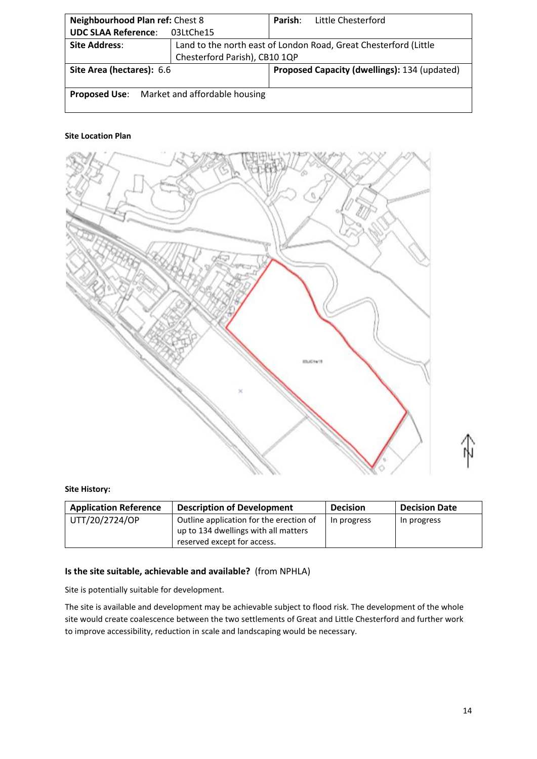| Neighbourhood Plan ref: Chest 8 | | Parish: Little Chesterford |
|---|---|---|
| **UDC SLAA Reference**: 03LtChe15 | | |
| **Site Address**: | Land to the north east of London Road, Great Chesterford (Little Chesterford Parish), CB10 1QP | |
| **Site Area (hectares):** 6.6 | | **Proposed Capacity (dwellings):** 134 (updated) |
| **Proposed Use**: Market and affordable housing | | |

**Site Location Plan**

**Site History:**

| Application Reference | Description of Development | Decision | Decision Date |
|---|---|---|---|
| UTT/20/2724/OP | Outline application for the erection of up to 134 dwellings with all matters reserved except for access. | In progress | In progress |

**Is the site suitable, achievable and available?** (from NPHLA)

Site is potentially suitable for development.

The site is available and development may be achievable subject to flood risk. The development of the whole site would create coalescence between the two settlements of Great and Little Chesterford and further work to improve accessibility, reduction in scale and landscaping would be necessary.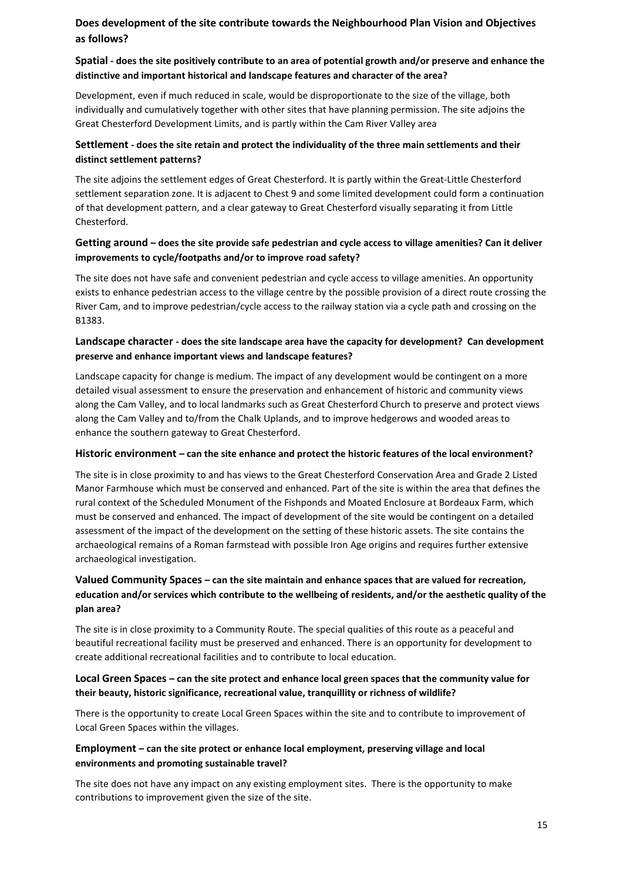## Does development of the site contribute towards the Neighbourhood Plan Vision and Objectives as follows?

### Spatial - does the site positively contribute to an area of potential growth and/or preserve and enhance the distinctive and important historical and landscape features and character of the area?

Development, even if much reduced in scale, would be disproportionate to the size of the village, both individually and cumulatively together with other sites that have planning permission. The site adjoins the Great Chesterford Development Limits, and is partly within the Cam River Valley area

### Settlement - does the site retain and protect the individuality of the three main settlements and their distinct settlement patterns?

The site adjoins the settlement edges of Great Chesterford. It is partly within the Great-Little Chesterford settlement separation zone. It is adjacent to Chest 9 and some limited development could form a continuation of that development pattern, and a clear gateway to Great Chesterford visually separating it from Little Chesterford.

### Getting around – does the site provide safe pedestrian and cycle access to village amenities? Can it deliver improvements to cycle/footpaths and/or to improve road safety?

The site does not have safe and convenient pedestrian and cycle access to village amenities. An opportunity exists to enhance pedestrian access to the village centre by the possible provision of a direct route crossing the River Cam, and to improve pedestrian/cycle access to the railway station via a cycle path and crossing on the B1383.

### Landscape character - does the site landscape area have the capacity for development? Can development preserve and enhance important views and landscape features?

Landscape capacity for change is medium. The impact of any development would be contingent on a more detailed visual assessment to ensure the preservation and enhancement of historic and community views along the Cam Valley, and to local landmarks such as Great Chesterford Church to preserve and protect views along the Cam Valley and to/from the Chalk Uplands, and to improve hedgerows and wooded areas to enhance the southern gateway to Great Chesterford.

### Historic environment – can the site enhance and protect the historic features of the local environment?

The site is in close proximity to and has views to the Great Chesterford Conservation Area and Grade 2 Listed Manor Farmhouse which must be conserved and enhanced. Part of the site is within the area that defines the rural context of the Scheduled Monument of the Fishponds and Moated Enclosure at Bordeaux Farm, which must be conserved and enhanced. The impact of development of the site would be contingent on a detailed assessment of the impact of the development on the setting of these historic assets. The site contains the archaeological remains of a Roman farmstead with possible Iron Age origins and requires further extensive archaeological investigation.

### Valued Community Spaces – can the site maintain and enhance spaces that are valued for recreation, education and/or services which contribute to the wellbeing of residents, and/or the aesthetic quality of the plan area?

The site is in close proximity to a Community Route. The special qualities of this route as a peaceful and beautiful recreational facility must be preserved and enhanced. There is an opportunity for development to create additional recreational facilities and to contribute to local education.

### Local Green Spaces – can the site protect and enhance local green spaces that the community value for their beauty, historic significance, recreational value, tranquillity or richness of wildlife?

There is the opportunity to create Local Green Spaces within the site and to contribute to improvement of Local Green Spaces within the villages.

### Employment – can the site protect or enhance local employment, preserving village and local environments and promoting sustainable travel?

The site does not have any impact on any existing employment sites. There is the opportunity to make contributions to improvement given the size of the site.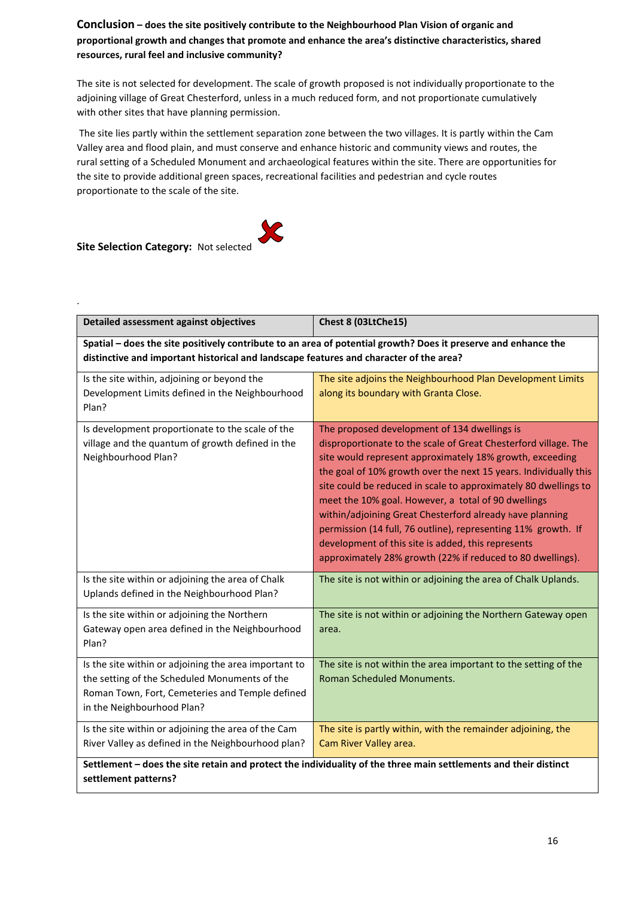**Conclusion – does the site positively contribute to the Neighbourhood Plan Vision of organic and proportional growth and changes that promote and enhance the area's distinctive characteristics, shared resources, rural feel and inclusive community?**

The site is not selected for development. The scale of growth proposed is not individually proportionate to the adjoining village of Great Chesterford, unless in a much reduced form, and not proportionate cumulatively with other sites that have planning permission.

The site lies partly within the settlement separation zone between the two villages. It is partly within the Cam Valley area and flood plain, and must conserve and enhance historic and community views and routes, the rural setting of a Scheduled Monument and archaeological features within the site. There are opportunities for the site to provide additional green spaces, recreational facilities and pedestrian and cycle routes proportionate to the scale of the site.

**Site Selection Category:** Not selected

.

| Detailed assessment against objectives | Chest 8 (03LtChe15) |
|---|---|
| **Spatial – does the site positively contribute to an area of potential growth? Does it preserve and enhance the distinctive and important historical and landscape features and character of the area?** | |
| Is the site within, adjoining or beyond the Development Limits defined in the Neighbourhood Plan? | The site adjoins the Neighbourhood Plan Development Limits along its boundary with Granta Close. |
| Is development proportionate to the scale of the village and the quantum of growth defined in the Neighbourhood Plan? | The proposed development of 134 dwellings is disproportionate to the scale of Great Chesterford village. The site would represent approximately 18% growth, exceeding the goal of 10% growth over the next 15 years. Individually this site could be reduced in scale to approximately 80 dwellings to meet the 10% goal. However, a total of 90 dwellings within/adjoining Great Chesterford already have planning permission (14 full, 76 outline), representing 11% growth. If development of this site is added, this represents approximately 28% growth (22% if reduced to 80 dwellings). |
| Is the site within or adjoining the area of Chalk Uplands defined in the Neighbourhood Plan? | The site is not within or adjoining the area of Chalk Uplands. |
| Is the site within or adjoining the Northern Gateway open area defined in the Neighbourhood Plan? | The site is not within or adjoining the Northern Gateway open area. |
| Is the site within or adjoining the area important to the setting of the Scheduled Monuments of the Roman Town, Fort, Cemeteries and Temple defined in the Neighbourhood Plan? | The site is not within the area important to the setting of the Roman Scheduled Monuments. |
| Is the site within or adjoining the area of the Cam River Valley as defined in the Neighbourhood plan? | The site is partly within, with the remainder adjoining, the Cam River Valley area. |
| **Settlement – does the site retain and protect the individuality of the three main settlements and their distinct settlement patterns?** | |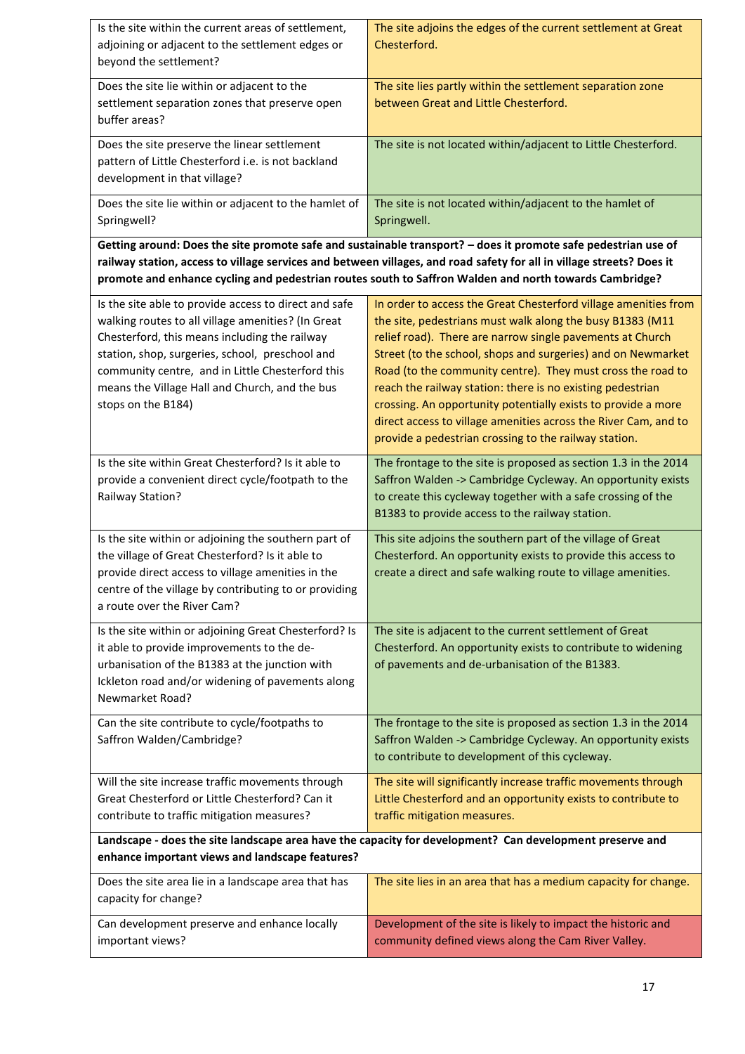| | |
|---|---|
| Is the site within the current areas of settlement, adjoining or adjacent to the settlement edges or beyond the settlement? | The site adjoins the edges of the current settlement at Great Chesterford. |
| Does the site lie within or adjacent to the settlement separation zones that preserve open buffer areas? | The site lies partly within the settlement separation zone between Great and Little Chesterford. |
| Does the site preserve the linear settlement pattern of Little Chesterford i.e. is not backland development in that village? | The site is not located within/adjacent to Little Chesterford. |
| Does the site lie within or adjacent to the hamlet of Springwell? | The site is not located within/adjacent to the hamlet of Springwell. |
| **Getting around: Does the site promote safe and sustainable transport? – does it promote safe pedestrian use of railway station, access to village services and between villages, and road safety for all in village streets? Does it promote and enhance cycling and pedestrian routes south to Saffron Walden and north towards Cambridge?** | |
| Is the site able to provide access to direct and safe walking routes to all village amenities? (In Great Chesterford, this means including the railway station, shop, surgeries, school, preschool and community centre, and in Little Chesterford this means the Village Hall and Church, and the bus stops on the B184) | In order to access the Great Chesterford village amenities from the site, pedestrians must walk along the busy B1383 (M11 relief road). There are narrow single pavements at Church Street (to the school, shops and surgeries) and on Newmarket Road (to the community centre). They must cross the road to reach the railway station: there is no existing pedestrian crossing. An opportunity potentially exists to provide a more direct access to village amenities across the River Cam, and to provide a pedestrian crossing to the railway station. |
| Is the site within Great Chesterford? Is it able to provide a convenient direct cycle/footpath to the Railway Station? | The frontage to the site is proposed as section 1.3 in the 2014 Saffron Walden -> Cambridge Cycleway. An opportunity exists to create this cycleway together with a safe crossing of the B1383 to provide access to the railway station. |
| Is the site within or adjoining the southern part of the village of Great Chesterford? Is it able to provide direct access to village amenities in the centre of the village by contributing to or providing a route over the River Cam? | This site adjoins the southern part of the village of Great Chesterford. An opportunity exists to provide this access to create a direct and safe walking route to village amenities. |
| Is the site within or adjoining Great Chesterford? Is it able to provide improvements to the de-urbanisation of the B1383 at the junction with Ickleton road and/or widening of pavements along Newmarket Road? | The site is adjacent to the current settlement of Great Chesterford. An opportunity exists to contribute to widening of pavements and de-urbanisation of the B1383. |
| Can the site contribute to cycle/footpaths to Saffron Walden/Cambridge? | The frontage to the site is proposed as section 1.3 in the 2014 Saffron Walden -> Cambridge Cycleway. An opportunity exists to contribute to development of this cycleway. |
| Will the site increase traffic movements through Great Chesterford or Little Chesterford? Can it contribute to traffic mitigation measures? | The site will significantly increase traffic movements through Little Chesterford and an opportunity exists to contribute to traffic mitigation measures. |
| **Landscape - does the site landscape area have the capacity for development? Can development preserve and enhance important views and landscape features?** | |
| Does the site area lie in a landscape area that has capacity for change? | The site lies in an area that has a medium capacity for change. |
| Can development preserve and enhance locally important views? | Development of the site is likely to impact the historic and community defined views along the Cam River Valley. |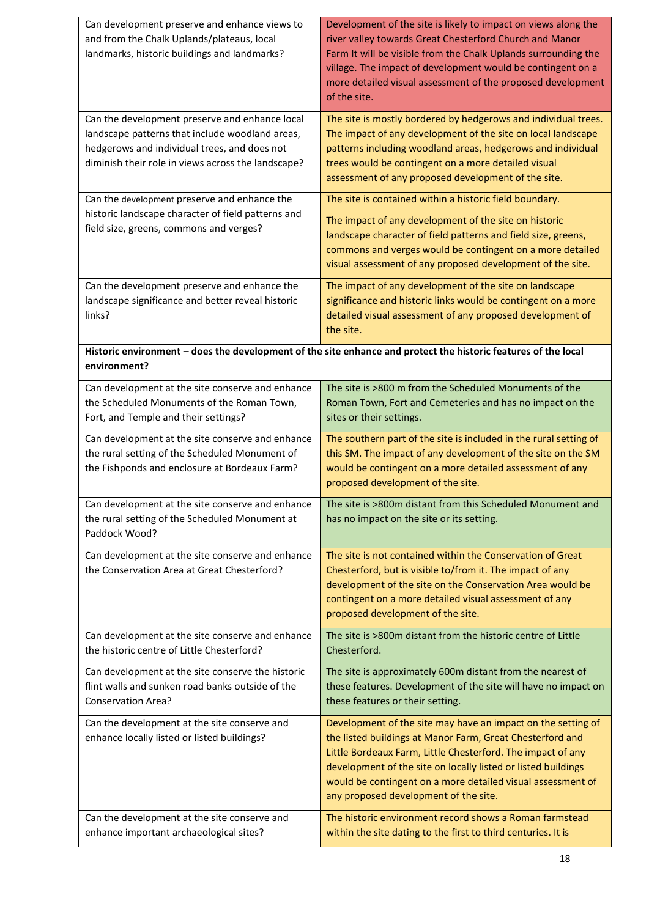| | |
|---|---|
| Can development preserve and enhance views to and from the Chalk Uplands/plateaus, local landmarks, historic buildings and landmarks? | Development of the site is likely to impact on views along the river valley towards Great Chesterford Church and Manor Farm It will be visible from the Chalk Uplands surrounding the village. The impact of development would be contingent on a more detailed visual assessment of the proposed development of the site. |
| Can the development preserve and enhance local landscape patterns that include woodland areas, hedgerows and individual trees, and does not diminish their role in views across the landscape? | The site is mostly bordered by hedgerows and individual trees. The impact of any development of the site on local landscape patterns including woodland areas, hedgerows and individual trees would be contingent on a more detailed visual assessment of any proposed development of the site. |
| Can the development preserve and enhance the historic landscape character of field patterns and field size, greens, commons and verges? | The site is contained within a historic field boundary. The impact of any development of the site on historic landscape character of field patterns and field size, greens, commons and verges would be contingent on a more detailed visual assessment of any proposed development of the site. |
| Can the development preserve and enhance the landscape significance and better reveal historic links? | The impact of any development of the site on landscape significance and historic links would be contingent on a more detailed visual assessment of any proposed development of the site. |
| **Historic environment – does the development of the site enhance and protect the historic features of the local environment?** | |
| Can development at the site conserve and enhance the Scheduled Monuments of the Roman Town, Fort, and Temple and their settings? | The site is >800 m from the Scheduled Monuments of the Roman Town, Fort and Cemeteries and has no impact on the sites or their settings. |
| Can development at the site conserve and enhance the rural setting of the Scheduled Monument of the Fishponds and enclosure at Bordeaux Farm? | The southern part of the site is included in the rural setting of this SM. The impact of any development of the site on the SM would be contingent on a more detailed assessment of any proposed development of the site. |
| Can development at the site conserve and enhance the rural setting of the Scheduled Monument at Paddock Wood? | The site is >800m distant from this Scheduled Monument and has no impact on the site or its setting. |
| Can development at the site conserve and enhance the Conservation Area at Great Chesterford? | The site is not contained within the Conservation of Great Chesterford, but is visible to/from it. The impact of any development of the site on the Conservation Area would be contingent on a more detailed visual assessment of any proposed development of the site. |
| Can development at the site conserve and enhance the historic centre of Little Chesterford? | The site is >800m distant from the historic centre of Little Chesterford. |
| Can development at the site conserve the historic flint walls and sunken road banks outside of the Conservation Area? | The site is approximately 600m distant from the nearest of these features. Development of the site will have no impact on these features or their setting. |
| Can the development at the site conserve and enhance locally listed or listed buildings? | Development of the site may have an impact on the setting of the listed buildings at Manor Farm, Great Chesterford and Little Bordeaux Farm, Little Chesterford. The impact of any development of the site on locally listed or listed buildings would be contingent on a more detailed visual assessment of any proposed development of the site. |
| Can the development at the site conserve and enhance important archaeological sites? | The historic environment record shows a Roman farmstead within the site dating to the first to third centuries. It is |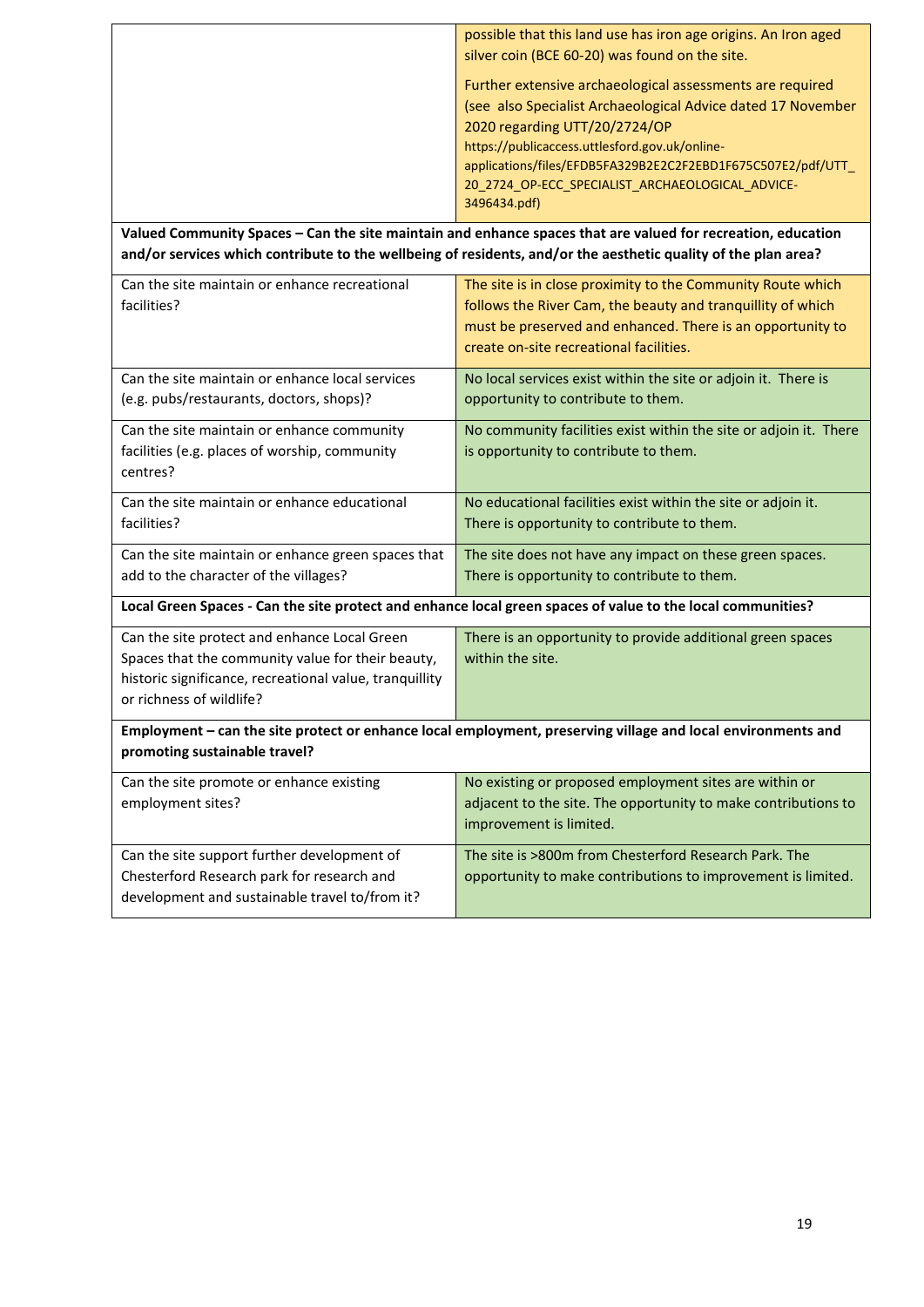| | |
|---|---|
| | possible that this land use has iron age origins. An Iron aged silver coin (BCE 60-20) was found on the site.<br><br>Further extensive archaeological assessments are required (see also Specialist Archaeological Advice dated 17 November 2020 regarding UTT/20/2724/OP https://publicaccess.uttlesford.gov.uk/online-applications/files/EFDB5FA329B2E2C2F2EBD1F675C507E2/pdf/UTT_20_2724_OP-ECC_SPECIALIST_ARCHAEOLOGICAL_ADVICE-3496434.pdf) |
| **Valued Community Spaces – Can the site maintain and enhance spaces that are valued for recreation, education and/or services which contribute to the wellbeing of residents, and/or the aesthetic quality of the plan area?** | |
| Can the site maintain or enhance recreational facilities? | The site is in close proximity to the Community Route which follows the River Cam, the beauty and tranquillity of which must be preserved and enhanced. There is an opportunity to create on-site recreational facilities. |
| Can the site maintain or enhance local services (e.g. pubs/restaurants, doctors, shops)? | No local services exist within the site or adjoin it. There is opportunity to contribute to them. |
| Can the site maintain or enhance community facilities (e.g. places of worship, community centres? | No community facilities exist within the site or adjoin it. There is opportunity to contribute to them. |
| Can the site maintain or enhance educational facilities? | No educational facilities exist within the site or adjoin it. There is opportunity to contribute to them. |
| Can the site maintain or enhance green spaces that add to the character of the villages? | The site does not have any impact on these green spaces. There is opportunity to contribute to them. |
| **Local Green Spaces - Can the site protect and enhance local green spaces of value to the local communities?** | |
| Can the site protect and enhance Local Green Spaces that the community value for their beauty, historic significance, recreational value, tranquillity or richness of wildlife? | There is an opportunity to provide additional green spaces within the site. |
| **Employment – can the site protect or enhance local employment, preserving village and local environments and promoting sustainable travel?** | |
| Can the site promote or enhance existing employment sites? | No existing or proposed employment sites are within or adjacent to the site. The opportunity to make contributions to improvement is limited. |
| Can the site support further development of Chesterford Research park for research and development and sustainable travel to/from it? | The site is >800m from Chesterford Research Park. The opportunity to make contributions to improvement is limited. |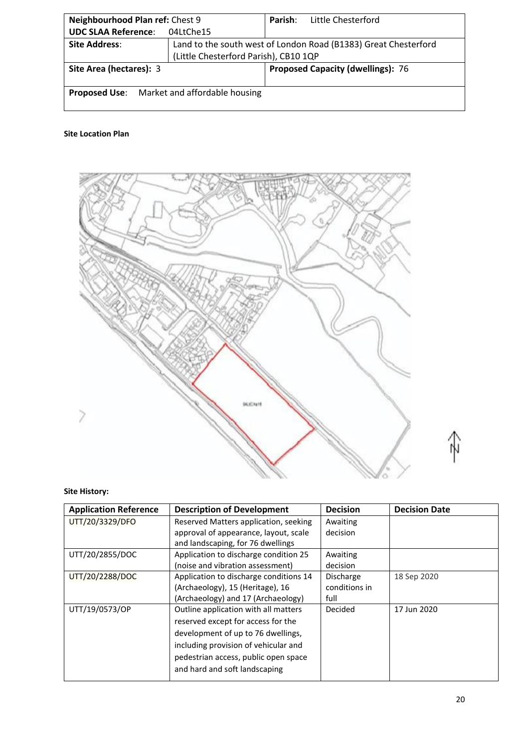| **Neighbourhood Plan ref:** Chest 9 | | **Parish:** Little Chesterford |
|---|---|---|
| **UDC SLAA Reference:** 04LtChe15 | | |
| **Site Address:** | Land to the south west of London Road (B1383) Great Chesterford (Little Chesterford Parish), CB10 1QP | |
| **Site Area (hectares):** 3 | | **Proposed Capacity (dwellings):** 76 |
| **Proposed Use:** Market and affordable housing | | |

**Site Location Plan**

**Site History:**

| Application Reference | Description of Development | Decision | Decision Date |
|---|---|---|---|
| UTT/20/3329/DFO | Reserved Matters application, seeking approval of appearance, layout, scale and landscaping, for 76 dwellings | Awaiting decision | |
| UTT/20/2855/DOC | Application to discharge condition 25 (noise and vibration assessment) | Awaiting decision | |
| UTT/20/2288/DOC | Application to discharge conditions 14 (Archaeology), 15 (Heritage), 16 (Archaeology) and 17 (Archaeology) | Discharge conditions in full | 18 Sep 2020 |
| UTT/19/0573/OP | Outline application with all matters reserved except for access for the development of up to 76 dwellings, including provision of vehicular and pedestrian access, public open space and hard and soft landscaping | Decided | 17 Jun 2020 |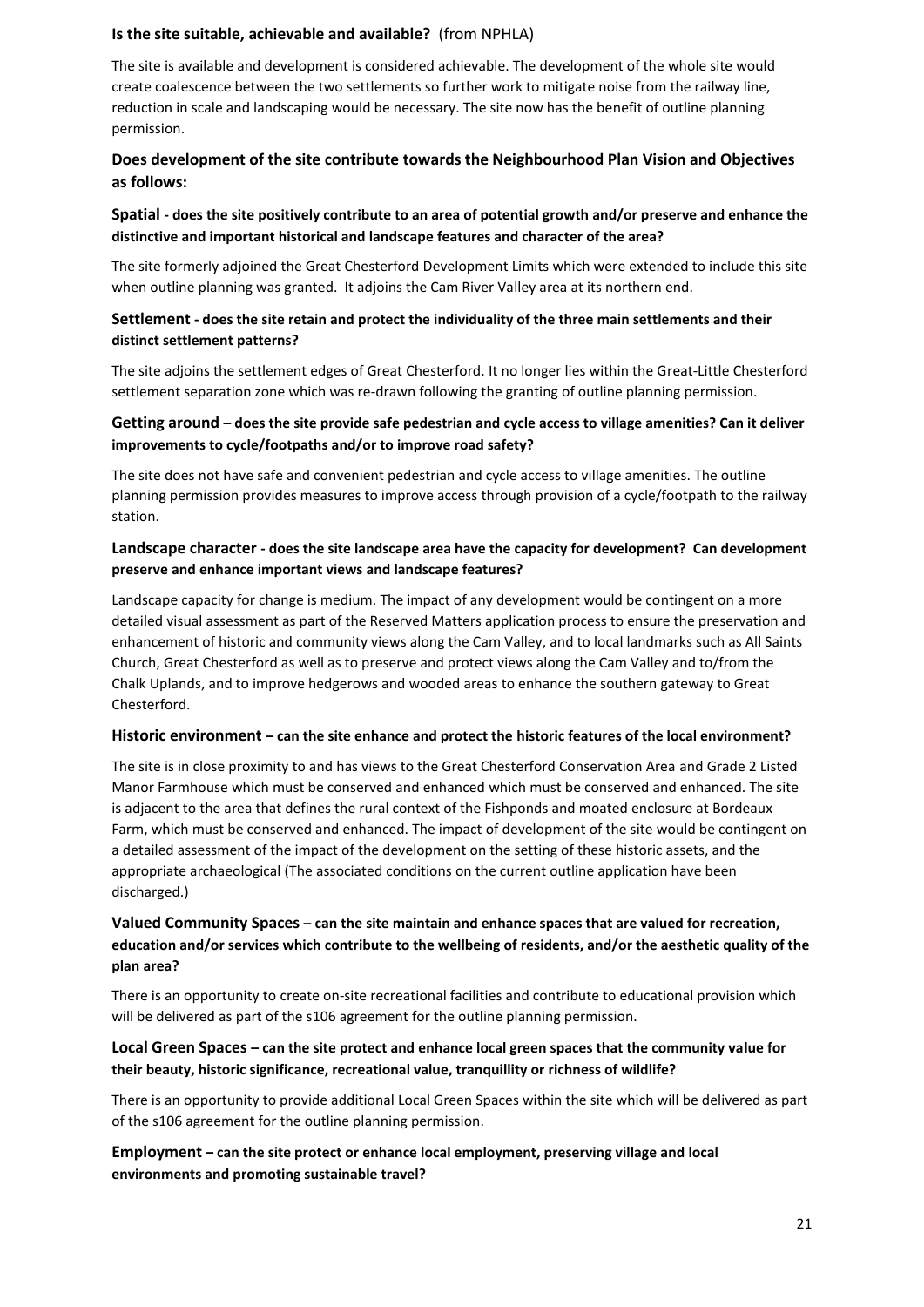**Is the site suitable, achievable and available?** (from NPHLA)

The site is available and development is considered achievable. The development of the whole site would create coalescence between the two settlements so further work to mitigate noise from the railway line, reduction in scale and landscaping would be necessary. The site now has the benefit of outline planning permission.

### Does development of the site contribute towards the Neighbourhood Plan Vision and Objectives as follows:

**Spatial - does the site positively contribute to an area of potential growth and/or preserve and enhance the distinctive and important historical and landscape features and character of the area?**

The site formerly adjoined the Great Chesterford Development Limits which were extended to include this site when outline planning was granted. It adjoins the Cam River Valley area at its northern end.

**Settlement - does the site retain and protect the individuality of the three main settlements and their distinct settlement patterns?**

The site adjoins the settlement edges of Great Chesterford. It no longer lies within the Great-Little Chesterford settlement separation zone which was re-drawn following the granting of outline planning permission.

**Getting around – does the site provide safe pedestrian and cycle access to village amenities? Can it deliver improvements to cycle/footpaths and/or to improve road safety?**

The site does not have safe and convenient pedestrian and cycle access to village amenities. The outline planning permission provides measures to improve access through provision of a cycle/footpath to the railway station.

**Landscape character - does the site landscape area have the capacity for development? Can development preserve and enhance important views and landscape features?**

Landscape capacity for change is medium. The impact of any development would be contingent on a more detailed visual assessment as part of the Reserved Matters application process to ensure the preservation and enhancement of historic and community views along the Cam Valley, and to local landmarks such as All Saints Church, Great Chesterford as well as to preserve and protect views along the Cam Valley and to/from the Chalk Uplands, and to improve hedgerows and wooded areas to enhance the southern gateway to Great Chesterford.

**Historic environment – can the site enhance and protect the historic features of the local environment?**

The site is in close proximity to and has views to the Great Chesterford Conservation Area and Grade 2 Listed Manor Farmhouse which must be conserved and enhanced which must be conserved and enhanced. The site is adjacent to the area that defines the rural context of the Fishponds and moated enclosure at Bordeaux Farm, which must be conserved and enhanced. The impact of development of the site would be contingent on a detailed assessment of the impact of the development on the setting of these historic assets, and the appropriate archaeological (The associated conditions on the current outline application have been discharged.)

**Valued Community Spaces – can the site maintain and enhance spaces that are valued for recreation, education and/or services which contribute to the wellbeing of residents, and/or the aesthetic quality of the plan area?**

There is an opportunity to create on-site recreational facilities and contribute to educational provision which will be delivered as part of the s106 agreement for the outline planning permission.

**Local Green Spaces – can the site protect and enhance local green spaces that the community value for their beauty, historic significance, recreational value, tranquillity or richness of wildlife?**

There is an opportunity to provide additional Local Green Spaces within the site which will be delivered as part of the s106 agreement for the outline planning permission.

**Employment – can the site protect or enhance local employment, preserving village and local environments and promoting sustainable travel?**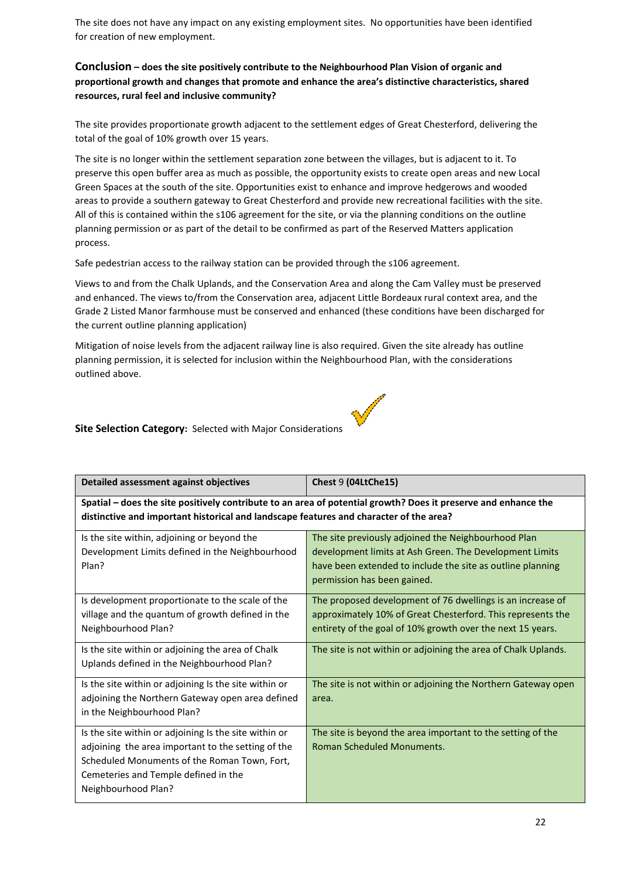The site does not have any impact on any existing employment sites. No opportunities have been identified for creation of new employment.

**Conclusion – does the site positively contribute to the Neighbourhood Plan Vision of organic and proportional growth and changes that promote and enhance the area's distinctive characteristics, shared resources, rural feel and inclusive community?**

The site provides proportionate growth adjacent to the settlement edges of Great Chesterford, delivering the total of the goal of 10% growth over 15 years.

The site is no longer within the settlement separation zone between the villages, but is adjacent to it. To preserve this open buffer area as much as possible, the opportunity exists to create open areas and new Local Green Spaces at the south of the site. Opportunities exist to enhance and improve hedgerows and wooded areas to provide a southern gateway to Great Chesterford and provide new recreational facilities with the site. All of this is contained within the s106 agreement for the site, or via the planning conditions on the outline planning permission or as part of the detail to be confirmed as part of the Reserved Matters application process.

Safe pedestrian access to the railway station can be provided through the s106 agreement.

Views to and from the Chalk Uplands, and the Conservation Area and along the Cam Valley must be preserved and enhanced. The views to/from the Conservation area, adjacent Little Bordeaux rural context area, and the Grade 2 Listed Manor farmhouse must be conserved and enhanced (these conditions have been discharged for the current outline planning application)

Mitigation of noise levels from the adjacent railway line is also required. Given the site already has outline planning permission, it is selected for inclusion within the Neighbourhood Plan, with the considerations outlined above.

**Site Selection Category:** Selected with Major Considerations ✓

| Detailed assessment against objectives | Chest 9 (04LtChe15) |
|---|---|
| **Spatial – does the site positively contribute to an area of potential growth? Does it preserve and enhance the distinctive and important historical and landscape features and character of the area?** | |
| Is the site within, adjoining or beyond the Development Limits defined in the Neighbourhood Plan? | The site previously adjoined the Neighbourhood Plan development limits at Ash Green. The Development Limits have been extended to include the site as outline planning permission has been gained. |
| Is development proportionate to the scale of the village and the quantum of growth defined in the Neighbourhood Plan? | The proposed development of 76 dwellings is an increase of approximately 10% of Great Chesterford. This represents the entirety of the goal of 10% growth over the next 15 years. |
| Is the site within or adjoining the area of Chalk Uplands defined in the Neighbourhood Plan? | The site is not within or adjoining the area of Chalk Uplands. |
| Is the site within or adjoining Is the site within or adjoining the Northern Gateway open area defined in the Neighbourhood Plan? | The site is not within or adjoining the Northern Gateway open area. |
| Is the site within or adjoining Is the site within or adjoining the area important to the setting of the Scheduled Monuments of the Roman Town, Fort, Cemeteries and Temple defined in the Neighbourhood Plan? | The site is beyond the area important to the setting of the Roman Scheduled Monuments. |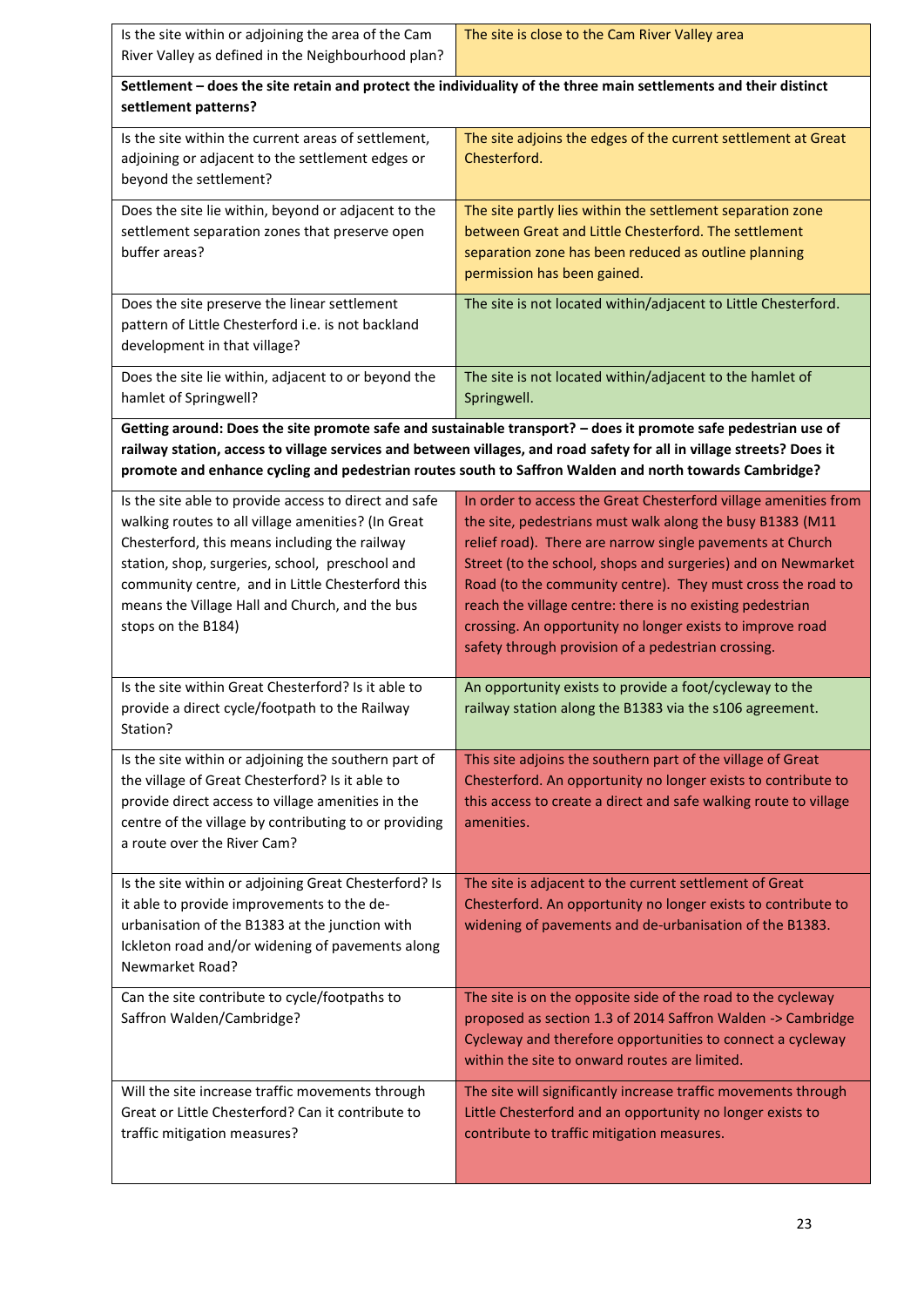| | |
|---|---|
| Is the site within or adjoining the area of the Cam River Valley as defined in the Neighbourhood plan? | The site is close to the Cam River Valley area |
| **Settlement – does the site retain and protect the individuality of the three main settlements and their distinct settlement patterns?** | |
| Is the site within the current areas of settlement, adjoining or adjacent to the settlement edges or beyond the settlement? | The site adjoins the edges of the current settlement at Great Chesterford. |
| Does the site lie within, beyond or adjacent to the settlement separation zones that preserve open buffer areas? | The site partly lies within the settlement separation zone between Great and Little Chesterford. The settlement separation zone has been reduced as outline planning permission has been gained. |
| Does the site preserve the linear settlement pattern of Little Chesterford i.e. is not backland development in that village? | The site is not located within/adjacent to Little Chesterford. |
| Does the site lie within, adjacent to or beyond the hamlet of Springwell? | The site is not located within/adjacent to the hamlet of Springwell. |
| **Getting around: Does the site promote safe and sustainable transport? – does it promote safe pedestrian use of railway station, access to village services and between villages, and road safety for all in village streets? Does it promote and enhance cycling and pedestrian routes south to Saffron Walden and north towards Cambridge?** | |
| Is the site able to provide access to direct and safe walking routes to all village amenities? (In Great Chesterford, this means including the railway station, shop, surgeries, school, preschool and community centre, and in Little Chesterford this means the Village Hall and Church, and the bus stops on the B184) | In order to access the Great Chesterford village amenities from the site, pedestrians must walk along the busy B1383 (M11 relief road). There are narrow single pavements at Church Street (to the school, shops and surgeries) and on Newmarket Road (to the community centre). They must cross the road to reach the village centre: there is no existing pedestrian crossing. An opportunity no longer exists to improve road safety through provision of a pedestrian crossing. |
| Is the site within Great Chesterford? Is it able to provide a direct cycle/footpath to the Railway Station? | An opportunity exists to provide a foot/cycleway to the railway station along the B1383 via the s106 agreement. |
| Is the site within or adjoining the southern part of the village of Great Chesterford? Is it able to provide direct access to village amenities in the centre of the village by contributing to or providing a route over the River Cam? | This site adjoins the southern part of the village of Great Chesterford. An opportunity no longer exists to contribute to this access to create a direct and safe walking route to village amenities. |
| Is the site within or adjoining Great Chesterford? Is it able to provide improvements to the de-urbanisation of the B1383 at the junction with Ickleton road and/or widening of pavements along Newmarket Road? | The site is adjacent to the current settlement of Great Chesterford. An opportunity no longer exists to contribute to widening of pavements and de-urbanisation of the B1383. |
| Can the site contribute to cycle/footpaths to Saffron Walden/Cambridge? | The site is on the opposite side of the road to the cycleway proposed as section 1.3 of 2014 Saffron Walden -> Cambridge Cycleway and therefore opportunities to connect a cycleway within the site to onward routes are limited. |
| Will the site increase traffic movements through Great or Little Chesterford? Can it contribute to traffic mitigation measures? | The site will significantly increase traffic movements through Little Chesterford and an opportunity no longer exists to contribute to traffic mitigation measures. |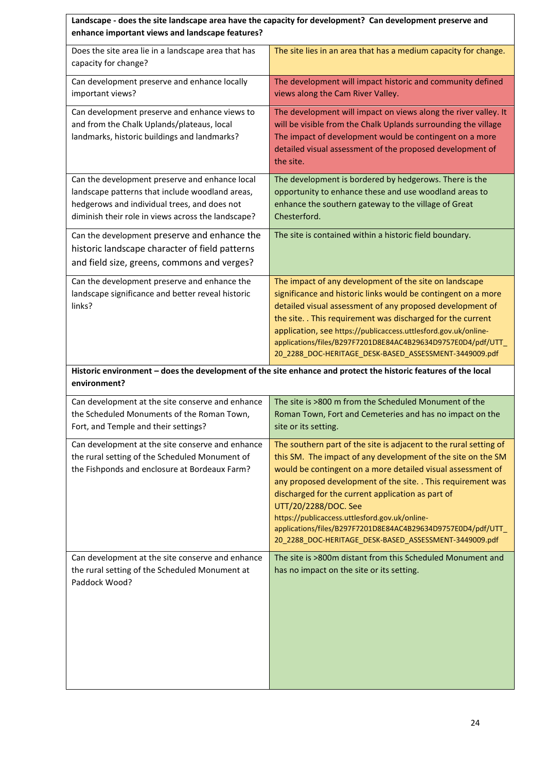| **Landscape - does the site landscape area have the capacity for development? Can development preserve and enhance important views and landscape features?** | |
|---|---|
| Does the site area lie in a landscape area that has capacity for change? | The site lies in an area that has a medium capacity for change. |
| Can development preserve and enhance locally important views? | The development will impact historic and community defined views along the Cam River Valley. |
| Can development preserve and enhance views to and from the Chalk Uplands/plateaus, local landmarks, historic buildings and landmarks? | The development will impact on views along the river valley. It will be visible from the Chalk Uplands surrounding the village The impact of development would be contingent on a more detailed visual assessment of the proposed development of the site. |
| Can the development preserve and enhance local landscape patterns that include woodland areas, hedgerows and individual trees, and does not diminish their role in views across the landscape? | The development is bordered by hedgerows. There is the opportunity to enhance these and use woodland areas to enhance the southern gateway to the village of Great Chesterford. |
| Can the development preserve and enhance the historic landscape character of field patterns and field size, greens, commons and verges? | The site is contained within a historic field boundary. |
| Can the development preserve and enhance the landscape significance and better reveal historic links? | The impact of any development of the site on landscape significance and historic links would be contingent on a more detailed visual assessment of any proposed development of the site. . This requirement was discharged for the current application, see https://publicaccess.uttlesford.gov.uk/online-applications/files/B297F7201D8E84AC4B29634D9757E0D4/pdf/UTT_20_2288_DOC-HERITAGE_DESK-BASED_ASSESSMENT-3449009.pdf |
| **Historic environment – does the development of the site enhance and protect the historic features of the local environment?** | |
| Can development at the site conserve and enhance the Scheduled Monuments of the Roman Town, Fort, and Temple and their settings? | The site is >800 m from the Scheduled Monument of the Roman Town, Fort and Cemeteries and has no impact on the site or its setting. |
| Can development at the site conserve and enhance the rural setting of the Scheduled Monument of the Fishponds and enclosure at Bordeaux Farm? | The southern part of the site is adjacent to the rural setting of this SM. The impact of any development of the site on the SM would be contingent on a more detailed visual assessment of any proposed development of the site. . This requirement was discharged for the current application as part of UTT/20/2288/DOC. See https://publicaccess.uttlesford.gov.uk/online-applications/files/B297F7201D8E84AC4B29634D9757E0D4/pdf/UTT_20_2288_DOC-HERITAGE_DESK-BASED_ASSESSMENT-3449009.pdf |
| Can development at the site conserve and enhance the rural setting of the Scheduled Monument at Paddock Wood? | The site is >800m distant from this Scheduled Monument and has no impact on the site or its setting. |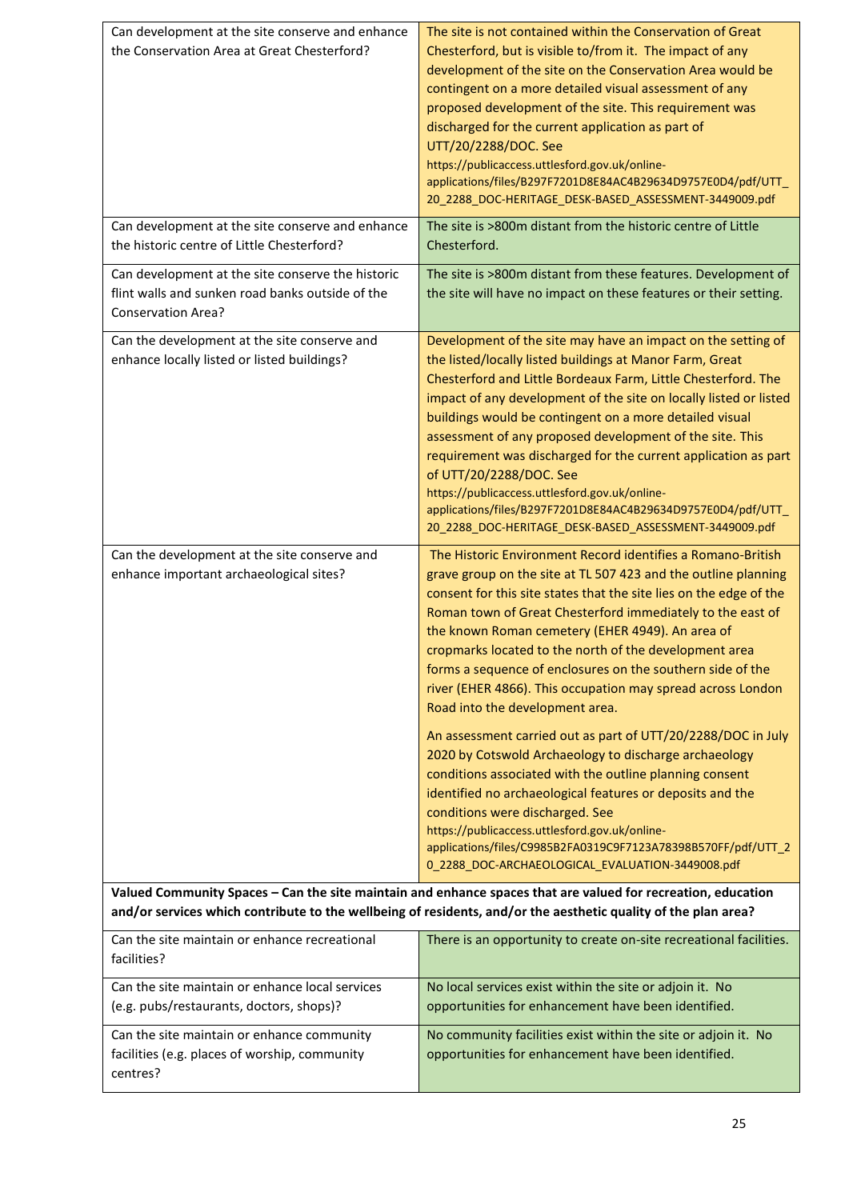| | |
|---|---|
| Can development at the site conserve and enhance the Conservation Area at Great Chesterford? | The site is not contained within the Conservation of Great Chesterford, but is visible to/from it. The impact of any development of the site on the Conservation Area would be contingent on a more detailed visual assessment of any proposed development of the site. This requirement was discharged for the current application as part of UTT/20/2288/DOC. See https://publicaccess.uttlesford.gov.uk/online-applications/files/B297F7201D8E84AC4B29634D9757E0D4/pdf/UTT_20_2288_DOC-HERITAGE_DESK-BASED_ASSESSMENT-3449009.pdf |
| Can development at the site conserve and enhance the historic centre of Little Chesterford? | The site is >800m distant from the historic centre of Little Chesterford. |
| Can development at the site conserve the historic flint walls and sunken road banks outside of the Conservation Area? | The site is >800m distant from these features. Development of the site will have no impact on these features or their setting. |
| Can the development at the site conserve and enhance locally listed or listed buildings? | Development of the site may have an impact on the setting of the listed/locally listed buildings at Manor Farm, Great Chesterford and Little Bordeaux Farm, Little Chesterford. The impact of any development of the site on locally listed or listed buildings would be contingent on a more detailed visual assessment of any proposed development of the site. This requirement was discharged for the current application as part of UTT/20/2288/DOC. See https://publicaccess.uttlesford.gov.uk/online-applications/files/B297F7201D8E84AC4B29634D9757E0D4/pdf/UTT_20_2288_DOC-HERITAGE_DESK-BASED_ASSESSMENT-3449009.pdf |
| Can the development at the site conserve and enhance important archaeological sites? | The Historic Environment Record identifies a Romano-British grave group on the site at TL 507 423 and the outline planning consent for this site states that the site lies on the edge of the Roman town of Great Chesterford immediately to the east of the known Roman cemetery (EHER 4949). An area of cropmarks located to the north of the development area forms a sequence of enclosures on the southern side of the river (EHER 4866). This occupation may spread across London Road into the development area.<br><br>An assessment carried out as part of UTT/20/2288/DOC in July 2020 by Cotswold Archaeology to discharge archaeology conditions associated with the outline planning consent identified no archaeological features or deposits and the conditions were discharged. See https://publicaccess.uttlesford.gov.uk/online-applications/files/C9985B2FA0319C9F7123A78398B570FF/pdf/UTT_20_2288_DOC-ARCHAEOLOGICAL_EVALUATION-3449008.pdf |
| **Valued Community Spaces – Can the site maintain and enhance spaces that are valued for recreation, education and/or services which contribute to the wellbeing of residents, and/or the aesthetic quality of the plan area?** | |
| Can the site maintain or enhance recreational facilities? | There is an opportunity to create on-site recreational facilities. |
| Can the site maintain or enhance local services (e.g. pubs/restaurants, doctors, shops)? | No local services exist within the site or adjoin it. No opportunities for enhancement have been identified. |
| Can the site maintain or enhance community facilities (e.g. places of worship, community centres? | No community facilities exist within the site or adjoin it. No opportunities for enhancement have been identified. |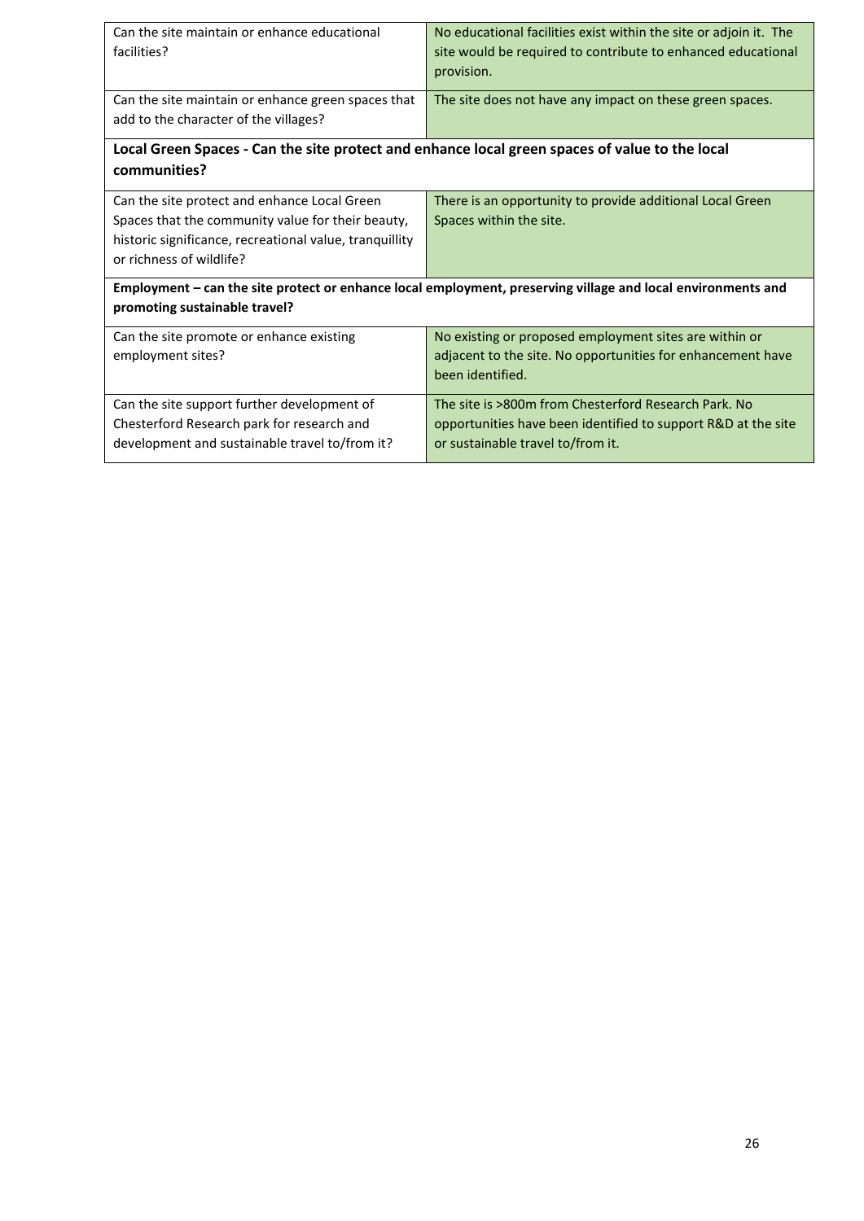| | |
|---|---|
| Can the site maintain or enhance educational facilities? | No educational facilities exist within the site or adjoin it. The site would be required to contribute to enhanced educational provision. |
| Can the site maintain or enhance green spaces that add to the character of the villages? | The site does not have any impact on these green spaces. |
| **Local Green Spaces - Can the site protect and enhance local green spaces of value to the local communities?** | |
| Can the site protect and enhance Local Green Spaces that the community value for their beauty, historic significance, recreational value, tranquillity or richness of wildlife? | There is an opportunity to provide additional Local Green Spaces within the site. |
| **Employment – can the site protect or enhance local employment, preserving village and local environments and promoting sustainable travel?** | |
| Can the site promote or enhance existing employment sites? | No existing or proposed employment sites are within or adjacent to the site. No opportunities for enhancement have been identified. |
| Can the site support further development of Chesterford Research park for research and development and sustainable travel to/from it? | The site is >800m from Chesterford Research Park. No opportunities have been identified to support R&D at the site or sustainable travel to/from it. |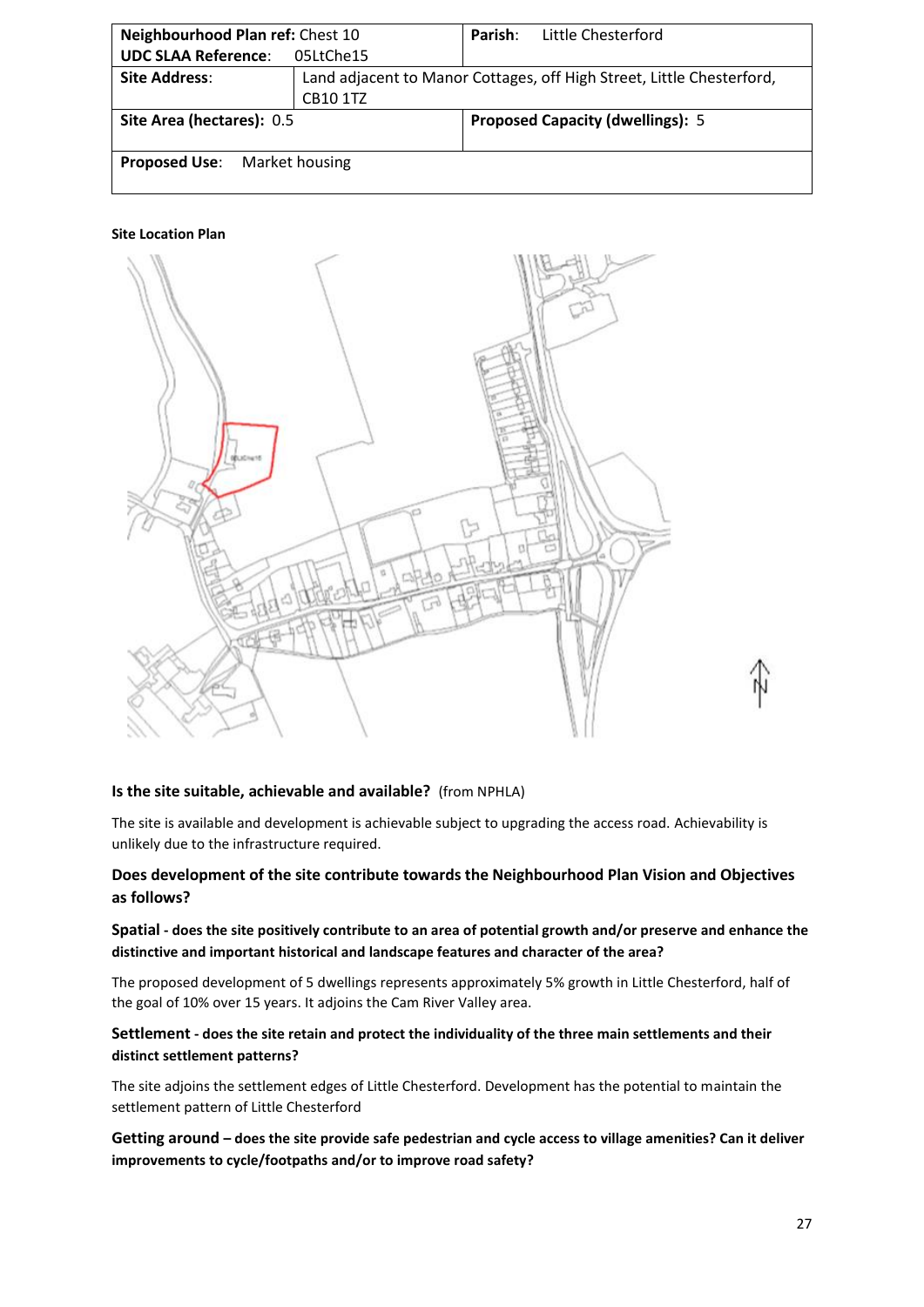| Neighbourhood Plan ref: Chest 10 | | Parish: Little Chesterford |
|---|---|---|
| **UDC SLAA Reference**: 05LtChe15 | | |
| **Site Address**: | Land adjacent to Manor Cottages, off High Street, Little Chesterford, CB10 1TZ | |
| **Site Area (hectares):** 0.5 | | **Proposed Capacity (dwellings):** 5 |
| **Proposed Use**: Market housing | | |

**Site Location Plan**

### Is the site suitable, achievable and available? (from NPHLA)

The site is available and development is achievable subject to upgrading the access road. Achievability is unlikely due to the infrastructure required.

### Does development of the site contribute towards the Neighbourhood Plan Vision and Objectives as follows?

**Spatial - does the site positively contribute to an area of potential growth and/or preserve and enhance the distinctive and important historical and landscape features and character of the area?**

The proposed development of 5 dwellings represents approximately 5% growth in Little Chesterford, half of the goal of 10% over 15 years. It adjoins the Cam River Valley area.

**Settlement - does the site retain and protect the individuality of the three main settlements and their distinct settlement patterns?**

The site adjoins the settlement edges of Little Chesterford. Development has the potential to maintain the settlement pattern of Little Chesterford

**Getting around – does the site provide safe pedestrian and cycle access to village amenities? Can it deliver improvements to cycle/footpaths and/or to improve road safety?**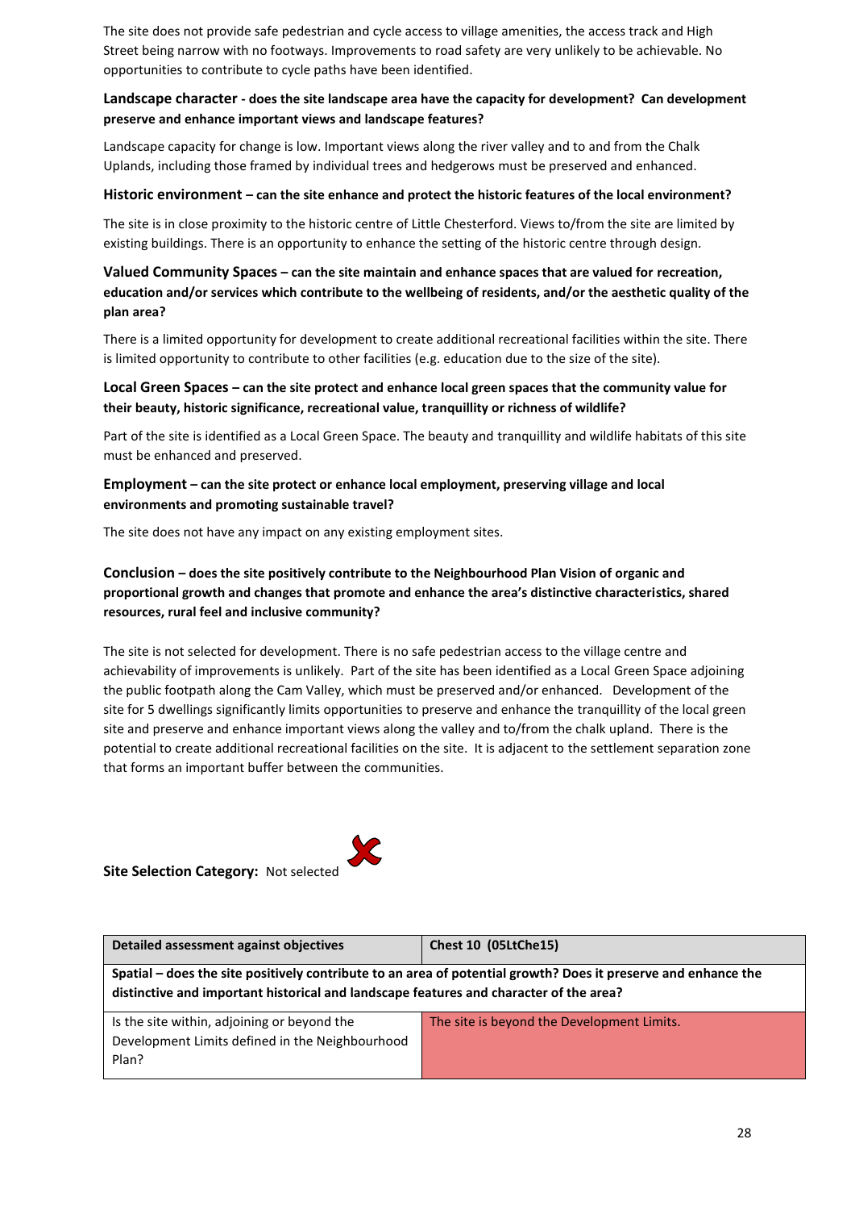The site does not provide safe pedestrian and cycle access to village amenities, the access track and High Street being narrow with no footways. Improvements to road safety are very unlikely to be achievable. No opportunities to contribute to cycle paths have been identified.

**Landscape character - does the site landscape area have the capacity for development? Can development preserve and enhance important views and landscape features?**

Landscape capacity for change is low. Important views along the river valley and to and from the Chalk Uplands, including those framed by individual trees and hedgerows must be preserved and enhanced.

**Historic environment – can the site enhance and protect the historic features of the local environment?**

The site is in close proximity to the historic centre of Little Chesterford. Views to/from the site are limited by existing buildings. There is an opportunity to enhance the setting of the historic centre through design.

**Valued Community Spaces – can the site maintain and enhance spaces that are valued for recreation, education and/or services which contribute to the wellbeing of residents, and/or the aesthetic quality of the plan area?**

There is a limited opportunity for development to create additional recreational facilities within the site. There is limited opportunity to contribute to other facilities (e.g. education due to the size of the site).

**Local Green Spaces – can the site protect and enhance local green spaces that the community value for their beauty, historic significance, recreational value, tranquillity or richness of wildlife?**

Part of the site is identified as a Local Green Space. The beauty and tranquillity and wildlife habitats of this site must be enhanced and preserved.

**Employment – can the site protect or enhance local employment, preserving village and local environments and promoting sustainable travel?**

The site does not have any impact on any existing employment sites.

**Conclusion – does the site positively contribute to the Neighbourhood Plan Vision of organic and proportional growth and changes that promote and enhance the area's distinctive characteristics, shared resources, rural feel and inclusive community?**

The site is not selected for development. There is no safe pedestrian access to the village centre and achievability of improvements is unlikely. Part of the site has been identified as a Local Green Space adjoining the public footpath along the Cam Valley, which must be preserved and/or enhanced. Development of the site for 5 dwellings significantly limits opportunities to preserve and enhance the tranquillity of the local green site and preserve and enhance important views along the valley and to/from the chalk upland. There is the potential to create additional recreational facilities on the site. It is adjacent to the settlement separation zone that forms an important buffer between the communities.

**Site Selection Category:** Not selected ✗

| Detailed assessment against objectives | Chest 10 (05LtChe15) |
|---|---|
| **Spatial – does the site positively contribute to an area of potential growth? Does it preserve and enhance the distinctive and important historical and landscape features and character of the area?** | |
| Is the site within, adjoining or beyond the Development Limits defined in the Neighbourhood Plan? | The site is beyond the Development Limits. |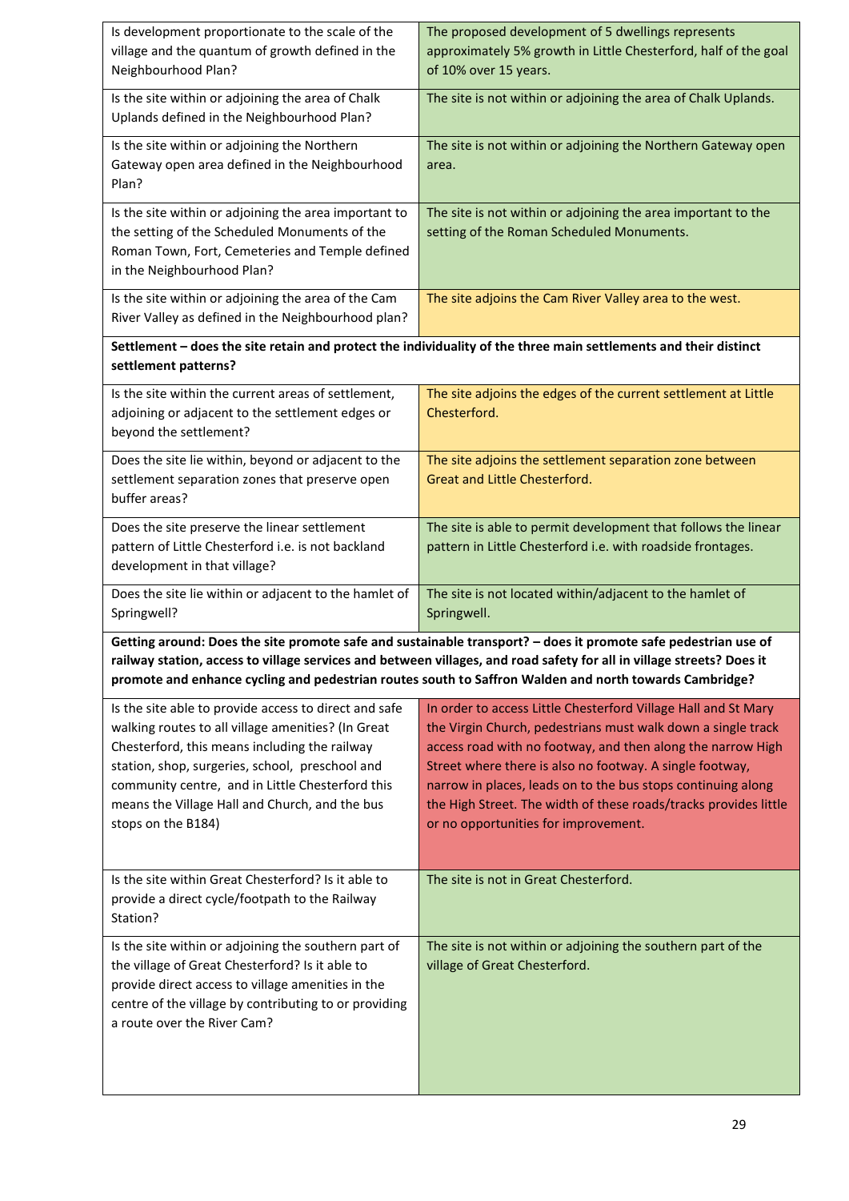| | |
|---|---|
| Is development proportionate to the scale of the village and the quantum of growth defined in the Neighbourhood Plan? | The proposed development of 5 dwellings represents approximately 5% growth in Little Chesterford, half of the goal of 10% over 15 years. |
| Is the site within or adjoining the area of Chalk Uplands defined in the Neighbourhood Plan? | The site is not within or adjoining the area of Chalk Uplands. |
| Is the site within or adjoining the Northern Gateway open area defined in the Neighbourhood Plan? | The site is not within or adjoining the Northern Gateway open area. |
| Is the site within or adjoining the area important to the setting of the Scheduled Monuments of the Roman Town, Fort, Cemeteries and Temple defined in the Neighbourhood Plan? | The site is not within or adjoining the area important to the setting of the Roman Scheduled Monuments. |
| Is the site within or adjoining the area of the Cam River Valley as defined in the Neighbourhood plan? | The site adjoins the Cam River Valley area to the west. |
| **Settlement – does the site retain and protect the individuality of the three main settlements and their distinct settlement patterns?** | |
| Is the site within the current areas of settlement, adjoining or adjacent to the settlement edges or beyond the settlement? | The site adjoins the edges of the current settlement at Little Chesterford. |
| Does the site lie within, beyond or adjacent to the settlement separation zones that preserve open buffer areas? | The site adjoins the settlement separation zone between Great and Little Chesterford. |
| Does the site preserve the linear settlement pattern of Little Chesterford i.e. is not backland development in that village? | The site is able to permit development that follows the linear pattern in Little Chesterford i.e. with roadside frontages. |
| Does the site lie within or adjacent to the hamlet of Springwell? | The site is not located within/adjacent to the hamlet of Springwell. |
| **Getting around: Does the site promote safe and sustainable transport? – does it promote safe pedestrian use of railway station, access to village services and between villages, and road safety for all in village streets? Does it promote and enhance cycling and pedestrian routes south to Saffron Walden and north towards Cambridge?** | |
| Is the site able to provide access to direct and safe walking routes to all village amenities? (In Great Chesterford, this means including the railway station, shop, surgeries, school, preschool and community centre, and in Little Chesterford this means the Village Hall and Church, and the bus stops on the B184) | In order to access Little Chesterford Village Hall and St Mary the Virgin Church, pedestrians must walk down a single track access road with no footway, and then along the narrow High Street where there is also no footway. A single footway, narrow in places, leads on to the bus stops continuing along the High Street. The width of these roads/tracks provides little or no opportunities for improvement. |
| Is the site within Great Chesterford? Is it able to provide a direct cycle/footpath to the Railway Station? | The site is not in Great Chesterford. |
| Is the site within or adjoining the southern part of the village of Great Chesterford? Is it able to provide direct access to village amenities in the centre of the village by contributing to or providing a route over the River Cam? | The site is not within or adjoining the southern part of the village of Great Chesterford. |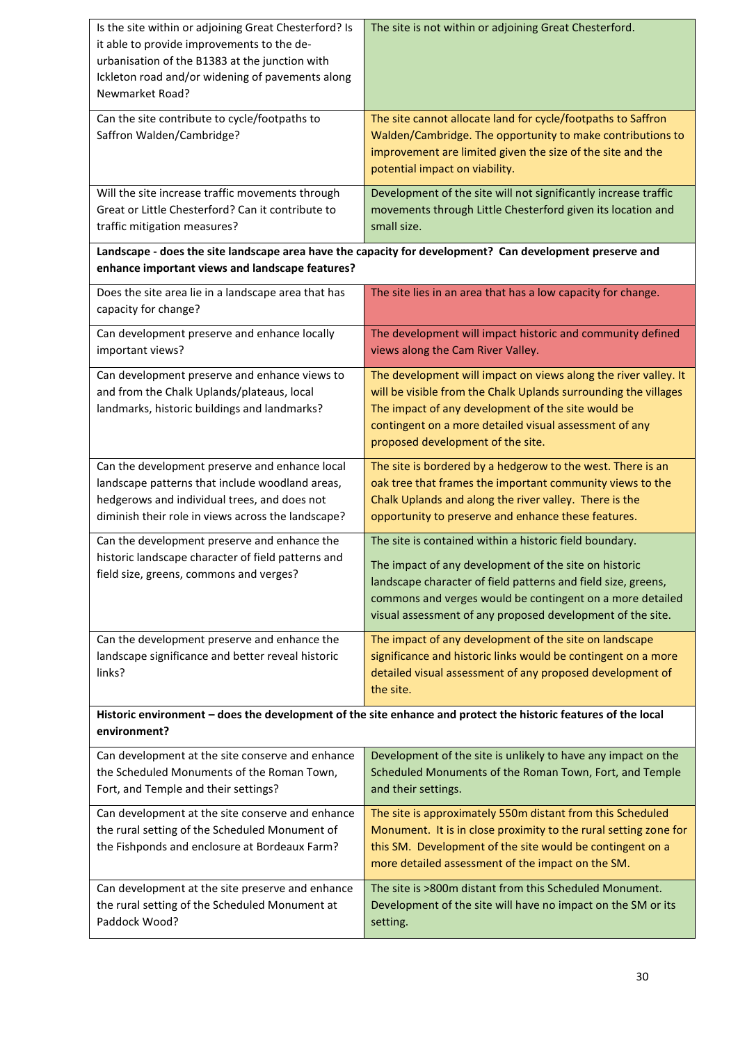| Question | Assessment |
|---|---|
| Is the site within or adjoining Great Chesterford? Is it able to provide improvements to the de-urbanisation of the B1383 at the junction with Ickleton road and/or widening of pavements along Newmarket Road? | The site is not within or adjoining Great Chesterford. |
| Can the site contribute to cycle/footpaths to Saffron Walden/Cambridge? | The site cannot allocate land for cycle/footpaths to Saffron Walden/Cambridge. The opportunity to make contributions to improvement are limited given the size of the site and the potential impact on viability. |
| Will the site increase traffic movements through Great or Little Chesterford? Can it contribute to traffic mitigation measures? | Development of the site will not significantly increase traffic movements through Little Chesterford given its location and small size. |
| **Landscape - does the site landscape area have the capacity for development? Can development preserve and enhance important views and landscape features?** | |
| Does the site area lie in a landscape area that has capacity for change? | The site lies in an area that has a low capacity for change. |
| Can development preserve and enhance locally important views? | The development will impact historic and community defined views along the Cam River Valley. |
| Can development preserve and enhance views to and from the Chalk Uplands/plateaus, local landmarks, historic buildings and landmarks? | The development will impact on views along the river valley. It will be visible from the Chalk Uplands surrounding the villages The impact of any development of the site would be contingent on a more detailed visual assessment of any proposed development of the site. |
| Can the development preserve and enhance local landscape patterns that include woodland areas, hedgerows and individual trees, and does not diminish their role in views across the landscape? | The site is bordered by a hedgerow to the west. There is an oak tree that frames the important community views to the Chalk Uplands and along the river valley. There is the opportunity to preserve and enhance these features. |
| Can the development preserve and enhance the historic landscape character of field patterns and field size, greens, commons and verges? | The site is contained within a historic field boundary. The impact of any development of the site on historic landscape character of field patterns and field size, greens, commons and verges would be contingent on a more detailed visual assessment of any proposed development of the site. |
| Can the development preserve and enhance the landscape significance and better reveal historic links? | The impact of any development of the site on landscape significance and historic links would be contingent on a more detailed visual assessment of any proposed development of the site. |
| **Historic environment – does the development of the site enhance and protect the historic features of the local environment?** | |
| Can development at the site conserve and enhance the Scheduled Monuments of the Roman Town, Fort, and Temple and their settings? | Development of the site is unlikely to have any impact on the Scheduled Monuments of the Roman Town, Fort, and Temple and their settings. |
| Can development at the site conserve and enhance the rural setting of the Scheduled Monument of the Fishponds and enclosure at Bordeaux Farm? | The site is approximately 550m distant from this Scheduled Monument. It is in close proximity to the rural setting zone for this SM. Development of the site would be contingent on a more detailed assessment of the impact on the SM. |
| Can development at the site preserve and enhance the rural setting of the Scheduled Monument at Paddock Wood? | The site is >800m distant from this Scheduled Monument. Development of the site will have no impact on the SM or its setting. |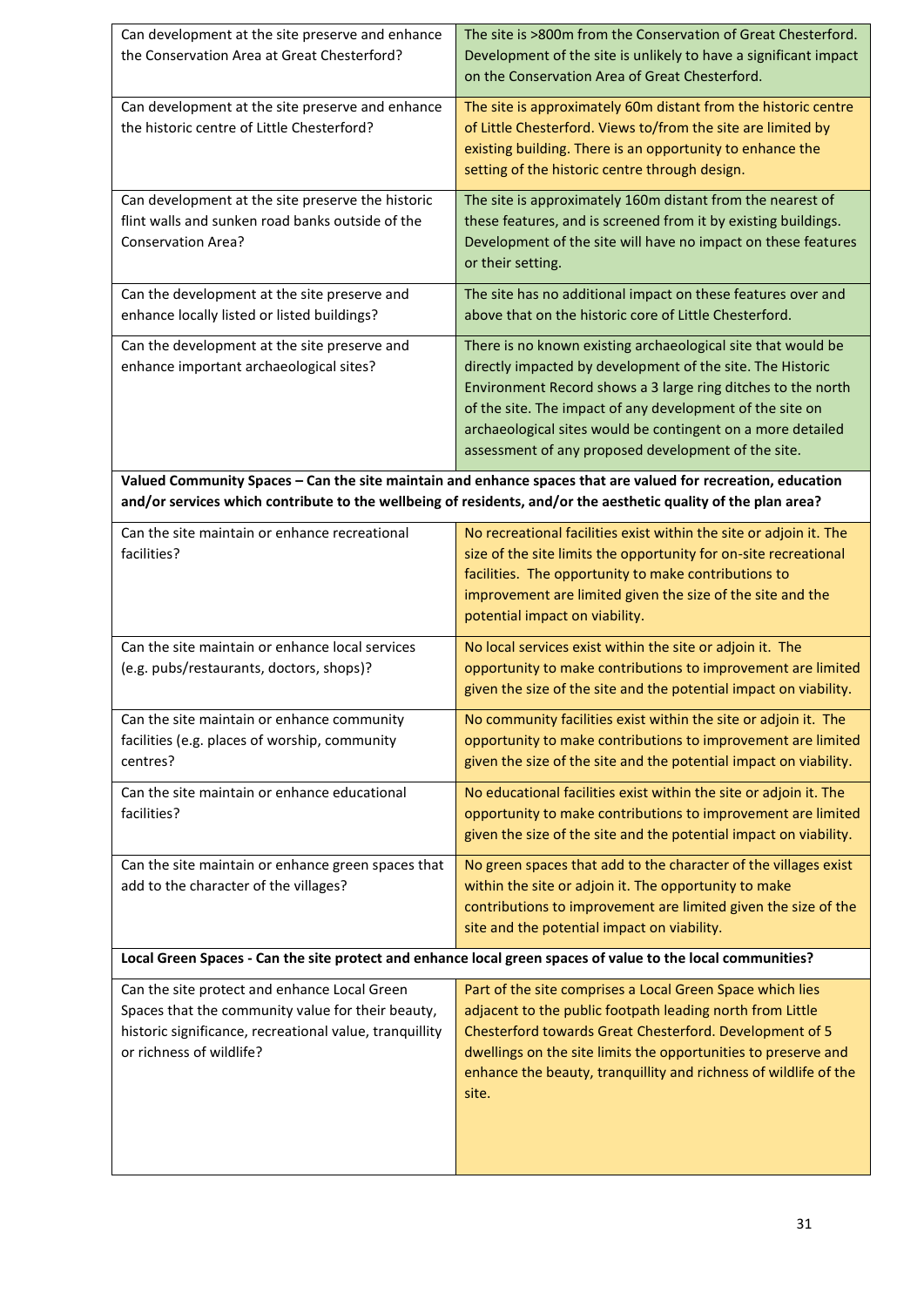| | |
|---|---|
| Can development at the site preserve and enhance the Conservation Area at Great Chesterford? | The site is >800m from the Conservation of Great Chesterford. Development of the site is unlikely to have a significant impact on the Conservation Area of Great Chesterford. |
| Can development at the site preserve and enhance the historic centre of Little Chesterford? | The site is approximately 60m distant from the historic centre of Little Chesterford. Views to/from the site are limited by existing building. There is an opportunity to enhance the setting of the historic centre through design. |
| Can development at the site preserve the historic flint walls and sunken road banks outside of the Conservation Area? | The site is approximately 160m distant from the nearest of these features, and is screened from it by existing buildings. Development of the site will have no impact on these features or their setting. |
| Can the development at the site preserve and enhance locally listed or listed buildings? | The site has no additional impact on these features over and above that on the historic core of Little Chesterford. |
| Can the development at the site preserve and enhance important archaeological sites? | There is no known existing archaeological site that would be directly impacted by development of the site. The Historic Environment Record shows a 3 large ring ditches to the north of the site. The impact of any development of the site on archaeological sites would be contingent on a more detailed assessment of any proposed development of the site. |
| **Valued Community Spaces – Can the site maintain and enhance spaces that are valued for recreation, education and/or services which contribute to the wellbeing of residents, and/or the aesthetic quality of the plan area?** | |
| Can the site maintain or enhance recreational facilities? | No recreational facilities exist within the site or adjoin it. The size of the site limits the opportunity for on-site recreational facilities. The opportunity to make contributions to improvement are limited given the size of the site and the potential impact on viability. |
| Can the site maintain or enhance local services (e.g. pubs/restaurants, doctors, shops)? | No local services exist within the site or adjoin it. The opportunity to make contributions to improvement are limited given the size of the site and the potential impact on viability. |
| Can the site maintain or enhance community facilities (e.g. places of worship, community centres? | No community facilities exist within the site or adjoin it. The opportunity to make contributions to improvement are limited given the size of the site and the potential impact on viability. |
| Can the site maintain or enhance educational facilities? | No educational facilities exist within the site or adjoin it. The opportunity to make contributions to improvement are limited given the size of the site and the potential impact on viability. |
| Can the site maintain or enhance green spaces that add to the character of the villages? | No green spaces that add to the character of the villages exist within the site or adjoin it. The opportunity to make contributions to improvement are limited given the size of the site and the potential impact on viability. |
| **Local Green Spaces - Can the site protect and enhance local green spaces of value to the local communities?** | |
| Can the site protect and enhance Local Green Spaces that the community value for their beauty, historic significance, recreational value, tranquillity or richness of wildlife? | Part of the site comprises a Local Green Space which lies adjacent to the public footpath leading north from Little Chesterford towards Great Chesterford. Development of 5 dwellings on the site limits the opportunities to preserve and enhance the beauty, tranquillity and richness of wildlife of the site. |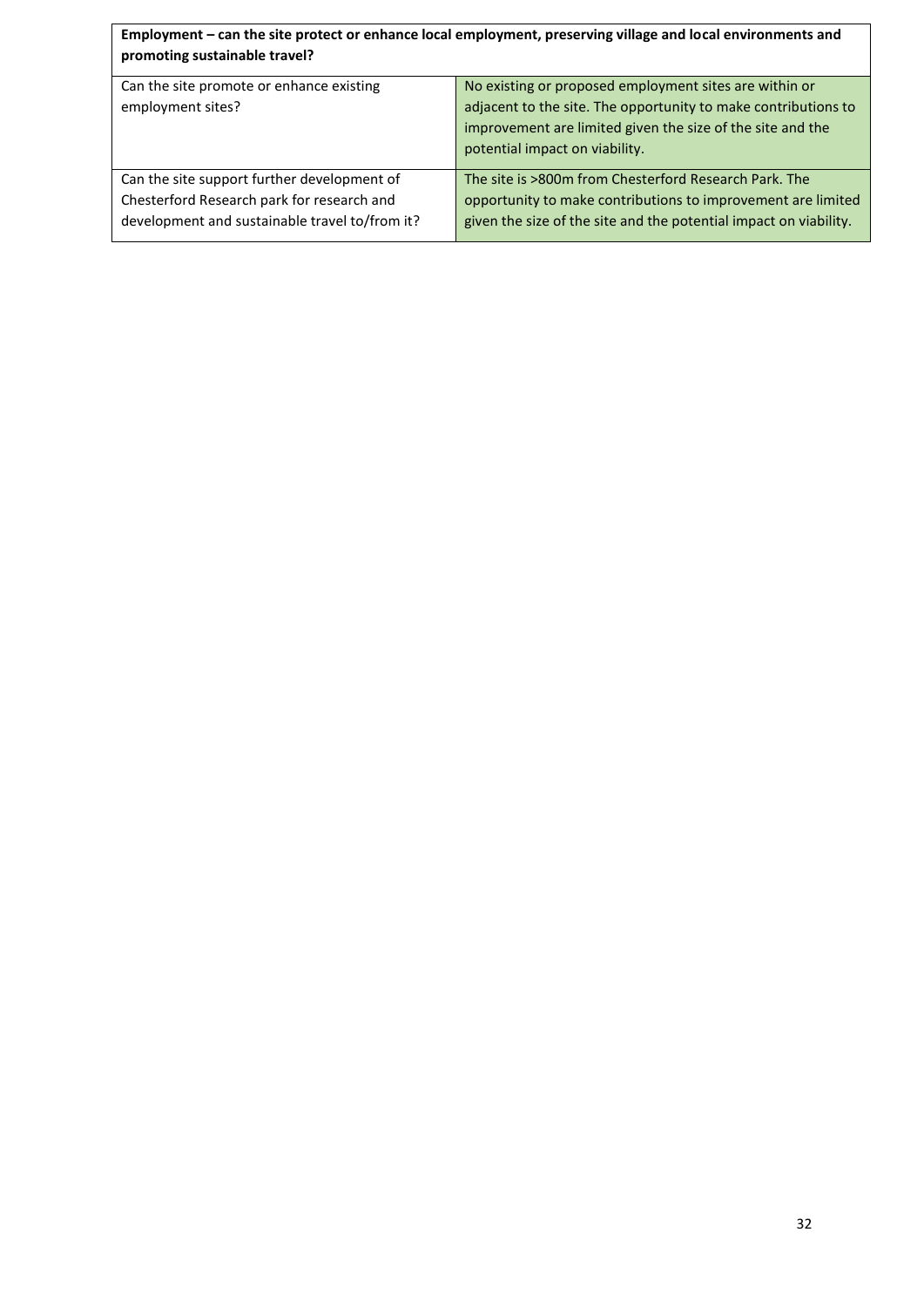| **Employment – can the site protect or enhance local employment, preserving village and local environments and promoting sustainable travel?** | |
|---|---|
| Can the site promote or enhance existing employment sites? | No existing or proposed employment sites are within or adjacent to the site. The opportunity to make contributions to improvement are limited given the size of the site and the potential impact on viability. |
| Can the site support further development of Chesterford Research park for research and development and sustainable travel to/from it? | The site is >800m from Chesterford Research Park. The opportunity to make contributions to improvement are limited given the size of the site and the potential impact on viability. |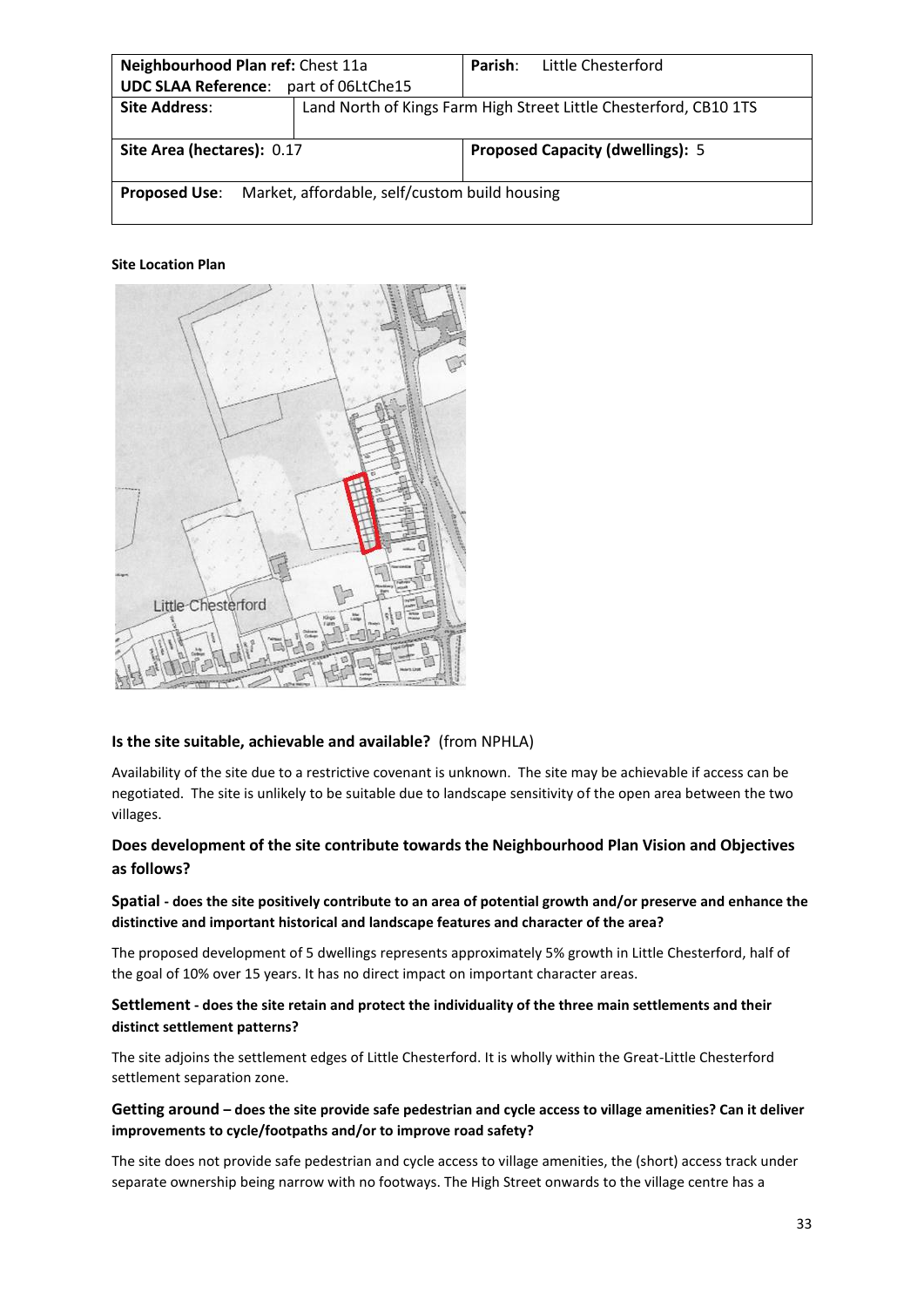| **Neighbourhood Plan ref:** Chest 11a | | **Parish**: Little Chesterford |
|---|---|---|
| **UDC SLAA Reference**: part of 06LtChe15 | | |
| **Site Address**: | Land North of Kings Farm High Street Little Chesterford, CB10 1TS | |
| **Site Area (hectares):** 0.17 | | **Proposed Capacity (dwellings):** 5 |
| **Proposed Use**: Market, affordable, self/custom build housing | | |

**Site Location Plan**

**Is the site suitable, achievable and available?** (from NPHLA)

Availability of the site due to a restrictive covenant is unknown. The site may be achievable if access can be negotiated. The site is unlikely to be suitable due to landscape sensitivity of the open area between the two villages.

### Does development of the site contribute towards the Neighbourhood Plan Vision and Objectives as follows?

**Spatial - does the site positively contribute to an area of potential growth and/or preserve and enhance the distinctive and important historical and landscape features and character of the area?**

The proposed development of 5 dwellings represents approximately 5% growth in Little Chesterford, half of the goal of 10% over 15 years. It has no direct impact on important character areas.

**Settlement - does the site retain and protect the individuality of the three main settlements and their distinct settlement patterns?**

The site adjoins the settlement edges of Little Chesterford. It is wholly within the Great-Little Chesterford settlement separation zone.

**Getting around – does the site provide safe pedestrian and cycle access to village amenities? Can it deliver improvements to cycle/footpaths and/or to improve road safety?**

The site does not provide safe pedestrian and cycle access to village amenities, the (short) access track under separate ownership being narrow with no footways. The High Street onwards to the village centre has a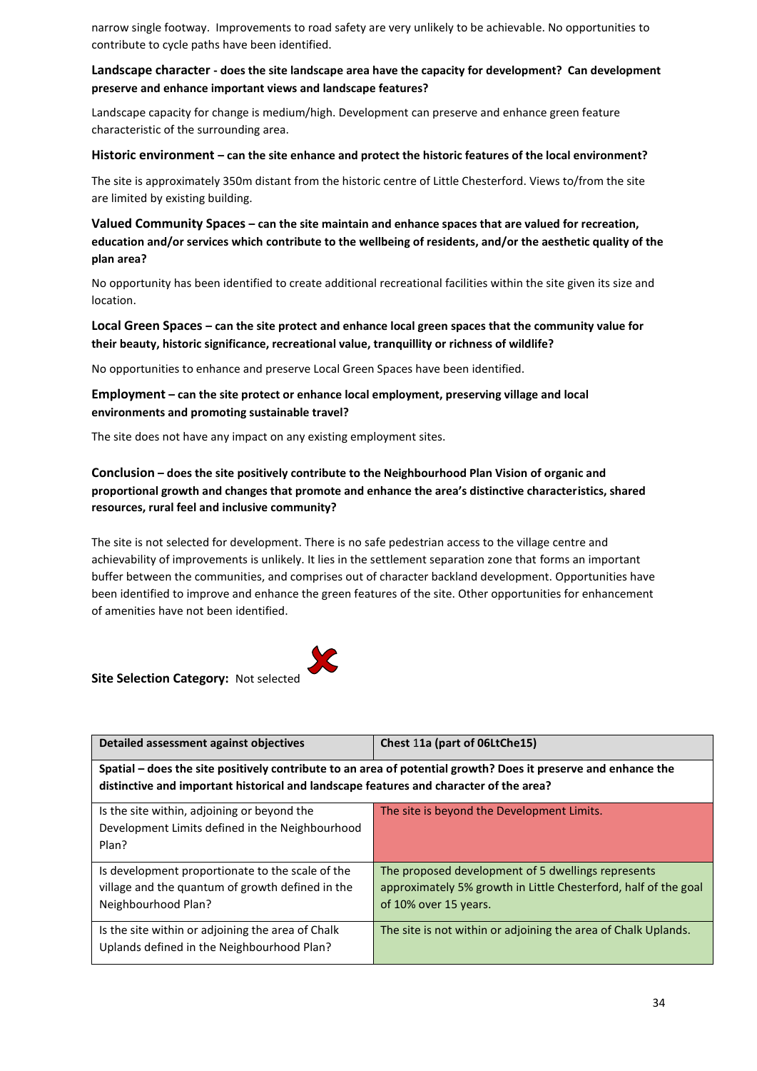narrow single footway. Improvements to road safety are very unlikely to be achievable. No opportunities to contribute to cycle paths have been identified.

**Landscape character - does the site landscape area have the capacity for development? Can development preserve and enhance important views and landscape features?**

Landscape capacity for change is medium/high. Development can preserve and enhance green feature characteristic of the surrounding area.

**Historic environment – can the site enhance and protect the historic features of the local environment?**

The site is approximately 350m distant from the historic centre of Little Chesterford. Views to/from the site are limited by existing building.

**Valued Community Spaces – can the site maintain and enhance spaces that are valued for recreation, education and/or services which contribute to the wellbeing of residents, and/or the aesthetic quality of the plan area?**

No opportunity has been identified to create additional recreational facilities within the site given its size and location.

**Local Green Spaces – can the site protect and enhance local green spaces that the community value for their beauty, historic significance, recreational value, tranquillity or richness of wildlife?**

No opportunities to enhance and preserve Local Green Spaces have been identified.

**Employment – can the site protect or enhance local employment, preserving village and local environments and promoting sustainable travel?**

The site does not have any impact on any existing employment sites.

**Conclusion – does the site positively contribute to the Neighbourhood Plan Vision of organic and proportional growth and changes that promote and enhance the area's distinctive characteristics, shared resources, rural feel and inclusive community?**

The site is not selected for development. There is no safe pedestrian access to the village centre and achievability of improvements is unlikely. It lies in the settlement separation zone that forms an important buffer between the communities, and comprises out of character backland development. Opportunities have been identified to improve and enhance the green features of the site. Other opportunities for enhancement of amenities have not been identified.

**Site Selection Category:** Not selected ✗

| Detailed assessment against objectives | Chest 11a (part of 06LtChe15) |
|---|---|
| **Spatial – does the site positively contribute to an area of potential growth? Does it preserve and enhance the distinctive and important historical and landscape features and character of the area?** | |
| Is the site within, adjoining or beyond the Development Limits defined in the Neighbourhood Plan? | The site is beyond the Development Limits. |
| Is development proportionate to the scale of the village and the quantum of growth defined in the Neighbourhood Plan? | The proposed development of 5 dwellings represents approximately 5% growth in Little Chesterford, half of the goal of 10% over 15 years. |
| Is the site within or adjoining the area of Chalk Uplands defined in the Neighbourhood Plan? | The site is not within or adjoining the area of Chalk Uplands. |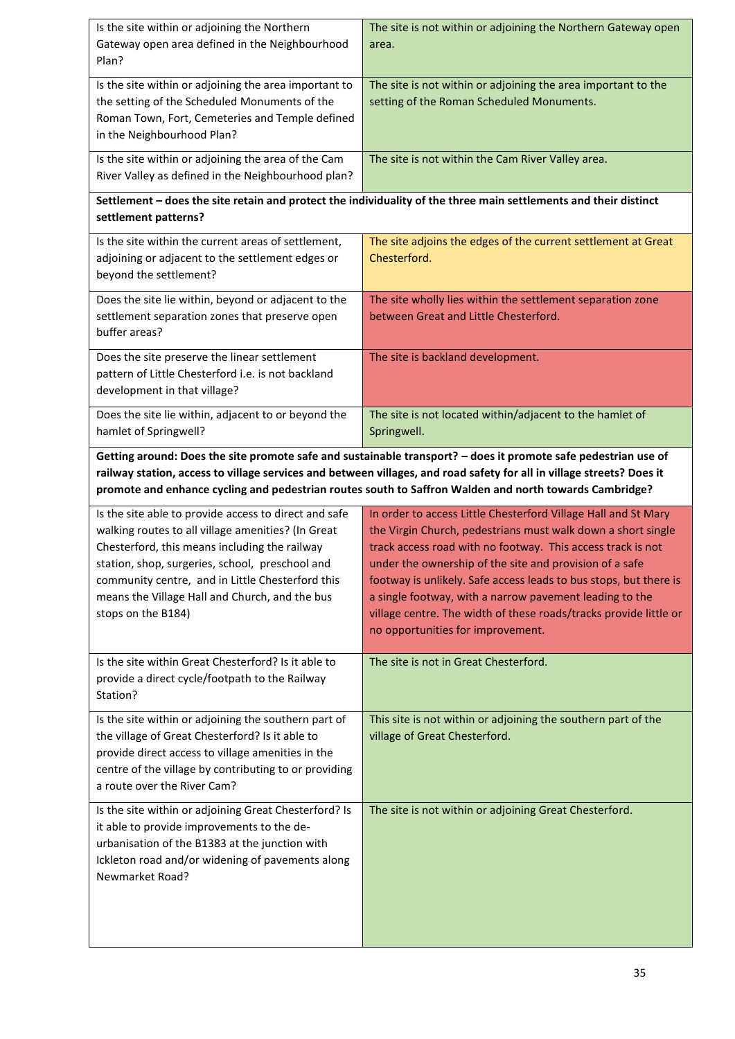| Question | Assessment |
|---|---|
| Is the site within or adjoining the Northern Gateway open area defined in the Neighbourhood Plan? | The site is not within or adjoining the Northern Gateway open area. |
| Is the site within or adjoining the area important to the setting of the Scheduled Monuments of the Roman Town, Fort, Cemeteries and Temple defined in the Neighbourhood Plan? | The site is not within or adjoining the area important to the setting of the Roman Scheduled Monuments. |
| Is the site within or adjoining the area of the Cam River Valley as defined in the Neighbourhood plan? | The site is not within the Cam River Valley area. |
| **Settlement – does the site retain and protect the individuality of the three main settlements and their distinct settlement patterns?** | |
| Is the site within the current areas of settlement, adjoining or adjacent to the settlement edges or beyond the settlement? | The site adjoins the edges of the current settlement at Great Chesterford. |
| Does the site lie within, beyond or adjacent to the settlement separation zones that preserve open buffer areas? | The site wholly lies within the settlement separation zone between Great and Little Chesterford. |
| Does the site preserve the linear settlement pattern of Little Chesterford i.e. is not backland development in that village? | The site is backland development. |
| Does the site lie within, adjacent to or beyond the hamlet of Springwell? | The site is not located within/adjacent to the hamlet of Springwell. |
| **Getting around: Does the site promote safe and sustainable transport? – does it promote safe pedestrian use of railway station, access to village services and between villages, and road safety for all in village streets? Does it promote and enhance cycling and pedestrian routes south to Saffron Walden and north towards Cambridge?** | |
| Is the site able to provide access to direct and safe walking routes to all village amenities? (In Great Chesterford, this means including the railway station, shop, surgeries, school, preschool and community centre, and in Little Chesterford this means the Village Hall and Church, and the bus stops on the B184) | In order to access Little Chesterford Village Hall and St Mary the Virgin Church, pedestrians must walk down a short single track access road with no footway. This access track is not under the ownership of the site and provision of a safe footway is unlikely. Safe access leads to bus stops, but there is a single footway, with a narrow pavement leading to the village centre. The width of these roads/tracks provide little or no opportunities for improvement. |
| Is the site within Great Chesterford? Is it able to provide a direct cycle/footpath to the Railway Station? | The site is not in Great Chesterford. |
| Is the site within or adjoining the southern part of the village of Great Chesterford? Is it able to provide direct access to village amenities in the centre of the village by contributing to or providing a route over the River Cam? | This site is not within or adjoining the southern part of the village of Great Chesterford. |
| Is the site within or adjoining Great Chesterford? Is it able to provide improvements to the de-urbanisation of the B1383 at the junction with Ickleton road and/or widening of pavements along Newmarket Road? | The site is not within or adjoining Great Chesterford. |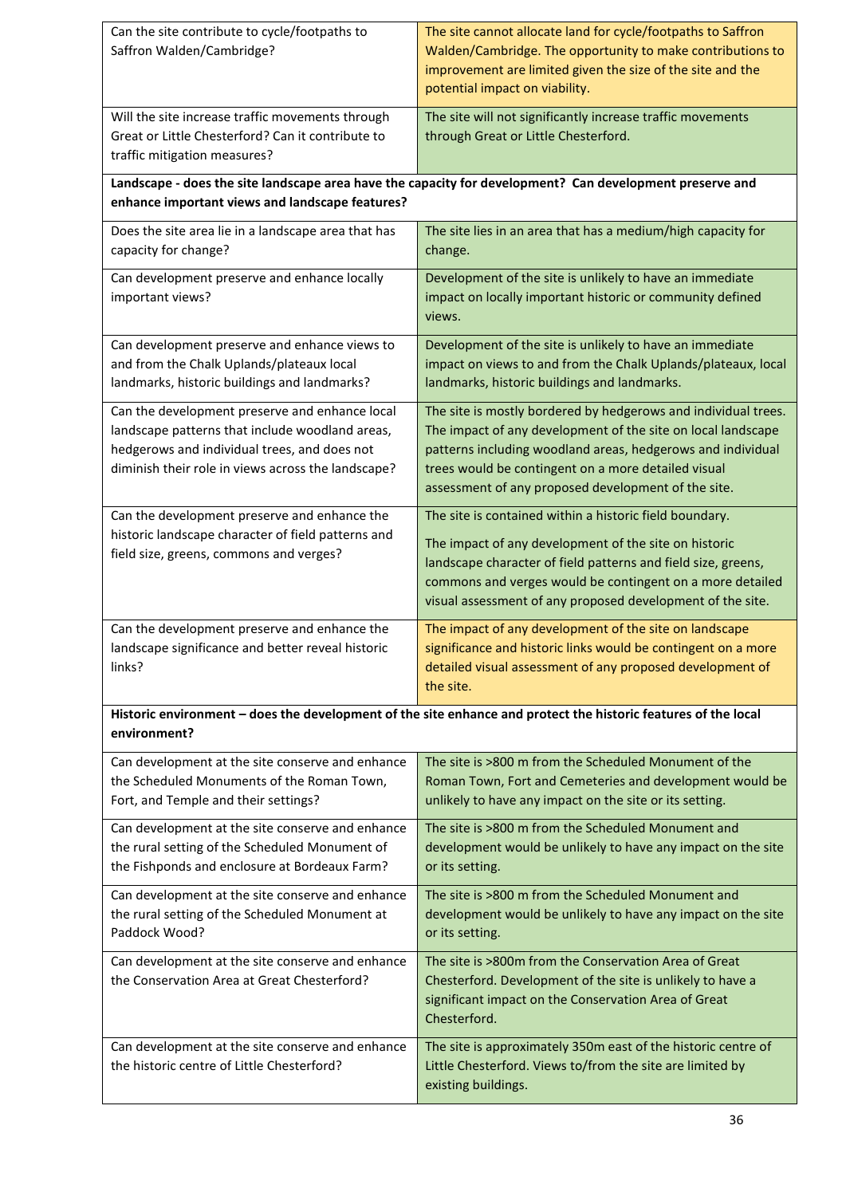| | |
|---|---|
| Can the site contribute to cycle/footpaths to Saffron Walden/Cambridge? | The site cannot allocate land for cycle/footpaths to Saffron Walden/Cambridge. The opportunity to make contributions to improvement are limited given the size of the site and the potential impact on viability. |
| Will the site increase traffic movements through Great or Little Chesterford? Can it contribute to traffic mitigation measures? | The site will not significantly increase traffic movements through Great or Little Chesterford. |
| **Landscape - does the site landscape area have the capacity for development? Can development preserve and enhance important views and landscape features?** | |
| Does the site area lie in a landscape area that has capacity for change? | The site lies in an area that has a medium/high capacity for change. |
| Can development preserve and enhance locally important views? | Development of the site is unlikely to have an immediate impact on locally important historic or community defined views. |
| Can development preserve and enhance views to and from the Chalk Uplands/plateaux local landmarks, historic buildings and landmarks? | Development of the site is unlikely to have an immediate impact on views to and from the Chalk Uplands/plateaux, local landmarks, historic buildings and landmarks. |
| Can the development preserve and enhance local landscape patterns that include woodland areas, hedgerows and individual trees, and does not diminish their role in views across the landscape? | The site is mostly bordered by hedgerows and individual trees. The impact of any development of the site on local landscape patterns including woodland areas, hedgerows and individual trees would be contingent on a more detailed visual assessment of any proposed development of the site. |
| Can the development preserve and enhance the historic landscape character of field patterns and field size, greens, commons and verges? | The site is contained within a historic field boundary.<br><br>The impact of any development of the site on historic landscape character of field patterns and field size, greens, commons and verges would be contingent on a more detailed visual assessment of any proposed development of the site. |
| Can the development preserve and enhance the landscape significance and better reveal historic links? | The impact of any development of the site on landscape significance and historic links would be contingent on a more detailed visual assessment of any proposed development of the site. |
| **Historic environment – does the development of the site enhance and protect the historic features of the local environment?** | |
| Can development at the site conserve and enhance the Scheduled Monuments of the Roman Town, Fort, and Temple and their settings? | The site is >800 m from the Scheduled Monument of the Roman Town, Fort and Cemeteries and development would be unlikely to have any impact on the site or its setting. |
| Can development at the site conserve and enhance the rural setting of the Scheduled Monument of the Fishponds and enclosure at Bordeaux Farm? | The site is >800 m from the Scheduled Monument and development would be unlikely to have any impact on the site or its setting. |
| Can development at the site conserve and enhance the rural setting of the Scheduled Monument at Paddock Wood? | The site is >800 m from the Scheduled Monument and development would be unlikely to have any impact on the site or its setting. |
| Can development at the site conserve and enhance the Conservation Area at Great Chesterford? | The site is >800m from the Conservation Area of Great Chesterford. Development of the site is unlikely to have a significant impact on the Conservation Area of Great Chesterford. |
| Can development at the site conserve and enhance the historic centre of Little Chesterford? | The site is approximately 350m east of the historic centre of Little Chesterford. Views to/from the site are limited by existing buildings. |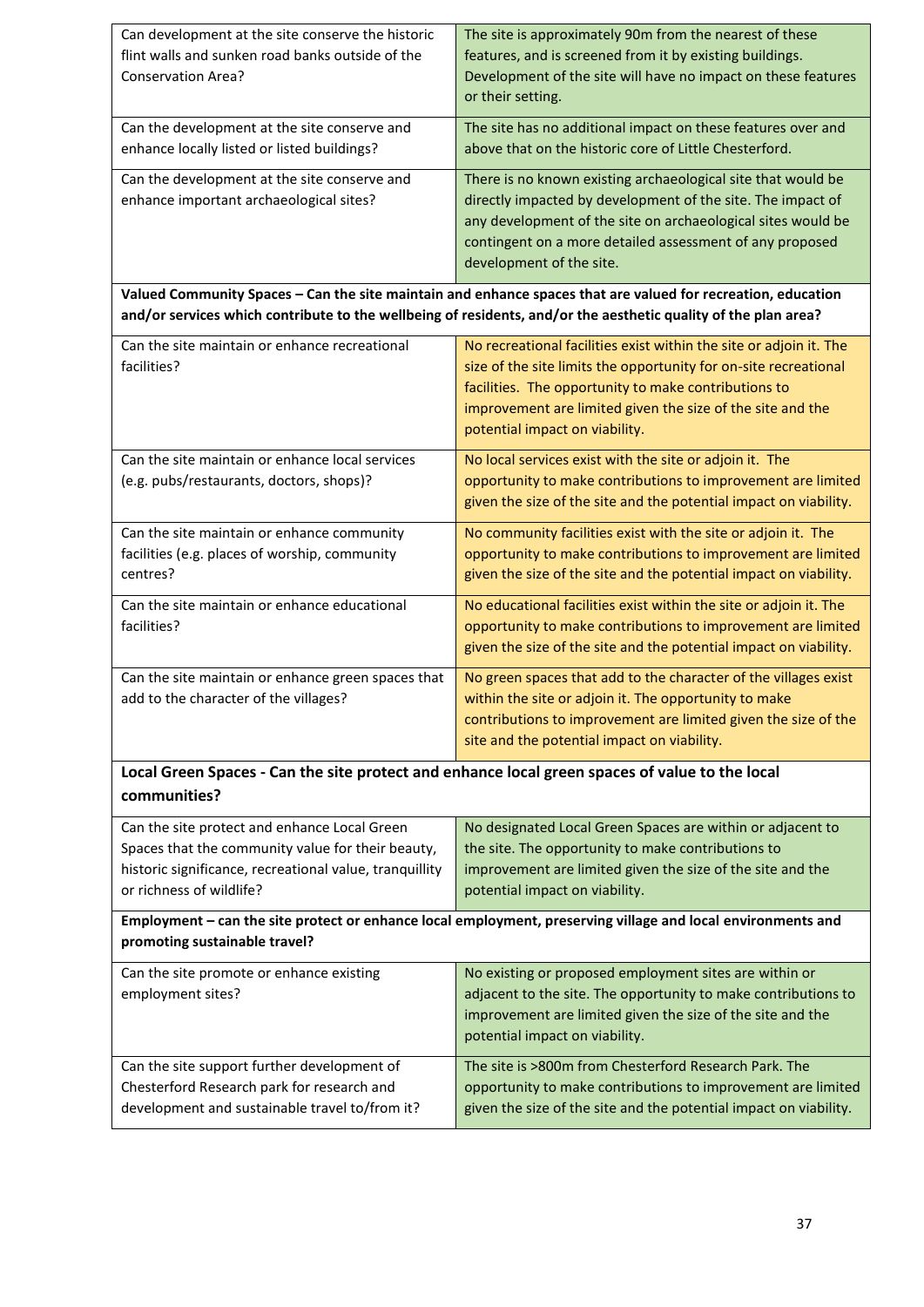| | |
|---|---|
| Can development at the site conserve the historic flint walls and sunken road banks outside of the Conservation Area? | The site is approximately 90m from the nearest of these features, and is screened from it by existing buildings. Development of the site will have no impact on these features or their setting. |
| Can the development at the site conserve and enhance locally listed or listed buildings? | The site has no additional impact on these features over and above that on the historic core of Little Chesterford. |
| Can the development at the site conserve and enhance important archaeological sites? | There is no known existing archaeological site that would be directly impacted by development of the site. The impact of any development of the site on archaeological sites would be contingent on a more detailed assessment of any proposed development of the site. |
| **Valued Community Spaces – Can the site maintain and enhance spaces that are valued for recreation, education and/or services which contribute to the wellbeing of residents, and/or the aesthetic quality of the plan area?** | |
| Can the site maintain or enhance recreational facilities? | No recreational facilities exist within the site or adjoin it. The size of the site limits the opportunity for on-site recreational facilities. The opportunity to make contributions to improvement are limited given the size of the site and the potential impact on viability. |
| Can the site maintain or enhance local services (e.g. pubs/restaurants, doctors, shops)? | No local services exist with the site or adjoin it. The opportunity to make contributions to improvement are limited given the size of the site and the potential impact on viability. |
| Can the site maintain or enhance community facilities (e.g. places of worship, community centres? | No community facilities exist with the site or adjoin it. The opportunity to make contributions to improvement are limited given the size of the site and the potential impact on viability. |
| Can the site maintain or enhance educational facilities? | No educational facilities exist within the site or adjoin it. The opportunity to make contributions to improvement are limited given the size of the site and the potential impact on viability. |
| Can the site maintain or enhance green spaces that add to the character of the villages? | No green spaces that add to the character of the villages exist within the site or adjoin it. The opportunity to make contributions to improvement are limited given the size of the site and the potential impact on viability. |
| **Local Green Spaces - Can the site protect and enhance local green spaces of value to the local communities?** | |
| Can the site protect and enhance Local Green Spaces that the community value for their beauty, historic significance, recreational value, tranquillity or richness of wildlife? | No designated Local Green Spaces are within or adjacent to the site. The opportunity to make contributions to improvement are limited given the size of the site and the potential impact on viability. |
| **Employment – can the site protect or enhance local employment, preserving village and local environments and promoting sustainable travel?** | |
| Can the site promote or enhance existing employment sites? | No existing or proposed employment sites are within or adjacent to the site. The opportunity to make contributions to improvement are limited given the size of the site and the potential impact on viability. |
| Can the site support further development of Chesterford Research park for research and development and sustainable travel to/from it? | The site is >800m from Chesterford Research Park. The opportunity to make contributions to improvement are limited given the size of the site and the potential impact on viability. |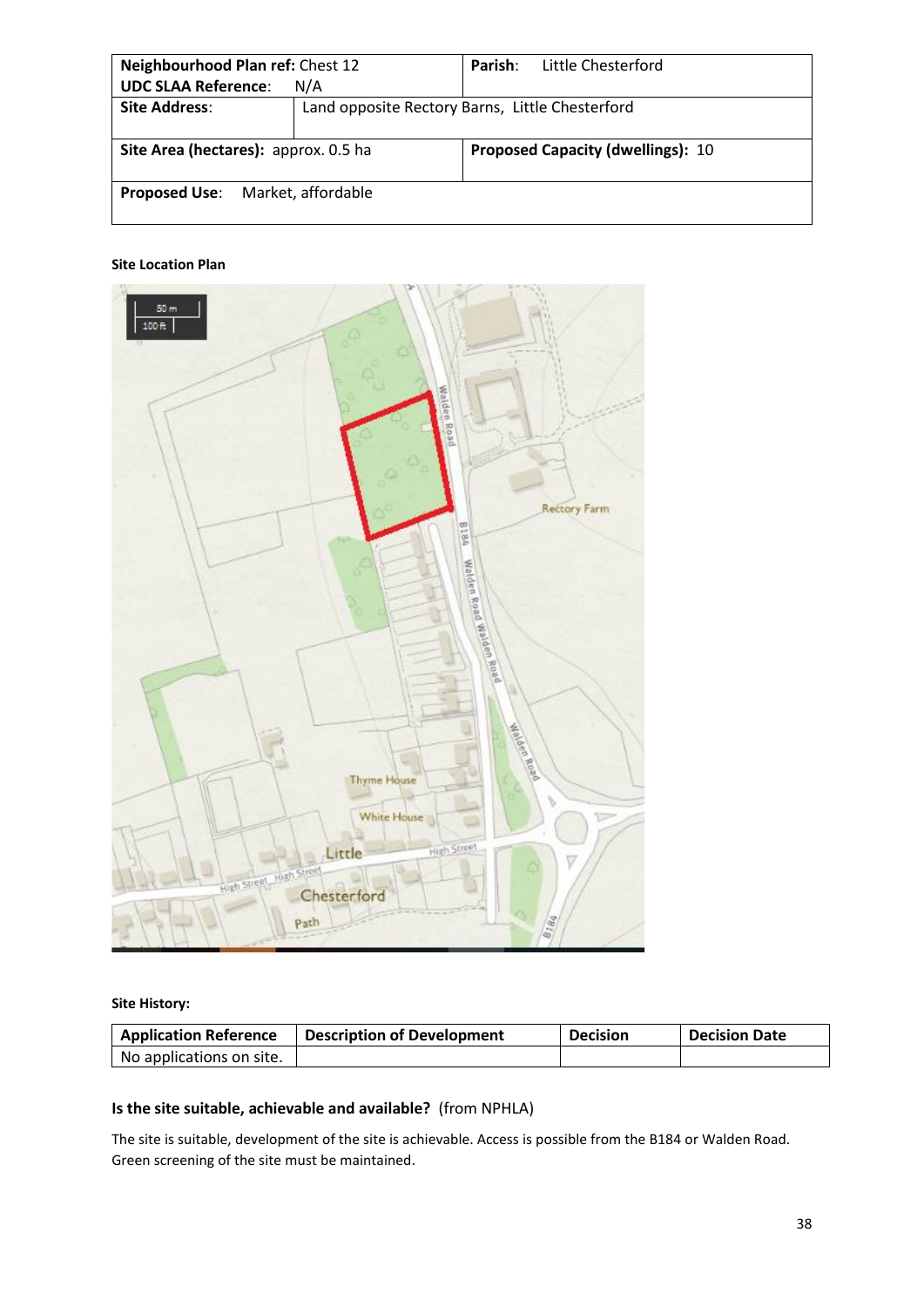| **Neighbourhood Plan ref:** Chest 12 | | **Parish:** Little Chesterford |
|---|---|---|
| **UDC SLAA Reference:** N/A | | |
| **Site Address:** | Land opposite Rectory Barns, Little Chesterford | |
| **Site Area (hectares):** approx. 0.5 ha | | **Proposed Capacity (dwellings):** 10 |
| **Proposed Use:** Market, affordable | | |

**Site Location Plan**

**Site History:**

| Application Reference | Description of Development | Decision | Decision Date |
|---|---|---|---|
| No applications on site. | | | |

### Is the site suitable, achievable and available? (from NPHLA)

The site is suitable, development of the site is achievable. Access is possible from the B184 or Walden Road. Green screening of the site must be maintained.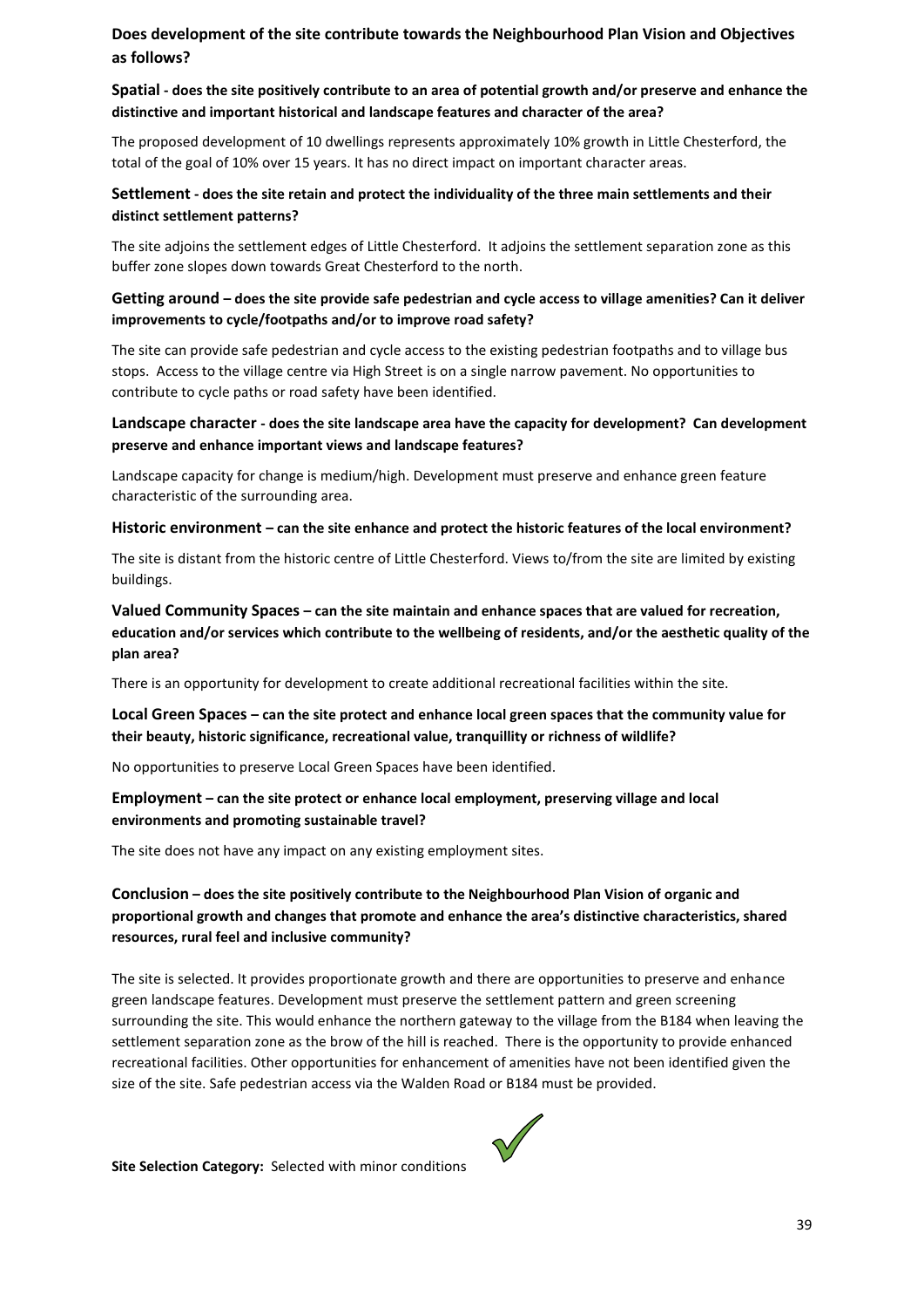**Does development of the site contribute towards the Neighbourhood Plan Vision and Objectives as follows?**

**Spatial - does the site positively contribute to an area of potential growth and/or preserve and enhance the distinctive and important historical and landscape features and character of the area?**

The proposed development of 10 dwellings represents approximately 10% growth in Little Chesterford, the total of the goal of 10% over 15 years. It has no direct impact on important character areas.

**Settlement - does the site retain and protect the individuality of the three main settlements and their distinct settlement patterns?**

The site adjoins the settlement edges of Little Chesterford. It adjoins the settlement separation zone as this buffer zone slopes down towards Great Chesterford to the north.

**Getting around – does the site provide safe pedestrian and cycle access to village amenities? Can it deliver improvements to cycle/footpaths and/or to improve road safety?**

The site can provide safe pedestrian and cycle access to the existing pedestrian footpaths and to village bus stops. Access to the village centre via High Street is on a single narrow pavement. No opportunities to contribute to cycle paths or road safety have been identified.

**Landscape character - does the site landscape area have the capacity for development? Can development preserve and enhance important views and landscape features?**

Landscape capacity for change is medium/high. Development must preserve and enhance green feature characteristic of the surrounding area.

**Historic environment – can the site enhance and protect the historic features of the local environment?**

The site is distant from the historic centre of Little Chesterford. Views to/from the site are limited by existing buildings.

**Valued Community Spaces – can the site maintain and enhance spaces that are valued for recreation, education and/or services which contribute to the wellbeing of residents, and/or the aesthetic quality of the plan area?**

There is an opportunity for development to create additional recreational facilities within the site.

**Local Green Spaces – can the site protect and enhance local green spaces that the community value for their beauty, historic significance, recreational value, tranquillity or richness of wildlife?**

No opportunities to preserve Local Green Spaces have been identified.

**Employment – can the site protect or enhance local employment, preserving village and local environments and promoting sustainable travel?**

The site does not have any impact on any existing employment sites.

**Conclusion – does the site positively contribute to the Neighbourhood Plan Vision of organic and proportional growth and changes that promote and enhance the area's distinctive characteristics, shared resources, rural feel and inclusive community?**

The site is selected. It provides proportionate growth and there are opportunities to preserve and enhance green landscape features. Development must preserve the settlement pattern and green screening surrounding the site. This would enhance the northern gateway to the village from the B184 when leaving the settlement separation zone as the brow of the hill is reached. There is the opportunity to provide enhanced recreational facilities. Other opportunities for enhancement of amenities have not been identified given the size of the site. Safe pedestrian access via the Walden Road or B184 must be provided.

**Site Selection Category:** Selected with minor conditions ✓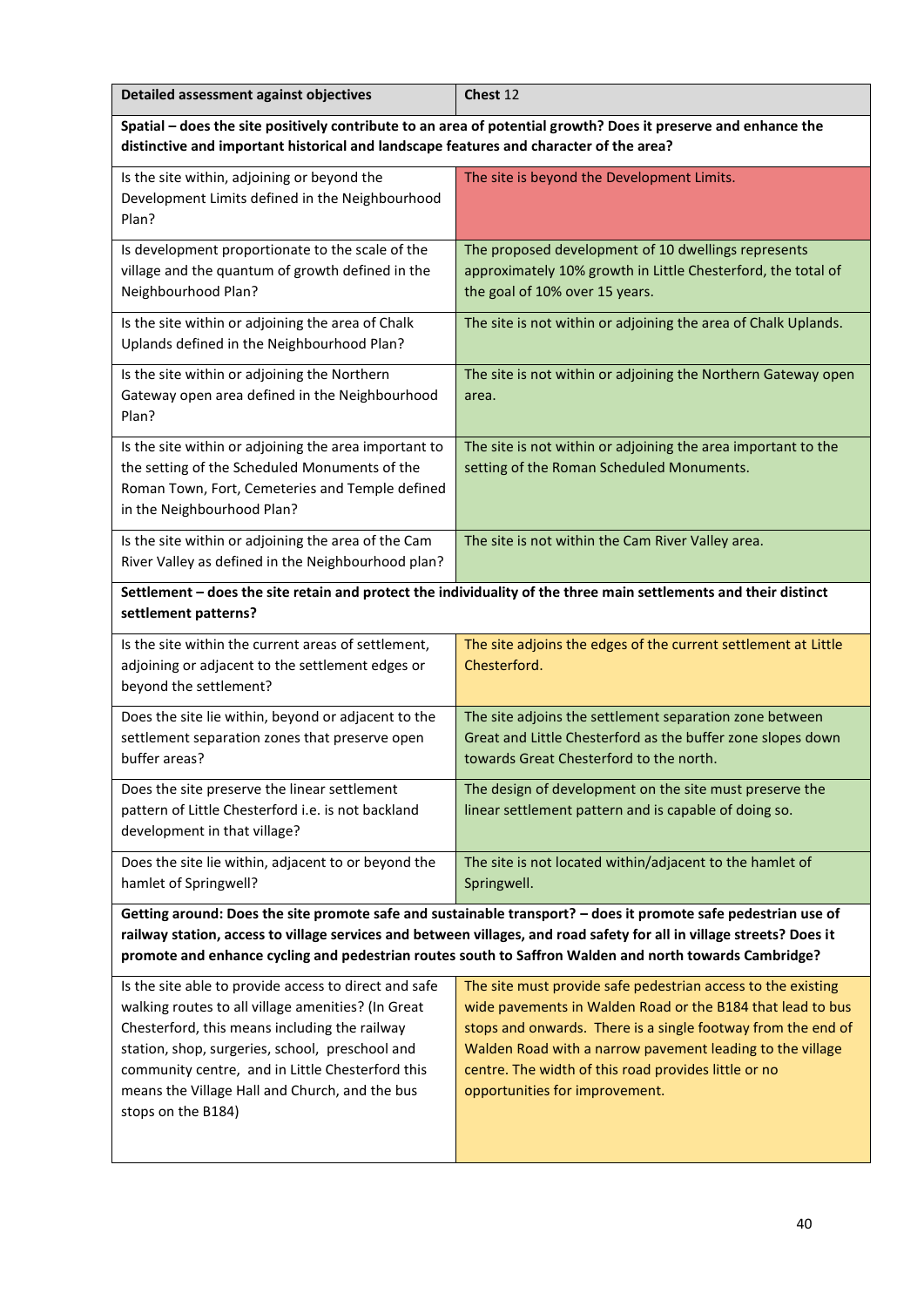| **Detailed assessment against objectives** | **Chest** 12 |
|---|---|
| **Spatial – does the site positively contribute to an area of potential growth? Does it preserve and enhance the distinctive and important historical and landscape features and character of the area?** | |
| Is the site within, adjoining or beyond the Development Limits defined in the Neighbourhood Plan? | The site is beyond the Development Limits. |
| Is development proportionate to the scale of the village and the quantum of growth defined in the Neighbourhood Plan? | The proposed development of 10 dwellings represents approximately 10% growth in Little Chesterford, the total of the goal of 10% over 15 years. |
| Is the site within or adjoining the area of Chalk Uplands defined in the Neighbourhood Plan? | The site is not within or adjoining the area of Chalk Uplands. |
| Is the site within or adjoining the Northern Gateway open area defined in the Neighbourhood Plan? | The site is not within or adjoining the Northern Gateway open area. |
| Is the site within or adjoining the area important to the setting of the Scheduled Monuments of the Roman Town, Fort, Cemeteries and Temple defined in the Neighbourhood Plan? | The site is not within or adjoining the area important to the setting of the Roman Scheduled Monuments. |
| Is the site within or adjoining the area of the Cam River Valley as defined in the Neighbourhood plan? | The site is not within the Cam River Valley area. |
| **Settlement – does the site retain and protect the individuality of the three main settlements and their distinct settlement patterns?** | |
| Is the site within the current areas of settlement, adjoining or adjacent to the settlement edges or beyond the settlement? | The site adjoins the edges of the current settlement at Little Chesterford. |
| Does the site lie within, beyond or adjacent to the settlement separation zones that preserve open buffer areas? | The site adjoins the settlement separation zone between Great and Little Chesterford as the buffer zone slopes down towards Great Chesterford to the north. |
| Does the site preserve the linear settlement pattern of Little Chesterford i.e. is not backland development in that village? | The design of development on the site must preserve the linear settlement pattern and is capable of doing so. |
| Does the site lie within, adjacent to or beyond the hamlet of Springwell? | The site is not located within/adjacent to the hamlet of Springwell. |
| **Getting around: Does the site promote safe and sustainable transport? – does it promote safe pedestrian use of railway station, access to village services and between villages, and road safety for all in village streets? Does it promote and enhance cycling and pedestrian routes south to Saffron Walden and north towards Cambridge?** | |
| Is the site able to provide access to direct and safe walking routes to all village amenities? (In Great Chesterford, this means including the railway station, shop, surgeries, school, preschool and community centre, and in Little Chesterford this means the Village Hall and Church, and the bus stops on the B184) | The site must provide safe pedestrian access to the existing wide pavements in Walden Road or the B184 that lead to bus stops and onwards. There is a single footway from the end of Walden Road with a narrow pavement leading to the village centre. The width of this road provides little or no opportunities for improvement. |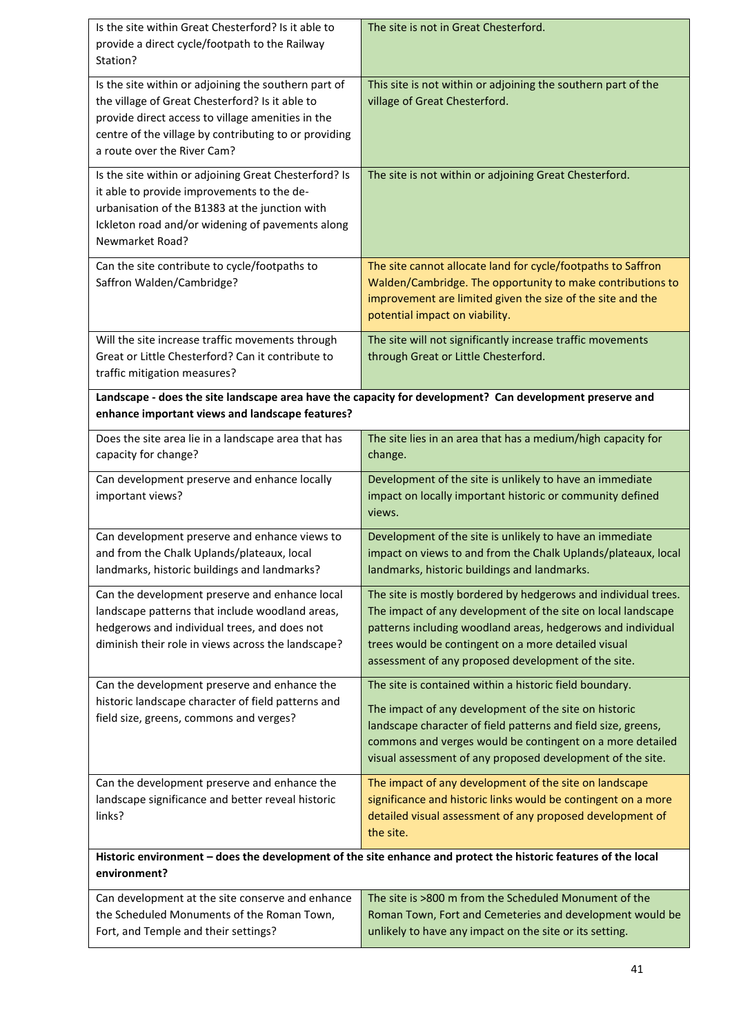| | |
|---|---|
| Is the site within Great Chesterford? Is it able to provide a direct cycle/footpath to the Railway Station? | The site is not in Great Chesterford. |
| Is the site within or adjoining the southern part of the village of Great Chesterford? Is it able to provide direct access to village amenities in the centre of the village by contributing to or providing a route over the River Cam? | This site is not within or adjoining the southern part of the village of Great Chesterford. |
| Is the site within or adjoining Great Chesterford? Is it able to provide improvements to the de-urbanisation of the B1383 at the junction with Ickleton road and/or widening of pavements along Newmarket Road? | The site is not within or adjoining Great Chesterford. |
| Can the site contribute to cycle/footpaths to Saffron Walden/Cambridge? | The site cannot allocate land for cycle/footpaths to Saffron Walden/Cambridge. The opportunity to make contributions to improvement are limited given the size of the site and the potential impact on viability. |
| Will the site increase traffic movements through Great or Little Chesterford? Can it contribute to traffic mitigation measures? | The site will not significantly increase traffic movements through Great or Little Chesterford. |
| **Landscape - does the site landscape area have the capacity for development? Can development preserve and enhance important views and landscape features?** | |
| Does the site area lie in a landscape area that has capacity for change? | The site lies in an area that has a medium/high capacity for change. |
| Can development preserve and enhance locally important views? | Development of the site is unlikely to have an immediate impact on locally important historic or community defined views. |
| Can development preserve and enhance views to and from the Chalk Uplands/plateaux, local landmarks, historic buildings and landmarks? | Development of the site is unlikely to have an immediate impact on views to and from the Chalk Uplands/plateaux, local landmarks, historic buildings and landmarks. |
| Can the development preserve and enhance local landscape patterns that include woodland areas, hedgerows and individual trees, and does not diminish their role in views across the landscape? | The site is mostly bordered by hedgerows and individual trees. The impact of any development of the site on local landscape patterns including woodland areas, hedgerows and individual trees would be contingent on a more detailed visual assessment of any proposed development of the site. |
| Can the development preserve and enhance the historic landscape character of field patterns and field size, greens, commons and verges? | The site is contained within a historic field boundary. The impact of any development of the site on historic landscape character of field patterns and field size, greens, commons and verges would be contingent on a more detailed visual assessment of any proposed development of the site. |
| Can the development preserve and enhance the landscape significance and better reveal historic links? | The impact of any development of the site on landscape significance and historic links would be contingent on a more detailed visual assessment of any proposed development of the site. |
| **Historic environment – does the development of the site enhance and protect the historic features of the local environment?** | |
| Can development at the site conserve and enhance the Scheduled Monuments of the Roman Town, Fort, and Temple and their settings? | The site is >800 m from the Scheduled Monument of the Roman Town, Fort and Cemeteries and development would be unlikely to have any impact on the site or its setting. |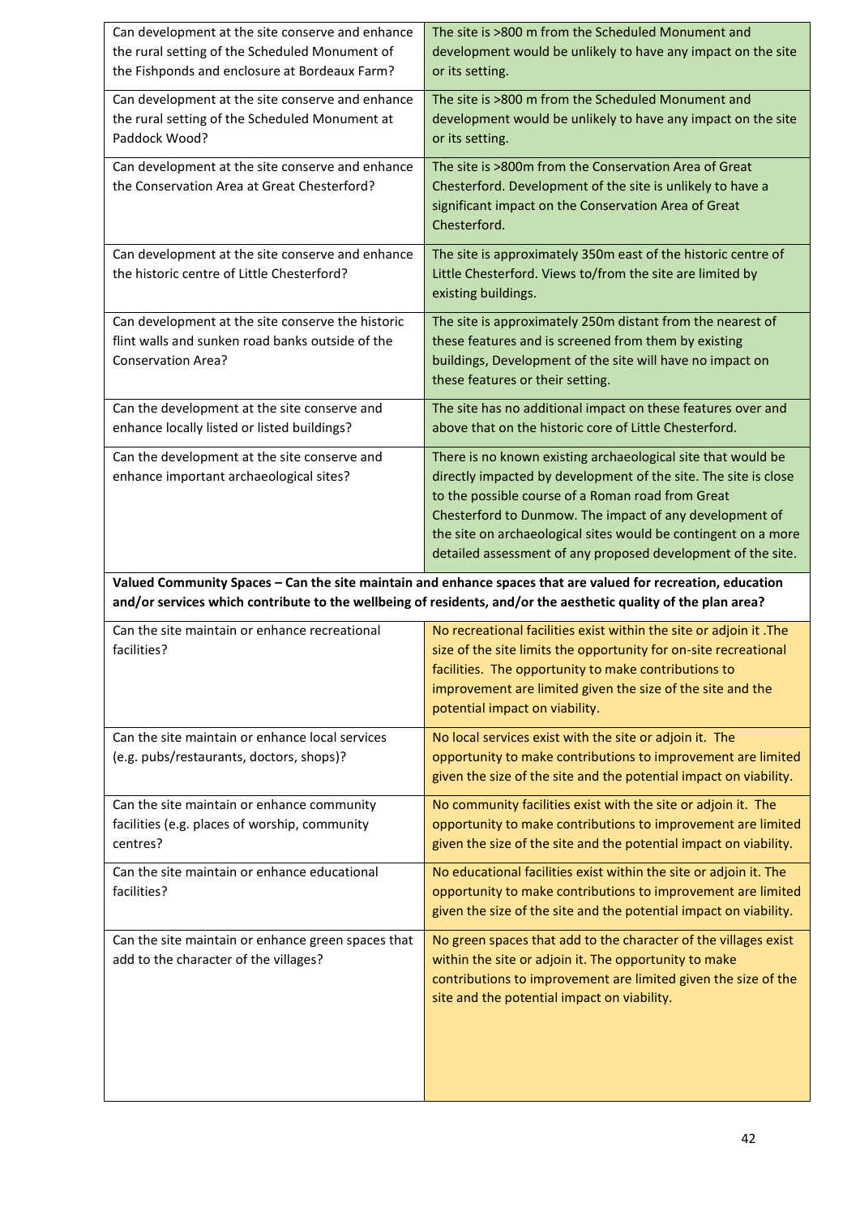| | |
|---|---|
| Can development at the site conserve and enhance the rural setting of the Scheduled Monument of the Fishponds and enclosure at Bordeaux Farm? | The site is >800 m from the Scheduled Monument and development would be unlikely to have any impact on the site or its setting. |
| Can development at the site conserve and enhance the rural setting of the Scheduled Monument at Paddock Wood? | The site is >800 m from the Scheduled Monument and development would be unlikely to have any impact on the site or its setting. |
| Can development at the site conserve and enhance the Conservation Area at Great Chesterford? | The site is >800m from the Conservation Area of Great Chesterford. Development of the site is unlikely to have a significant impact on the Conservation Area of Great Chesterford. |
| Can development at the site conserve and enhance the historic centre of Little Chesterford? | The site is approximately 350m east of the historic centre of Little Chesterford. Views to/from the site are limited by existing buildings. |
| Can development at the site conserve the historic flint walls and sunken road banks outside of the Conservation Area? | The site is approximately 250m distant from the nearest of these features and is screened from them by existing buildings, Development of the site will have no impact on these features or their setting. |
| Can the development at the site conserve and enhance locally listed or listed buildings? | The site has no additional impact on these features over and above that on the historic core of Little Chesterford. |
| Can the development at the site conserve and enhance important archaeological sites? | There is no known existing archaeological site that would be directly impacted by development of the site. The site is close to the possible course of a Roman road from Great Chesterford to Dunmow. The impact of any development of the site on archaeological sites would be contingent on a more detailed assessment of any proposed development of the site. |
| **Valued Community Spaces – Can the site maintain and enhance spaces that are valued for recreation, education and/or services which contribute to the wellbeing of residents, and/or the aesthetic quality of the plan area?** | |
| Can the site maintain or enhance recreational facilities? | No recreational facilities exist within the site or adjoin it .The size of the site limits the opportunity for on-site recreational facilities. The opportunity to make contributions to improvement are limited given the size of the site and the potential impact on viability. |
| Can the site maintain or enhance local services (e.g. pubs/restaurants, doctors, shops)? | No local services exist with the site or adjoin it. The opportunity to make contributions to improvement are limited given the size of the site and the potential impact on viability. |
| Can the site maintain or enhance community facilities (e.g. places of worship, community centres? | No community facilities exist with the site or adjoin it. The opportunity to make contributions to improvement are limited given the size of the site and the potential impact on viability. |
| Can the site maintain or enhance educational facilities? | No educational facilities exist within the site or adjoin it. The opportunity to make contributions to improvement are limited given the size of the site and the potential impact on viability. |
| Can the site maintain or enhance green spaces that add to the character of the villages? | No green spaces that add to the character of the villages exist within the site or adjoin it. The opportunity to make contributions to improvement are limited given the size of the site and the potential impact on viability. |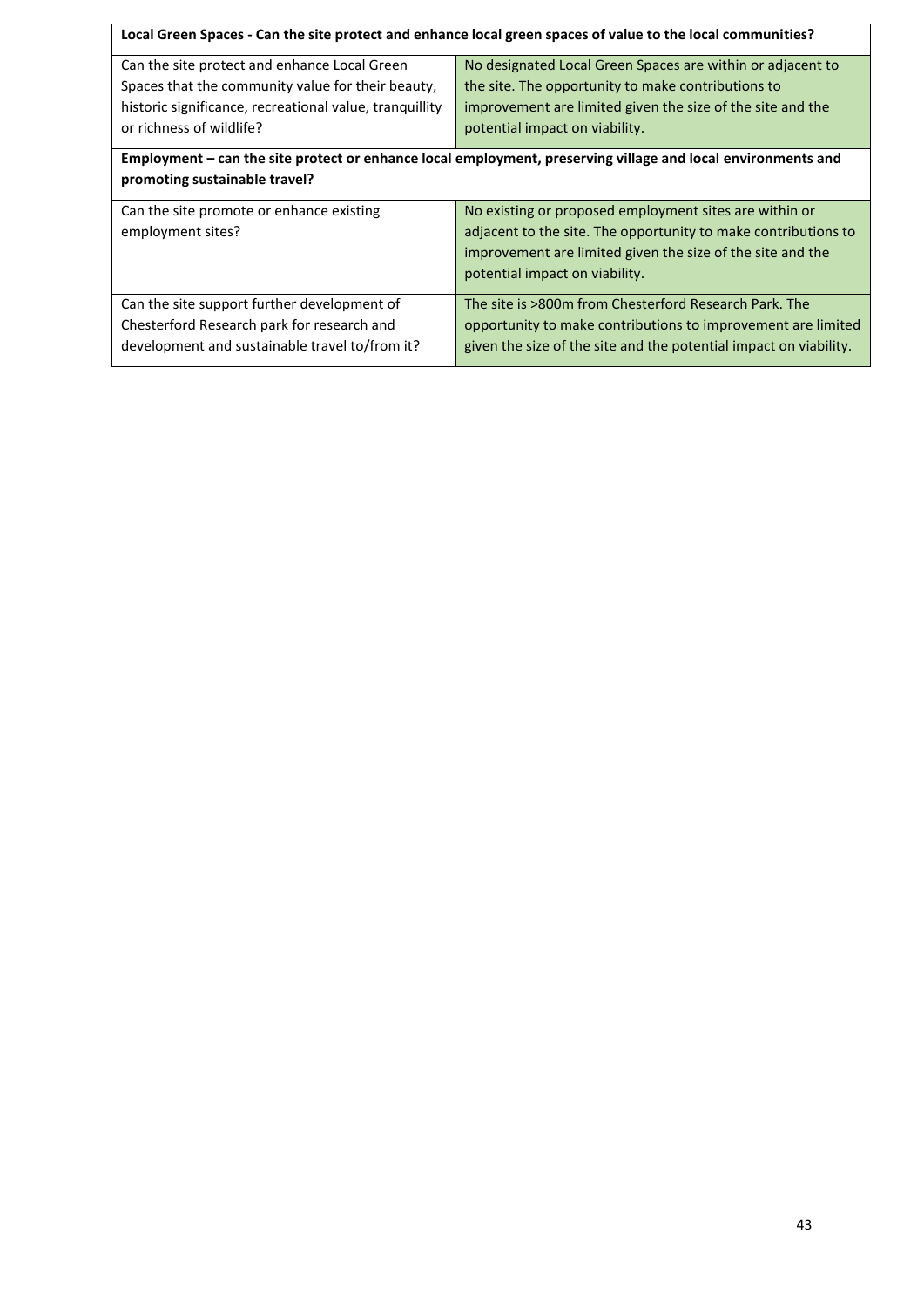| Local Green Spaces - Can the site protect and enhance local green spaces of value to the local communities? | |
|---|---|
| Can the site protect and enhance Local Green Spaces that the community value for their beauty, historic significance, recreational value, tranquillity or richness of wildlife? | No designated Local Green Spaces are within or adjacent to the site. The opportunity to make contributions to improvement are limited given the size of the site and the potential impact on viability. |
| **Employment – can the site protect or enhance local employment, preserving village and local environments and promoting sustainable travel?** | |
| Can the site promote or enhance existing employment sites? | No existing or proposed employment sites are within or adjacent to the site. The opportunity to make contributions to improvement are limited given the size of the site and the potential impact on viability. |
| Can the site support further development of Chesterford Research park for research and development and sustainable travel to/from it? | The site is >800m from Chesterford Research Park. The opportunity to make contributions to improvement are limited given the size of the site and the potential impact on viability. |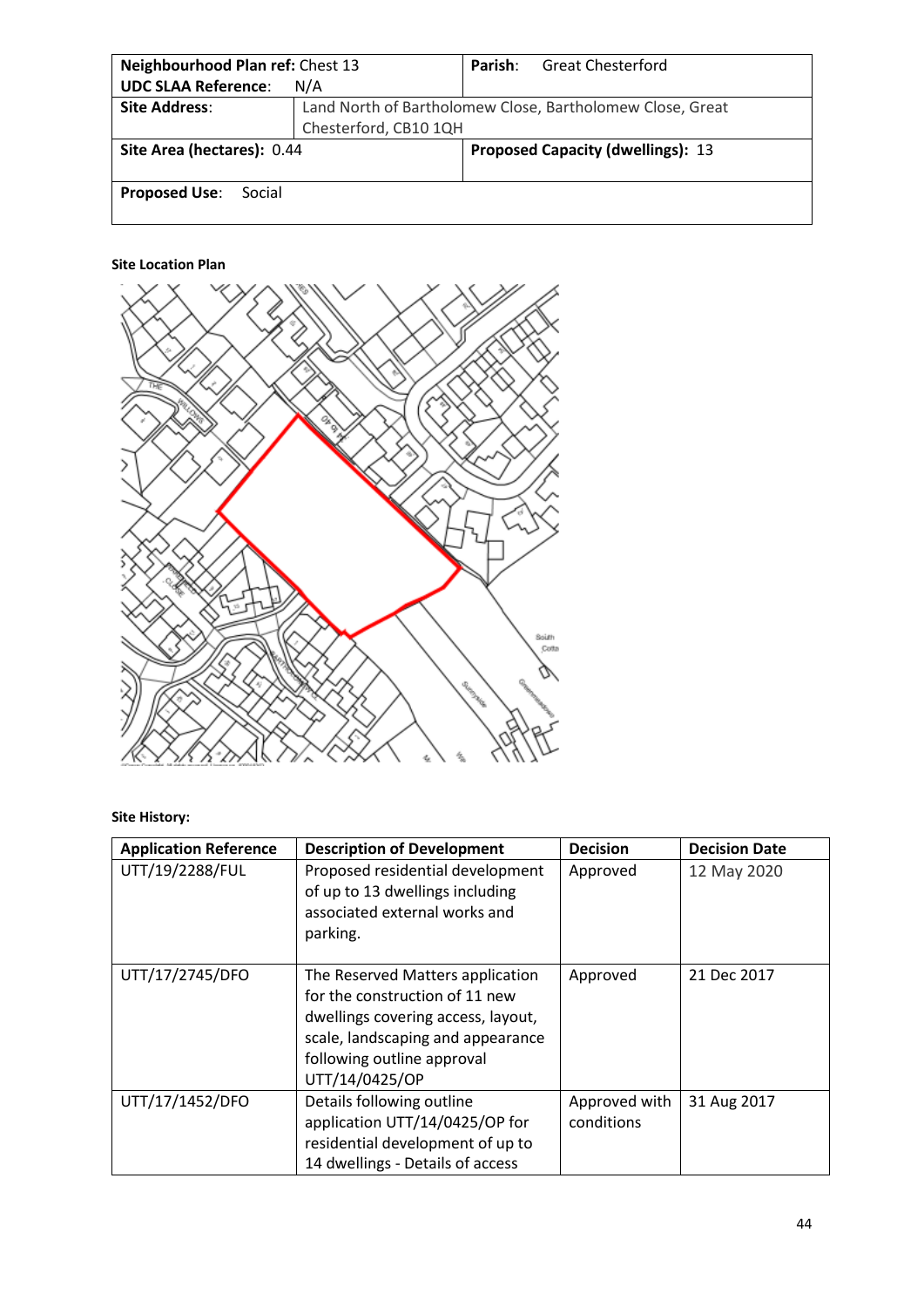| **Neighbourhood Plan ref:** Chest 13 | | **Parish:** Great Chesterford |
|---|---|---|
| **UDC SLAA Reference:** N/A | | |
| **Site Address:** | Land North of Bartholomew Close, Bartholomew Close, Great Chesterford, CB10 1QH | |
| **Site Area (hectares):** 0.44 | | **Proposed Capacity (dwellings):** 13 |
| **Proposed Use:** Social | | |

**Site Location Plan**

**Site History:**

| Application Reference | Description of Development | Decision | Decision Date |
|---|---|---|---|
| UTT/19/2288/FUL | Proposed residential development of up to 13 dwellings including associated external works and parking. | Approved | 12 May 2020 |
| UTT/17/2745/DFO | The Reserved Matters application for the construction of 11 new dwellings covering access, layout, scale, landscaping and appearance following outline approval UTT/14/0425/OP | Approved | 21 Dec 2017 |
| UTT/17/1452/DFO | Details following outline application UTT/14/0425/OP for residential development of up to 14 dwellings - Details of access | Approved with conditions | 31 Aug 2017 |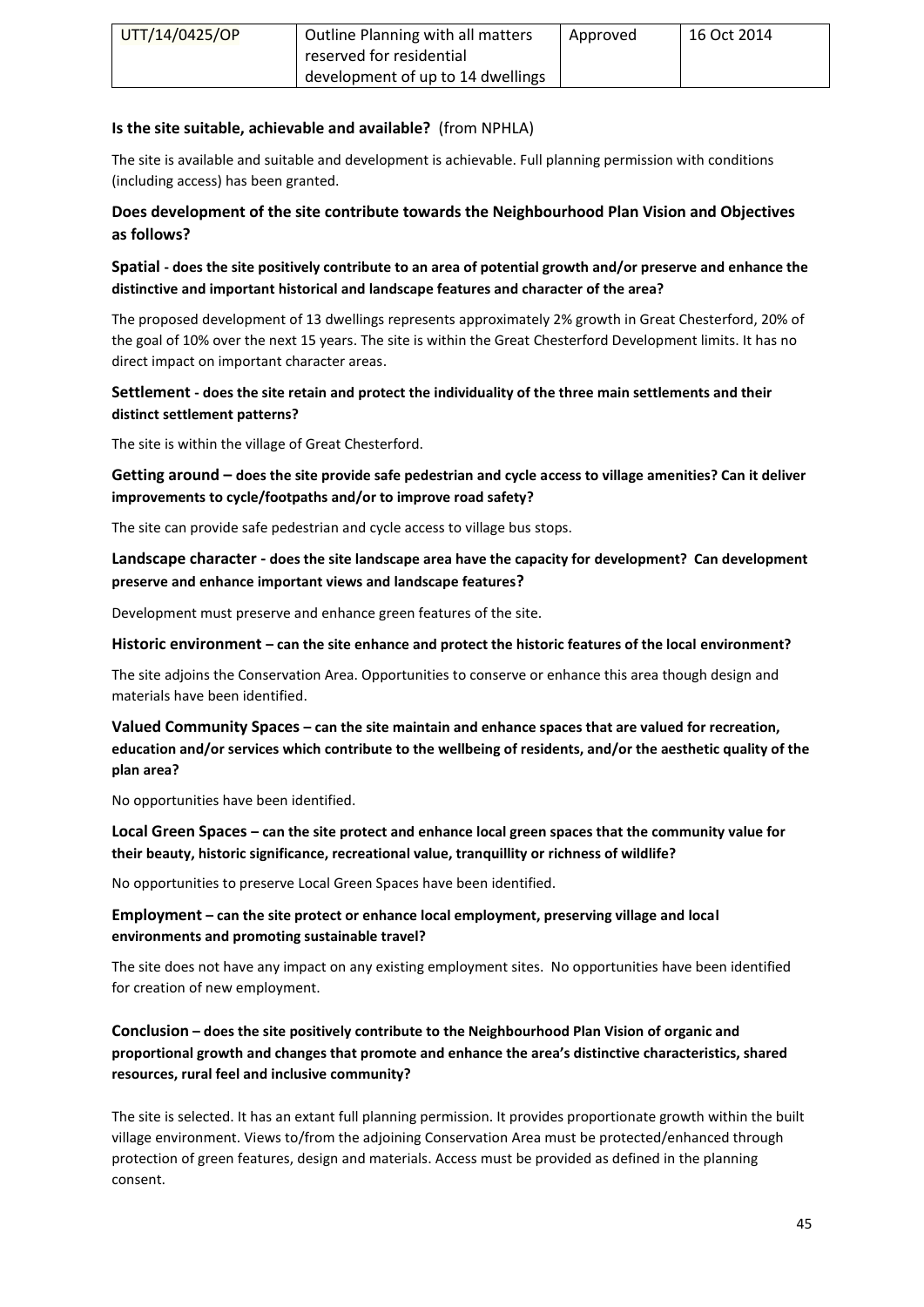| UTT/14/0425/OP | Outline Planning with all matters reserved for residential development of up to 14 dwellings | Approved | 16 Oct 2014 |
|---|---|---|---|

**Is the site suitable, achievable and available?** (from NPHLA)

The site is available and suitable and development is achievable. Full planning permission with conditions (including access) has been granted.

### Does development of the site contribute towards the Neighbourhood Plan Vision and Objectives as follows?

**Spatial - does the site positively contribute to an area of potential growth and/or preserve and enhance the distinctive and important historical and landscape features and character of the area?**

The proposed development of 13 dwellings represents approximately 2% growth in Great Chesterford, 20% of the goal of 10% over the next 15 years. The site is within the Great Chesterford Development limits. It has no direct impact on important character areas.

**Settlement - does the site retain and protect the individuality of the three main settlements and their distinct settlement patterns?**

The site is within the village of Great Chesterford.

**Getting around – does the site provide safe pedestrian and cycle access to village amenities? Can it deliver improvements to cycle/footpaths and/or to improve road safety?**

The site can provide safe pedestrian and cycle access to village bus stops.

**Landscape character - does the site landscape area have the capacity for development? Can development preserve and enhance important views and landscape features?**

Development must preserve and enhance green features of the site.

**Historic environment – can the site enhance and protect the historic features of the local environment?**

The site adjoins the Conservation Area. Opportunities to conserve or enhance this area though design and materials have been identified.

**Valued Community Spaces – can the site maintain and enhance spaces that are valued for recreation, education and/or services which contribute to the wellbeing of residents, and/or the aesthetic quality of the plan area?**

No opportunities have been identified.

**Local Green Spaces – can the site protect and enhance local green spaces that the community value for their beauty, historic significance, recreational value, tranquillity or richness of wildlife?**

No opportunities to preserve Local Green Spaces have been identified.

**Employment – can the site protect or enhance local employment, preserving village and local environments and promoting sustainable travel?**

The site does not have any impact on any existing employment sites. No opportunities have been identified for creation of new employment.

**Conclusion – does the site positively contribute to the Neighbourhood Plan Vision of organic and proportional growth and changes that promote and enhance the area's distinctive characteristics, shared resources, rural feel and inclusive community?**

The site is selected. It has an extant full planning permission. It provides proportionate growth within the built village environment. Views to/from the adjoining Conservation Area must be protected/enhanced through protection of green features, design and materials. Access must be provided as defined in the planning consent.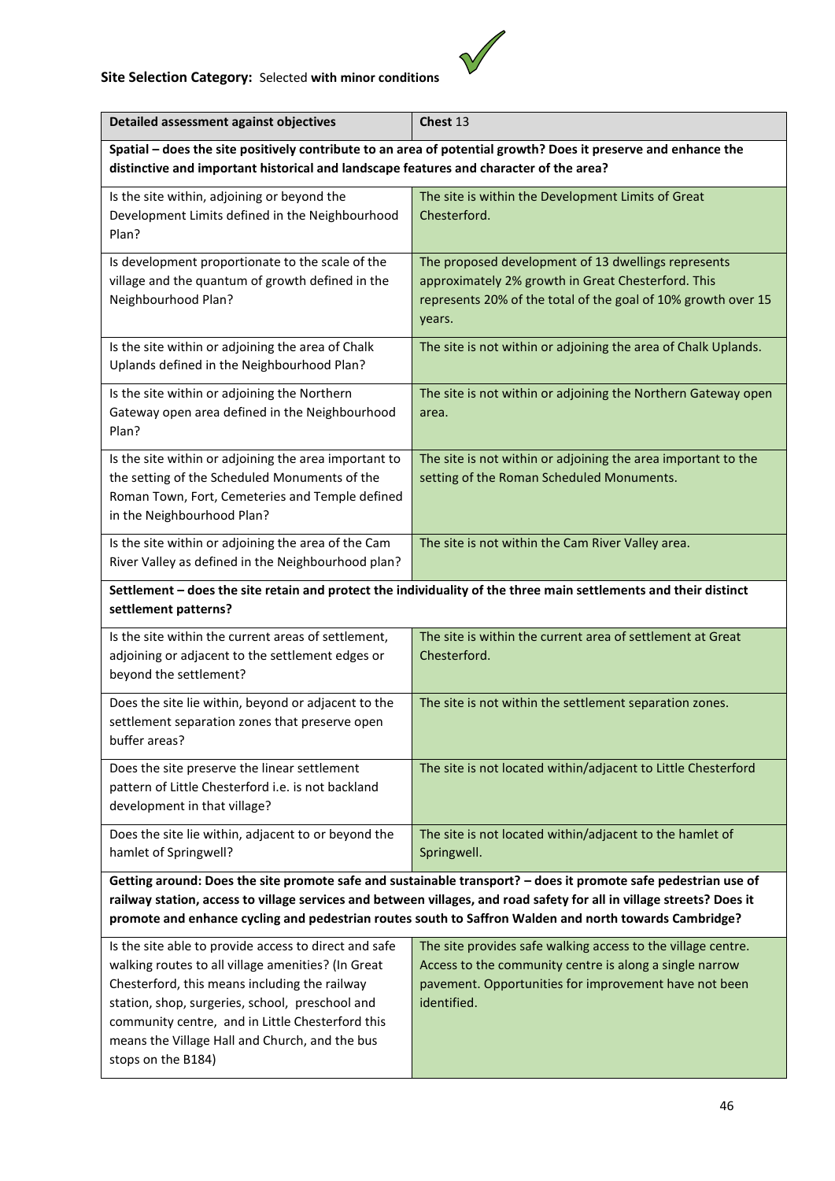**Site Selection Category:** Selected **with minor conditions**

| **Detailed assessment against objectives** | **Chest** 13 |
|---|---|
| **Spatial – does the site positively contribute to an area of potential growth? Does it preserve and enhance the distinctive and important historical and landscape features and character of the area?** | |
| Is the site within, adjoining or beyond the Development Limits defined in the Neighbourhood Plan? | The site is within the Development Limits of Great Chesterford. |
| Is development proportionate to the scale of the village and the quantum of growth defined in the Neighbourhood Plan? | The proposed development of 13 dwellings represents approximately 2% growth in Great Chesterford. This represents 20% of the total of the goal of 10% growth over 15 years. |
| Is the site within or adjoining the area of Chalk Uplands defined in the Neighbourhood Plan? | The site is not within or adjoining the area of Chalk Uplands. |
| Is the site within or adjoining the Northern Gateway open area defined in the Neighbourhood Plan? | The site is not within or adjoining the Northern Gateway open area. |
| Is the site within or adjoining the area important to the setting of the Scheduled Monuments of the Roman Town, Fort, Cemeteries and Temple defined in the Neighbourhood Plan? | The site is not within or adjoining the area important to the setting of the Roman Scheduled Monuments. |
| Is the site within or adjoining the area of the Cam River Valley as defined in the Neighbourhood plan? | The site is not within the Cam River Valley area. |
| **Settlement – does the site retain and protect the individuality of the three main settlements and their distinct settlement patterns?** | |
| Is the site within the current areas of settlement, adjoining or adjacent to the settlement edges or beyond the settlement? | The site is within the current area of settlement at Great Chesterford. |
| Does the site lie within, beyond or adjacent to the settlement separation zones that preserve open buffer areas? | The site is not within the settlement separation zones. |
| Does the site preserve the linear settlement pattern of Little Chesterford i.e. is not backland development in that village? | The site is not located within/adjacent to Little Chesterford |
| Does the site lie within, adjacent to or beyond the hamlet of Springwell? | The site is not located within/adjacent to the hamlet of Springwell. |
| **Getting around: Does the site promote safe and sustainable transport? – does it promote safe pedestrian use of railway station, access to village services and between villages, and road safety for all in village streets? Does it promote and enhance cycling and pedestrian routes south to Saffron Walden and north towards Cambridge?** | |
| Is the site able to provide access to direct and safe walking routes to all village amenities? (In Great Chesterford, this means including the railway station, shop, surgeries, school, preschool and community centre, and in Little Chesterford this means the Village Hall and Church, and the bus stops on the B184) | The site provides safe walking access to the village centre. Access to the community centre is along a single narrow pavement. Opportunities for improvement have not been identified. |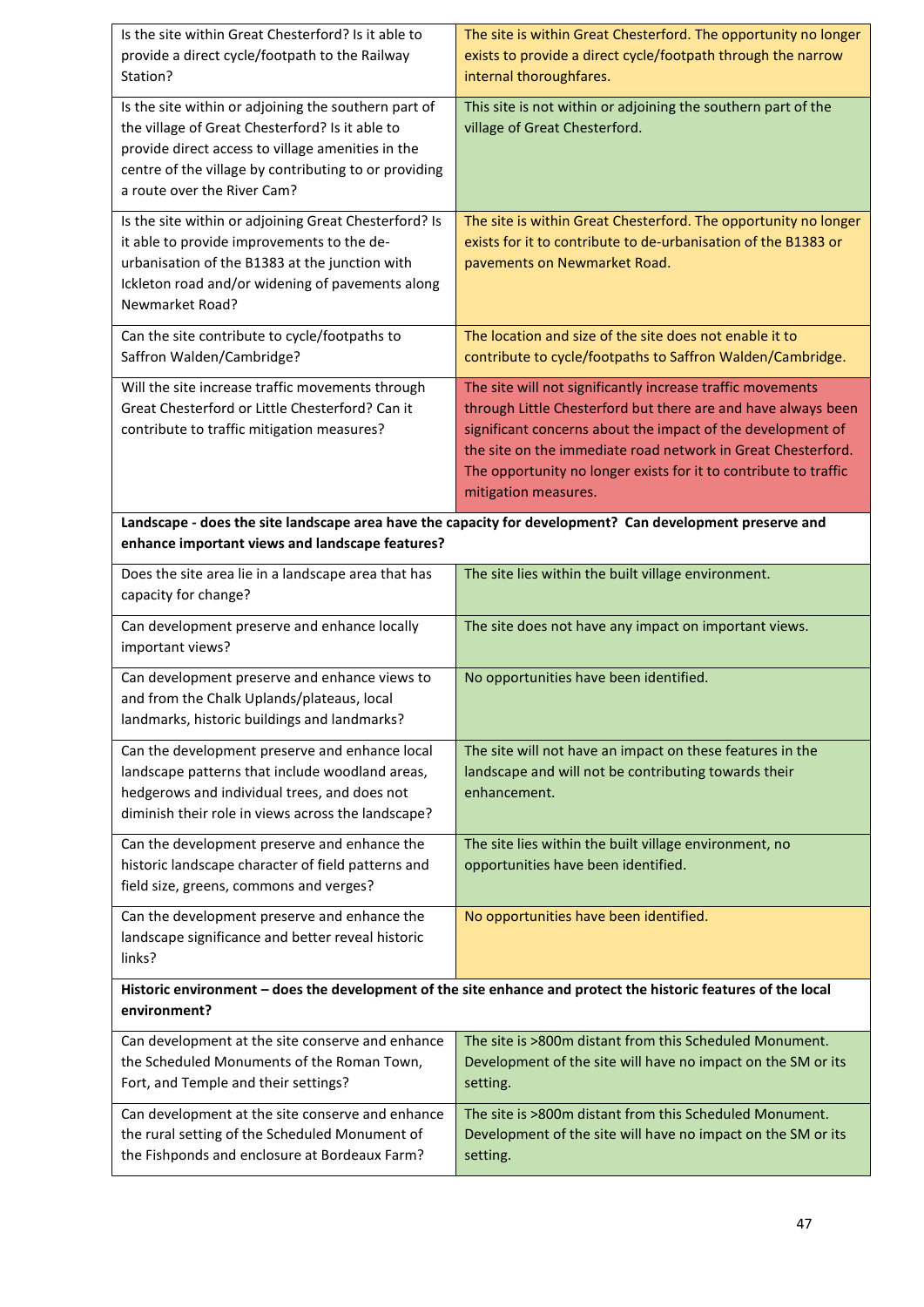| | |
|---|---|
| Is the site within Great Chesterford? Is it able to provide a direct cycle/footpath to the Railway Station? | The site is within Great Chesterford. The opportunity no longer exists to provide a direct cycle/footpath through the narrow internal thoroughfares. |
| Is the site within or adjoining the southern part of the village of Great Chesterford? Is it able to provide direct access to village amenities in the centre of the village by contributing to or providing a route over the River Cam? | This site is not within or adjoining the southern part of the village of Great Chesterford. |
| Is the site within or adjoining Great Chesterford? Is it able to provide improvements to the de-urbanisation of the B1383 at the junction with Ickleton road and/or widening of pavements along Newmarket Road? | The site is within Great Chesterford. The opportunity no longer exists for it to contribute to de-urbanisation of the B1383 or pavements on Newmarket Road. |
| Can the site contribute to cycle/footpaths to Saffron Walden/Cambridge? | The location and size of the site does not enable it to contribute to cycle/footpaths to Saffron Walden/Cambridge. |
| Will the site increase traffic movements through Great Chesterford or Little Chesterford? Can it contribute to traffic mitigation measures? | The site will not significantly increase traffic movements through Little Chesterford but there are and have always been significant concerns about the impact of the development of the site on the immediate road network in Great Chesterford. The opportunity no longer exists for it to contribute to traffic mitigation measures. |
| **Landscape - does the site landscape area have the capacity for development? Can development preserve and enhance important views and landscape features?** | |
| Does the site area lie in a landscape area that has capacity for change? | The site lies within the built village environment. |
| Can development preserve and enhance locally important views? | The site does not have any impact on important views. |
| Can development preserve and enhance views to and from the Chalk Uplands/plateaus, local landmarks, historic buildings and landmarks? | No opportunities have been identified. |
| Can the development preserve and enhance local landscape patterns that include woodland areas, hedgerows and individual trees, and does not diminish their role in views across the landscape? | The site will not have an impact on these features in the landscape and will not be contributing towards their enhancement. |
| Can the development preserve and enhance the historic landscape character of field patterns and field size, greens, commons and verges? | The site lies within the built village environment, no opportunities have been identified. |
| Can the development preserve and enhance the landscape significance and better reveal historic links? | No opportunities have been identified. |
| **Historic environment – does the development of the site enhance and protect the historic features of the local environment?** | |
| Can development at the site conserve and enhance the Scheduled Monuments of the Roman Town, Fort, and Temple and their settings? | The site is >800m distant from this Scheduled Monument. Development of the site will have no impact on the SM or its setting. |
| Can development at the site conserve and enhance the rural setting of the Scheduled Monument of the Fishponds and enclosure at Bordeaux Farm? | The site is >800m distant from this Scheduled Monument. Development of the site will have no impact on the SM or its setting. |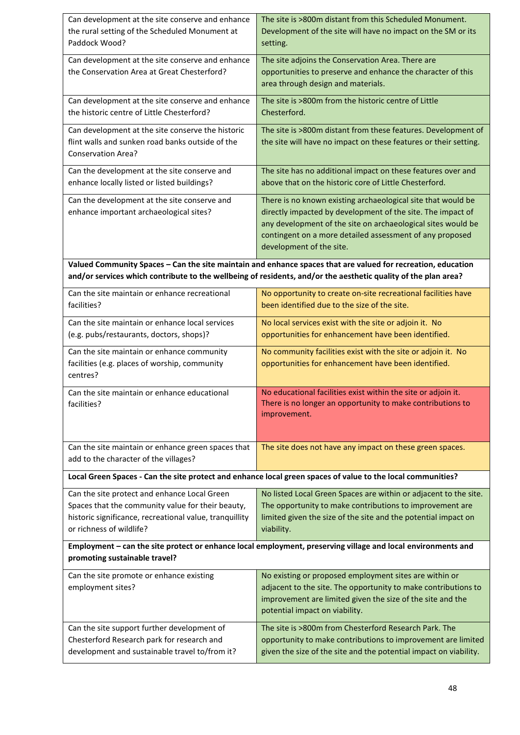| | |
|---|---|
| Can development at the site conserve and enhance the rural setting of the Scheduled Monument at Paddock Wood? | The site is >800m distant from this Scheduled Monument. Development of the site will have no impact on the SM or its setting. |
| Can development at the site conserve and enhance the Conservation Area at Great Chesterford? | The site adjoins the Conservation Area. There are opportunities to preserve and enhance the character of this area through design and materials. |
| Can development at the site conserve and enhance the historic centre of Little Chesterford? | The site is >800m from the historic centre of Little Chesterford. |
| Can development at the site conserve the historic flint walls and sunken road banks outside of the Conservation Area? | The site is >800m distant from these features. Development of the site will have no impact on these features or their setting. |
| Can the development at the site conserve and enhance locally listed or listed buildings? | The site has no additional impact on these features over and above that on the historic core of Little Chesterford. |
| Can the development at the site conserve and enhance important archaeological sites? | There is no known existing archaeological site that would be directly impacted by development of the site. The impact of any development of the site on archaeological sites would be contingent on a more detailed assessment of any proposed development of the site. |
| **Valued Community Spaces – Can the site maintain and enhance spaces that are valued for recreation, education and/or services which contribute to the wellbeing of residents, and/or the aesthetic quality of the plan area?** | |
| Can the site maintain or enhance recreational facilities? | No opportunity to create on-site recreational facilities have been identified due to the size of the site. |
| Can the site maintain or enhance local services (e.g. pubs/restaurants, doctors, shops)? | No local services exist with the site or adjoin it. No opportunities for enhancement have been identified. |
| Can the site maintain or enhance community facilities (e.g. places of worship, community centres? | No community facilities exist with the site or adjoin it. No opportunities for enhancement have been identified. |
| Can the site maintain or enhance educational facilities? | No educational facilities exist within the site or adjoin it. There is no longer an opportunity to make contributions to improvement. |
| Can the site maintain or enhance green spaces that add to the character of the villages? | The site does not have any impact on these green spaces. |
| **Local Green Spaces - Can the site protect and enhance local green spaces of value to the local communities?** | |
| Can the site protect and enhance Local Green Spaces that the community value for their beauty, historic significance, recreational value, tranquillity or richness of wildlife? | No listed Local Green Spaces are within or adjacent to the site. The opportunity to make contributions to improvement are limited given the size of the site and the potential impact on viability. |
| **Employment – can the site protect or enhance local employment, preserving village and local environments and promoting sustainable travel?** | |
| Can the site promote or enhance existing employment sites? | No existing or proposed employment sites are within or adjacent to the site. The opportunity to make contributions to improvement are limited given the size of the site and the potential impact on viability. |
| Can the site support further development of Chesterford Research park for research and development and sustainable travel to/from it? | The site is >800m from Chesterford Research Park. The opportunity to make contributions to improvement are limited given the size of the site and the potential impact on viability. |